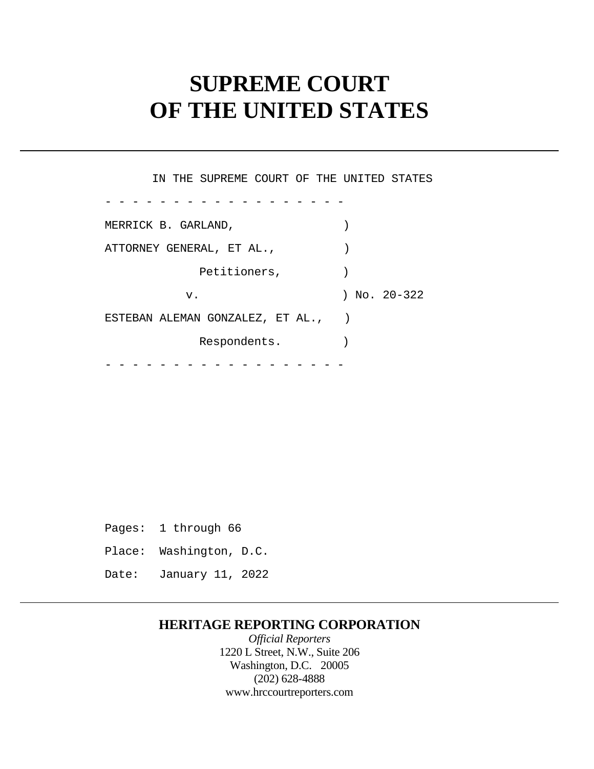# SUPREME COURT OF THE UNITED STATES

IN THE SUPREME COURT OF THE UNITED STATES

- - - - - - - - - - - - - - - - - -

MERRICK B. GARLAND, )
ATTORNEY GENERAL, ET AL., )
Petitioners, )
v. ) No. 20-322
ESTEBAN ALEMAN GONZALEZ, ET AL., )
Respondents. )

- - - - - - - - - - - - - - - - - -

Pages: 1 through 66

Place: Washington, D.C.

Date: January 11, 2022

**HERITAGE REPORTING CORPORATION**

*Official Reporters*

1220 L Street, N.W., Suite 206

Washington, D.C. 20005

(202) 628-4888

www.hrccourtreporters.com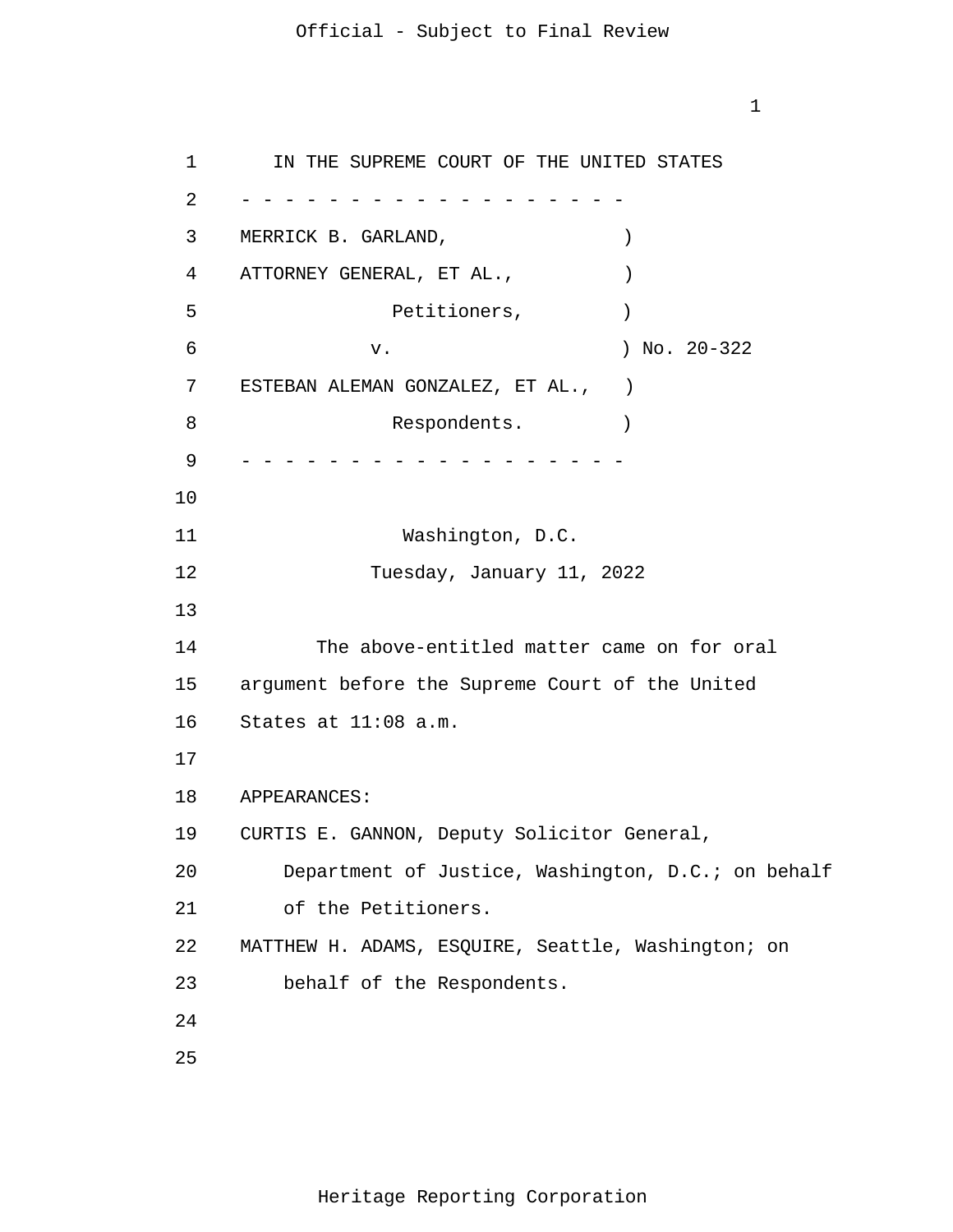IN THE SUPREME COURT OF THE UNITED STATES

\- - - - - - - - - - - - - - - - - - -

MERRICK B. GARLAND, )
ATTORNEY GENERAL, ET AL., )
Petitioners, )
v. ) No. 20-322
ESTEBAN ALEMAN GONZALEZ, ET AL., )
Respondents. )

\- - - - - - - - - - - - - - - - - - -

Washington, D.C.

Tuesday, January 11, 2022

The above-entitled matter came on for oral argument before the Supreme Court of the United States at 11:08 a.m.

APPEARANCES:

CURTIS E. GANNON, Deputy Solicitor General, Department of Justice, Washington, D.C.; on behalf of the Petitioners.

MATTHEW H. ADAMS, ESQUIRE, Seattle, Washington; on behalf of the Respondents.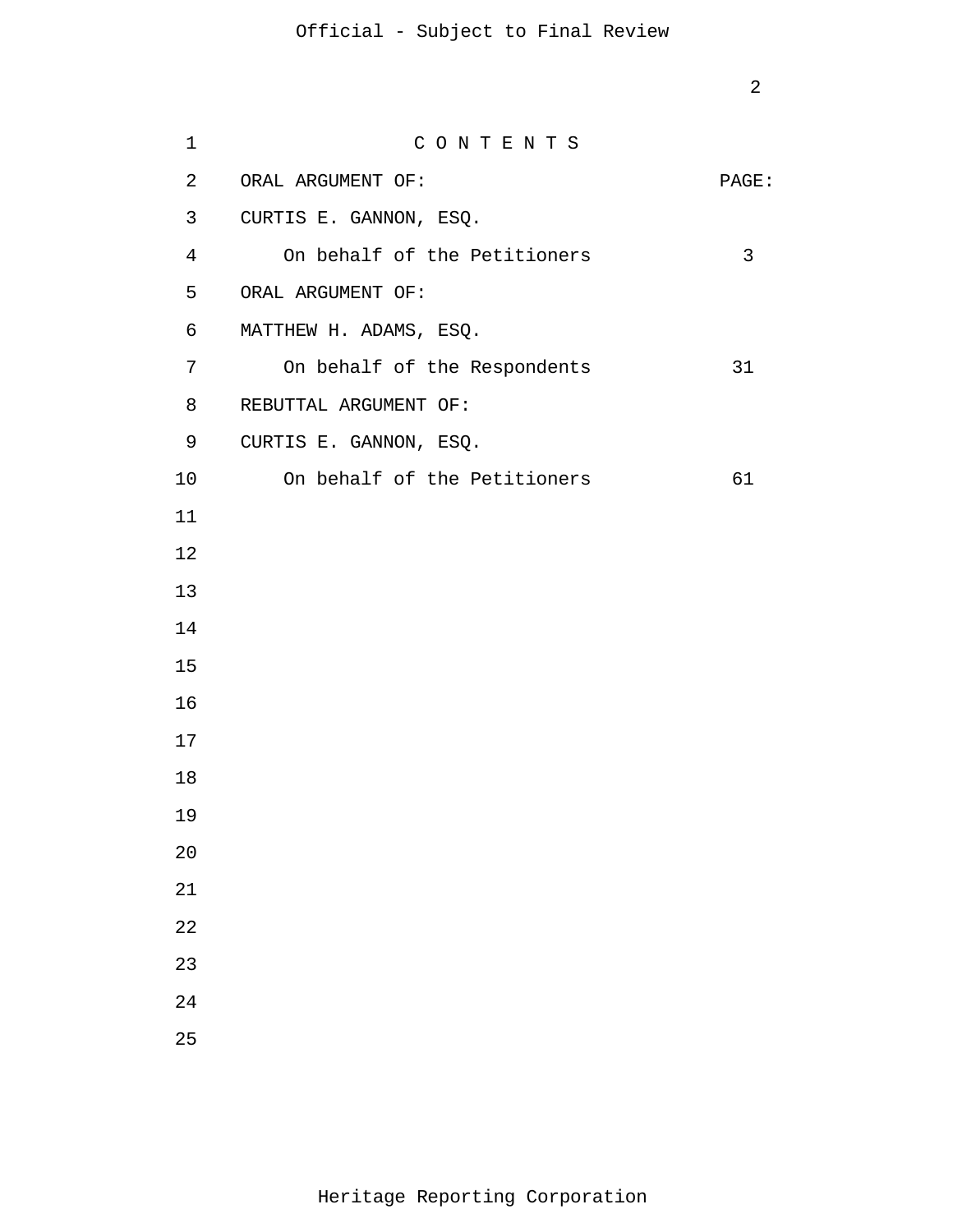C O N T E N T S

| ORAL ARGUMENT OF: | PAGE: |
| --- | --- |
| CURTIS E. GANNON, ESQ. | |
| On behalf of the Petitioners | 3 |
| ORAL ARGUMENT OF: | |
| MATTHEW H. ADAMS, ESQ. | |
| On behalf of the Respondents | 31 |
| REBUTTAL ARGUMENT OF: | |
| CURTIS E. GANNON, ESQ. | |
| On behalf of the Petitioners | 61 |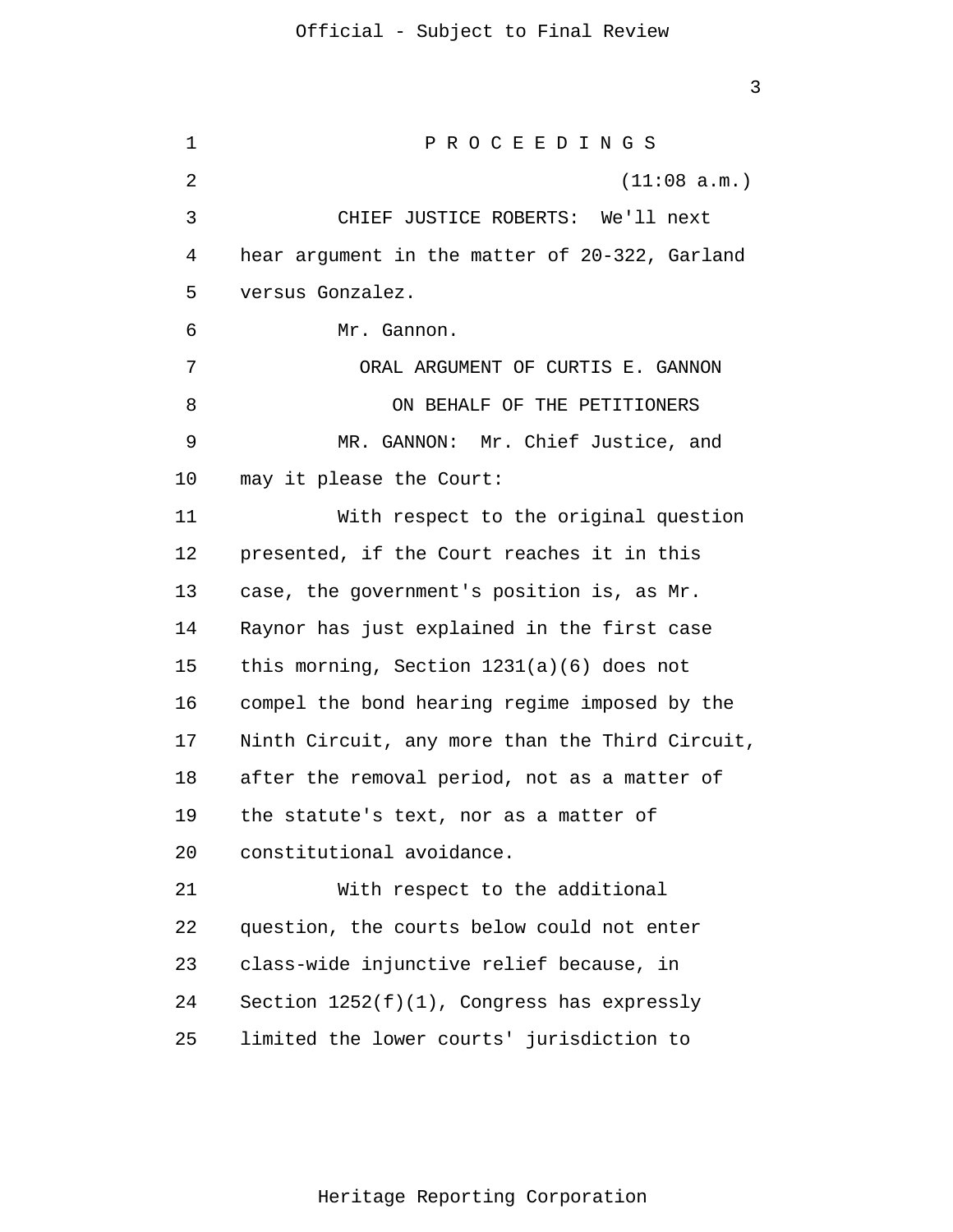P R O C E E D I N G S

(11:08 a.m.)

CHIEF JUSTICE ROBERTS: We'll next hear argument in the matter of 20-322, Garland versus Gonzalez.

Mr. Gannon.

ORAL ARGUMENT OF CURTIS E. GANNON

ON BEHALF OF THE PETITIONERS

MR. GANNON: Mr. Chief Justice, and may it please the Court:

With respect to the original question presented, if the Court reaches it in this case, the government's position is, as Mr. Raynor has just explained in the first case this morning, Section 1231(a)(6) does not compel the bond hearing regime imposed by the Ninth Circuit, any more than the Third Circuit, after the removal period, not as a matter of the statute's text, nor as a matter of constitutional avoidance.

With respect to the additional question, the courts below could not enter class-wide injunctive relief because, in Section 1252(f)(1), Congress has expressly limited the lower courts' jurisdiction to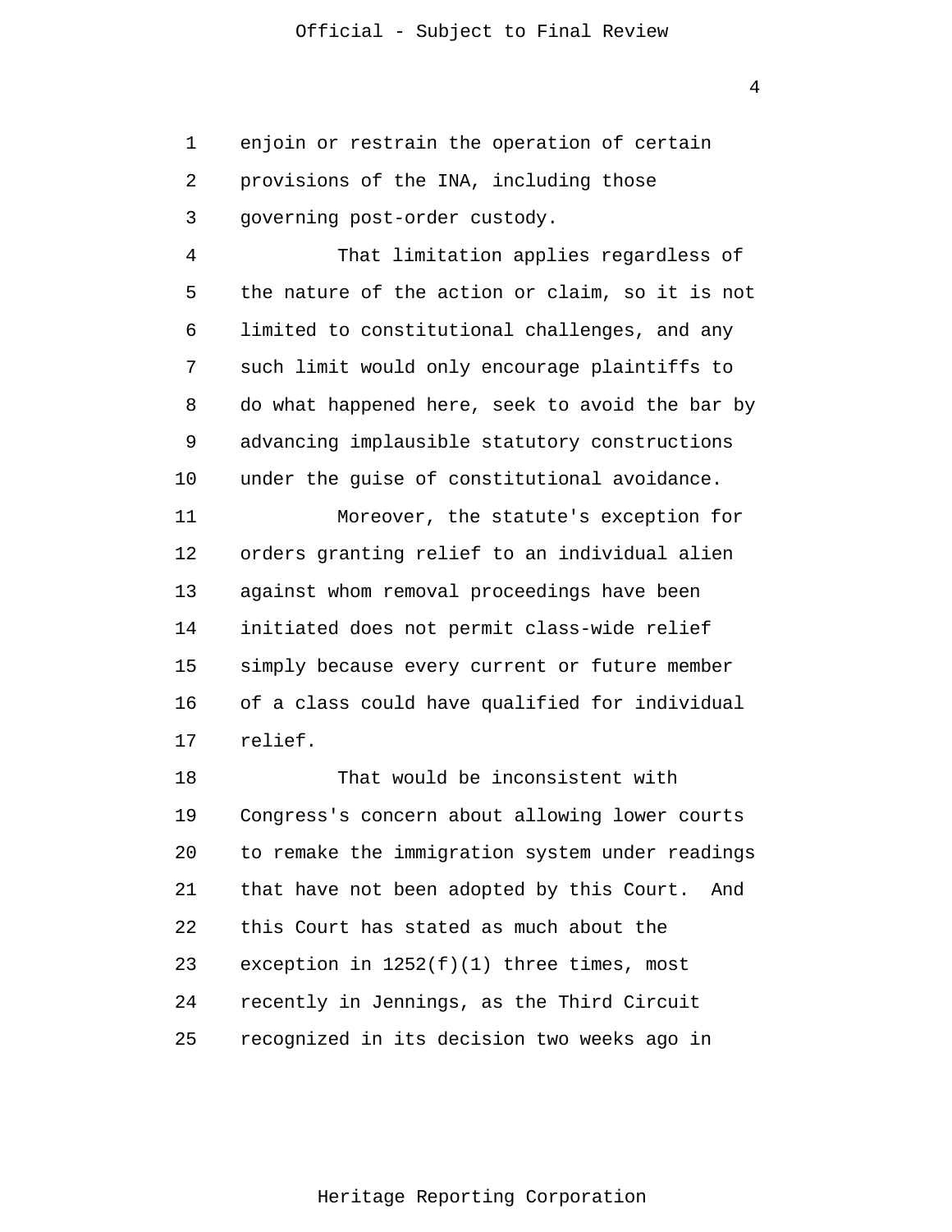enjoin or restrain the operation of certain provisions of the INA, including those governing post-order custody.

That limitation applies regardless of the nature of the action or claim, so it is not limited to constitutional challenges, and any such limit would only encourage plaintiffs to do what happened here, seek to avoid the bar by advancing implausible statutory constructions under the guise of constitutional avoidance.

Moreover, the statute's exception for orders granting relief to an individual alien against whom removal proceedings have been initiated does not permit class-wide relief simply because every current or future member of a class could have qualified for individual relief.

That would be inconsistent with Congress's concern about allowing lower courts to remake the immigration system under readings that have not been adopted by this Court. And this Court has stated as much about the exception in 1252(f)(1) three times, most recently in Jennings, as the Third Circuit recognized in its decision two weeks ago in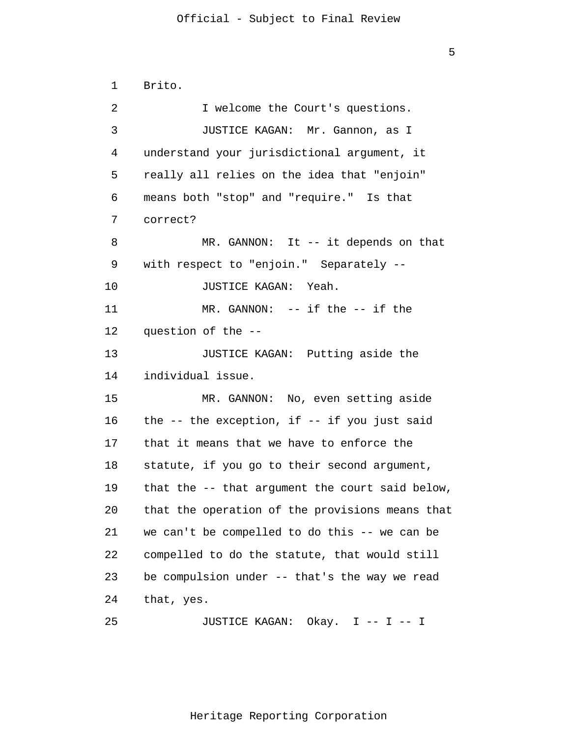Brito.

I welcome the Court's questions.

JUSTICE KAGAN: Mr. Gannon, as I understand your jurisdictional argument, it really all relies on the idea that "enjoin" means both "stop" and "require." Is that correct?

MR. GANNON: It -- it depends on that with respect to "enjoin." Separately --

JUSTICE KAGAN: Yeah.

MR. GANNON: -- if the -- if the question of the --

JUSTICE KAGAN: Putting aside the individual issue.

MR. GANNON: No, even setting aside the -- the exception, if -- if you just said that it means that we have to enforce the statute, if you go to their second argument, that the -- that argument the court said below, that the operation of the provisions means that we can't be compelled to do this -- we can be compelled to do the statute, that would still be compulsion under -- that's the way we read that, yes.

JUSTICE KAGAN: Okay. I -- I -- I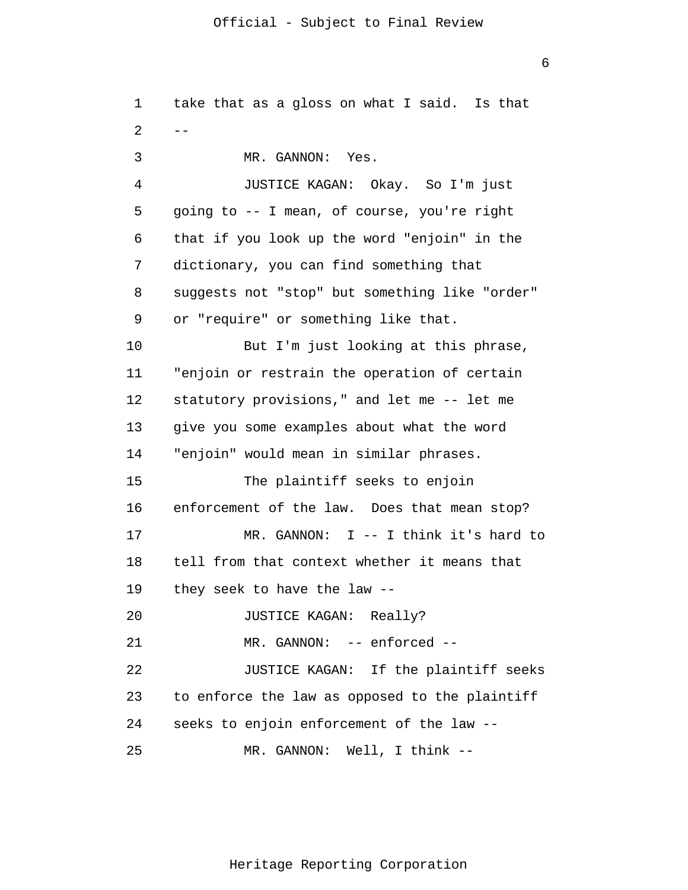take that as a gloss on what I said. Is that --

MR. GANNON: Yes.

JUSTICE KAGAN: Okay. So I'm just going to -- I mean, of course, you're right that if you look up the word "enjoin" in the dictionary, you can find something that suggests not "stop" but something like "order" or "require" or something like that.

But I'm just looking at this phrase, "enjoin or restrain the operation of certain statutory provisions," and let me -- let me give you some examples about what the word "enjoin" would mean in similar phrases.

The plaintiff seeks to enjoin enforcement of the law. Does that mean stop?

MR. GANNON: I -- I think it's hard to tell from that context whether it means that they seek to have the law --

JUSTICE KAGAN: Really?

MR. GANNON: -- enforced --

JUSTICE KAGAN: If the plaintiff seeks to enforce the law as opposed to the plaintiff seeks to enjoin enforcement of the law --

MR. GANNON: Well, I think --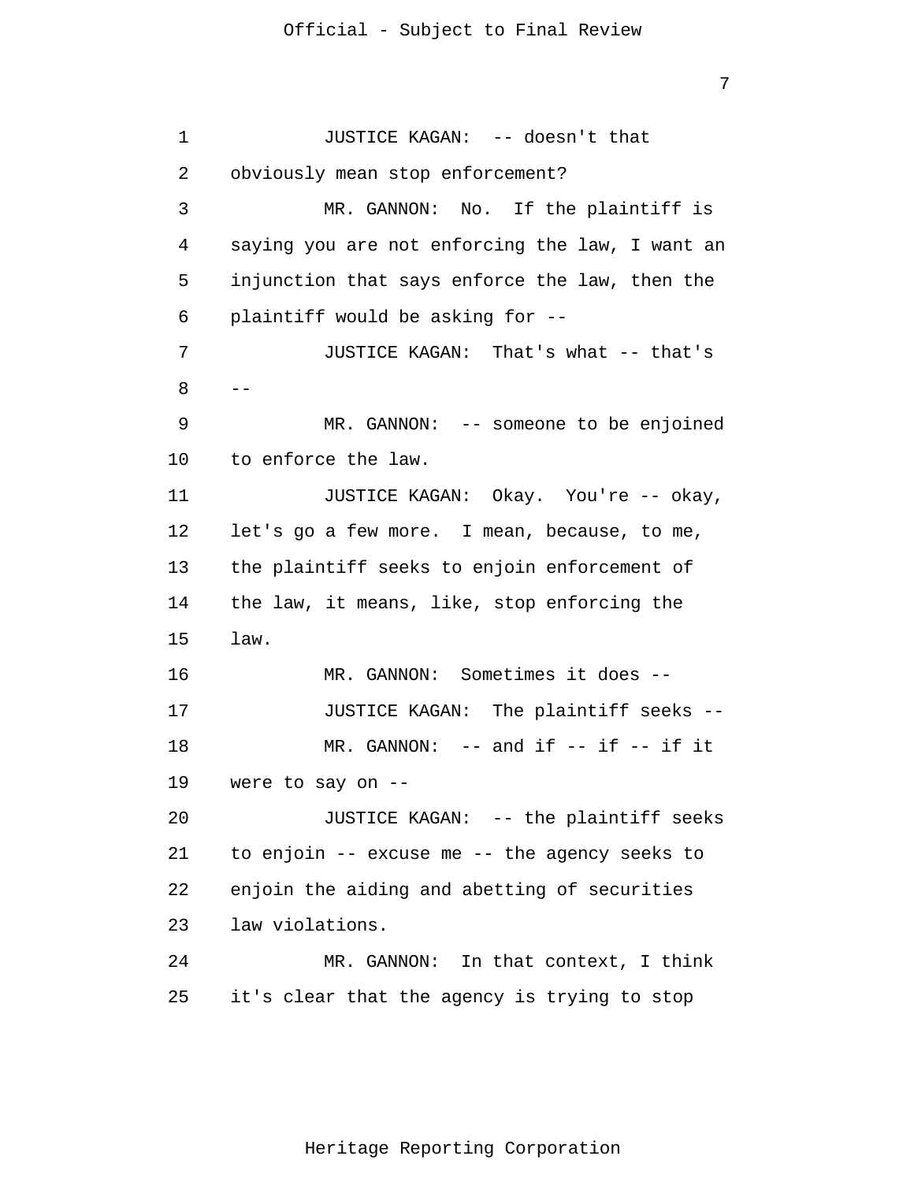JUSTICE KAGAN: -- doesn't that obviously mean stop enforcement?

MR. GANNON: No. If the plaintiff is saying you are not enforcing the law, I want an injunction that says enforce the law, then the plaintiff would be asking for --

JUSTICE KAGAN: That's what -- that's --

MR. GANNON: -- someone to be enjoined to enforce the law.

JUSTICE KAGAN: Okay. You're -- okay, let's go a few more. I mean, because, to me, the plaintiff seeks to enjoin enforcement of the law, it means, like, stop enforcing the law.

MR. GANNON: Sometimes it does --

JUSTICE KAGAN: The plaintiff seeks --

MR. GANNON: -- and if -- if -- if it were to say on --

JUSTICE KAGAN: -- the plaintiff seeks to enjoin -- excuse me -- the agency seeks to enjoin the aiding and abetting of securities law violations.

MR. GANNON: In that context, I think it's clear that the agency is trying to stop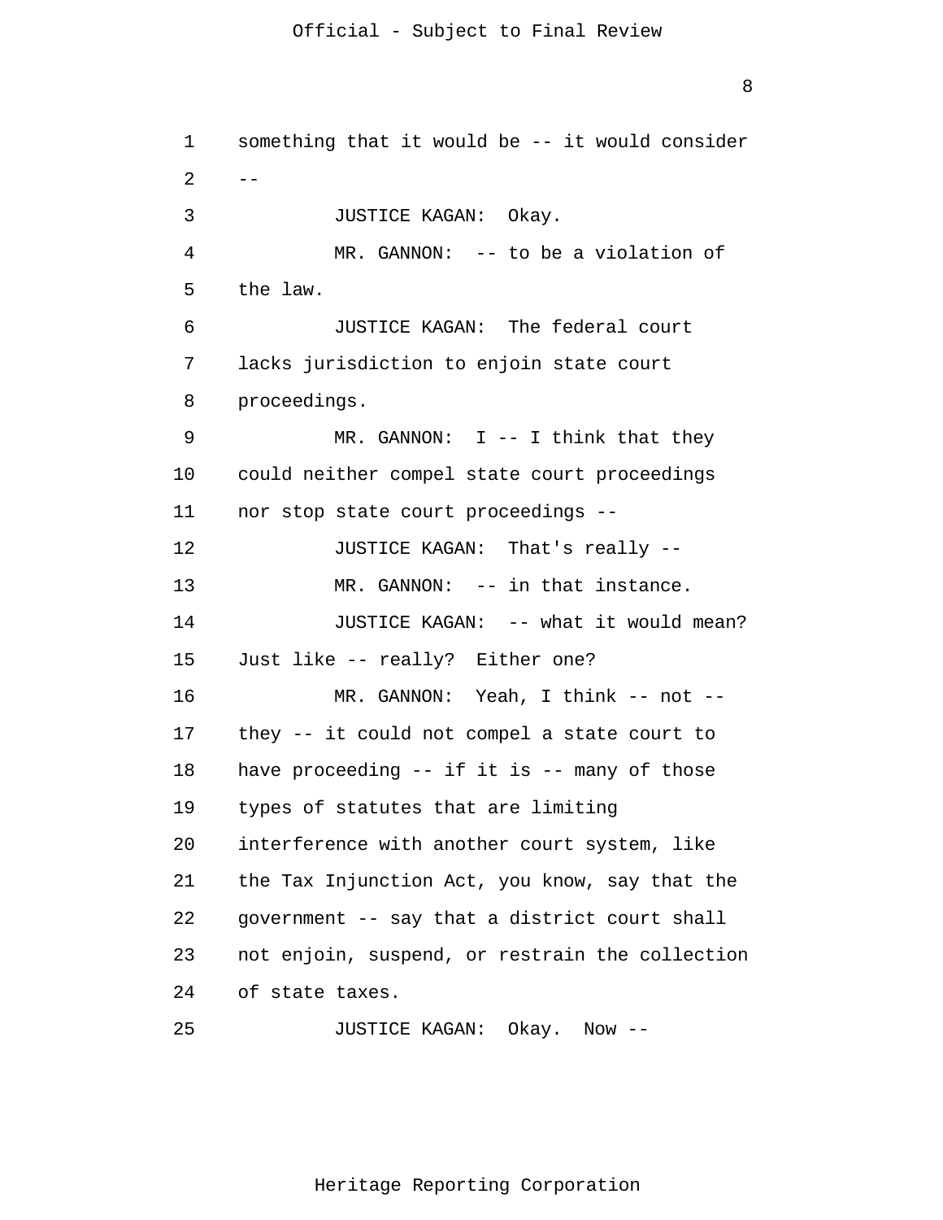something that it would be -- it would consider --

JUSTICE KAGAN: Okay.

MR. GANNON: -- to be a violation of the law.

JUSTICE KAGAN: The federal court lacks jurisdiction to enjoin state court proceedings.

MR. GANNON: I -- I think that they could neither compel state court proceedings nor stop state court proceedings --

JUSTICE KAGAN: That's really --

MR. GANNON: -- in that instance.

JUSTICE KAGAN: -- what it would mean? Just like -- really? Either one?

MR. GANNON: Yeah, I think -- not -- they -- it could not compel a state court to have proceeding -- if it is -- many of those types of statutes that are limiting interference with another court system, like the Tax Injunction Act, you know, say that the government -- say that a district court shall not enjoin, suspend, or restrain the collection of state taxes.

JUSTICE KAGAN: Okay. Now --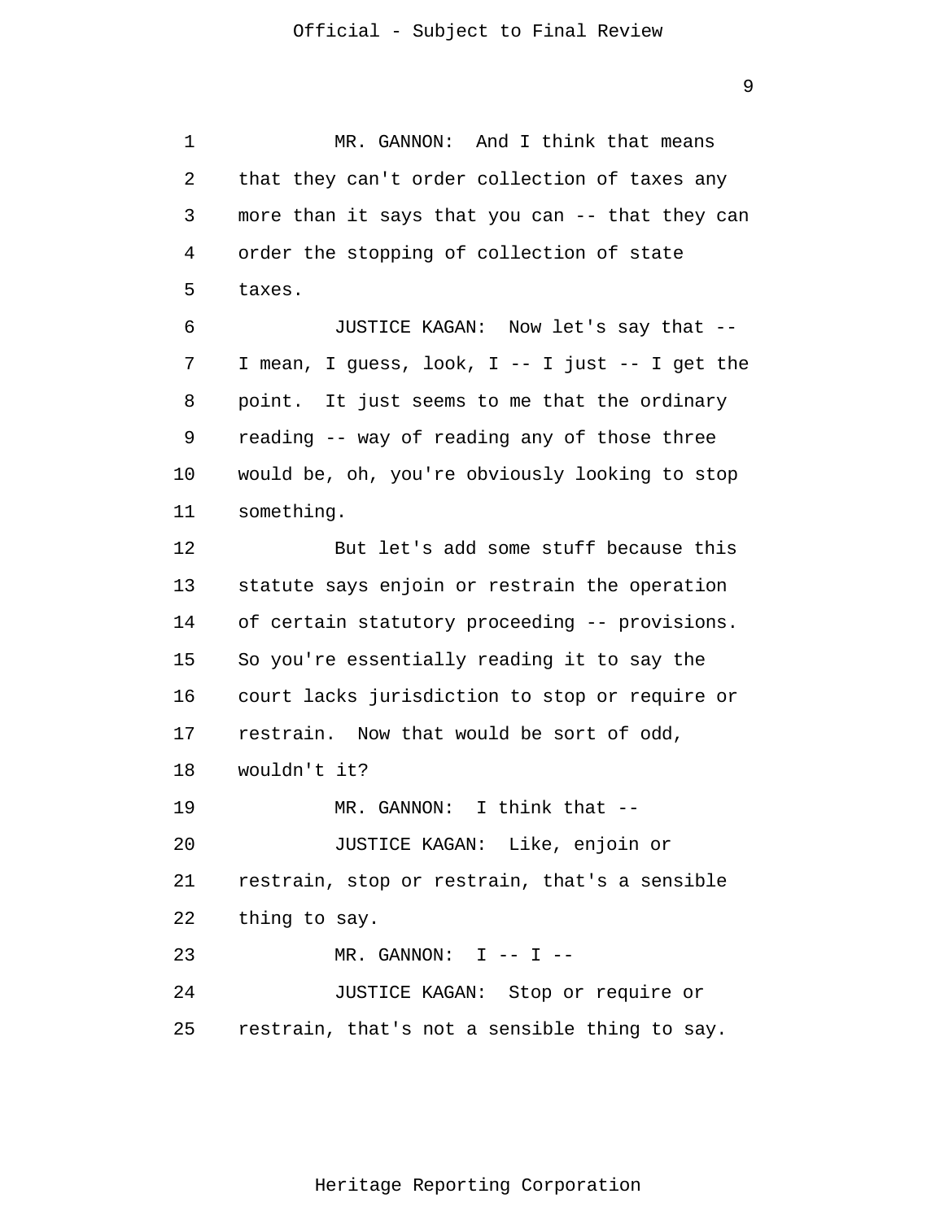MR. GANNON: And I think that means that they can't order collection of taxes any more than it says that you can -- that they can order the stopping of collection of state taxes.

JUSTICE KAGAN: Now let's say that -- I mean, I guess, look, I -- I just -- I get the point. It just seems to me that the ordinary reading -- way of reading any of those three would be, oh, you're obviously looking to stop something.

But let's add some stuff because this statute says enjoin or restrain the operation of certain statutory proceeding -- provisions. So you're essentially reading it to say the court lacks jurisdiction to stop or require or restrain. Now that would be sort of odd, wouldn't it?

MR. GANNON: I think that --

JUSTICE KAGAN: Like, enjoin or restrain, stop or restrain, that's a sensible thing to say.

MR. GANNON: I -- I --

JUSTICE KAGAN: Stop or require or restrain, that's not a sensible thing to say.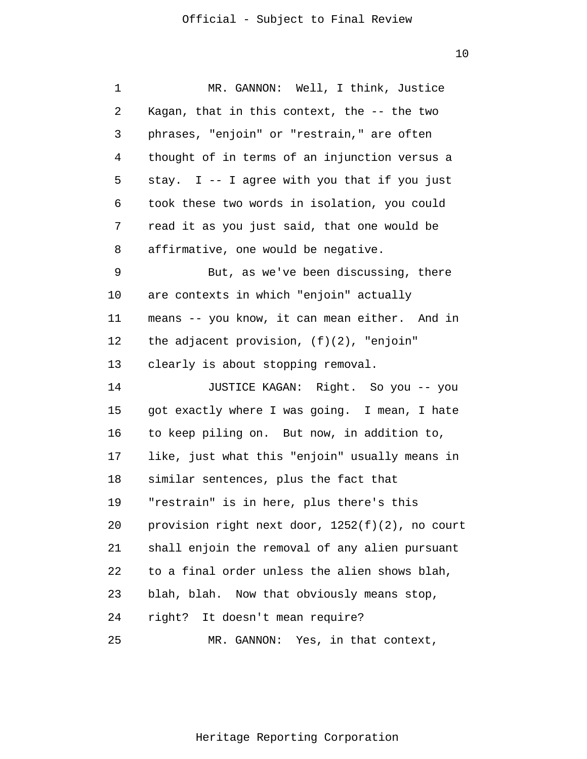MR. GANNON: Well, I think, Justice Kagan, that in this context, the -- the two phrases, "enjoin" or "restrain," are often thought of in terms of an injunction versus a stay. I -- I agree with you that if you just took these two words in isolation, you could read it as you just said, that one would be affirmative, one would be negative.

But, as we've been discussing, there are contexts in which "enjoin" actually means -- you know, it can mean either. And in the adjacent provision, (f)(2), "enjoin" clearly is about stopping removal.

JUSTICE KAGAN: Right. So you -- you got exactly where I was going. I mean, I hate to keep piling on. But now, in addition to, like, just what this "enjoin" usually means in similar sentences, plus the fact that "restrain" is in here, plus there's this provision right next door, 1252(f)(2), no court shall enjoin the removal of any alien pursuant to a final order unless the alien shows blah, blah, blah. Now that obviously means stop, right? It doesn't mean require?

MR. GANNON: Yes, in that context,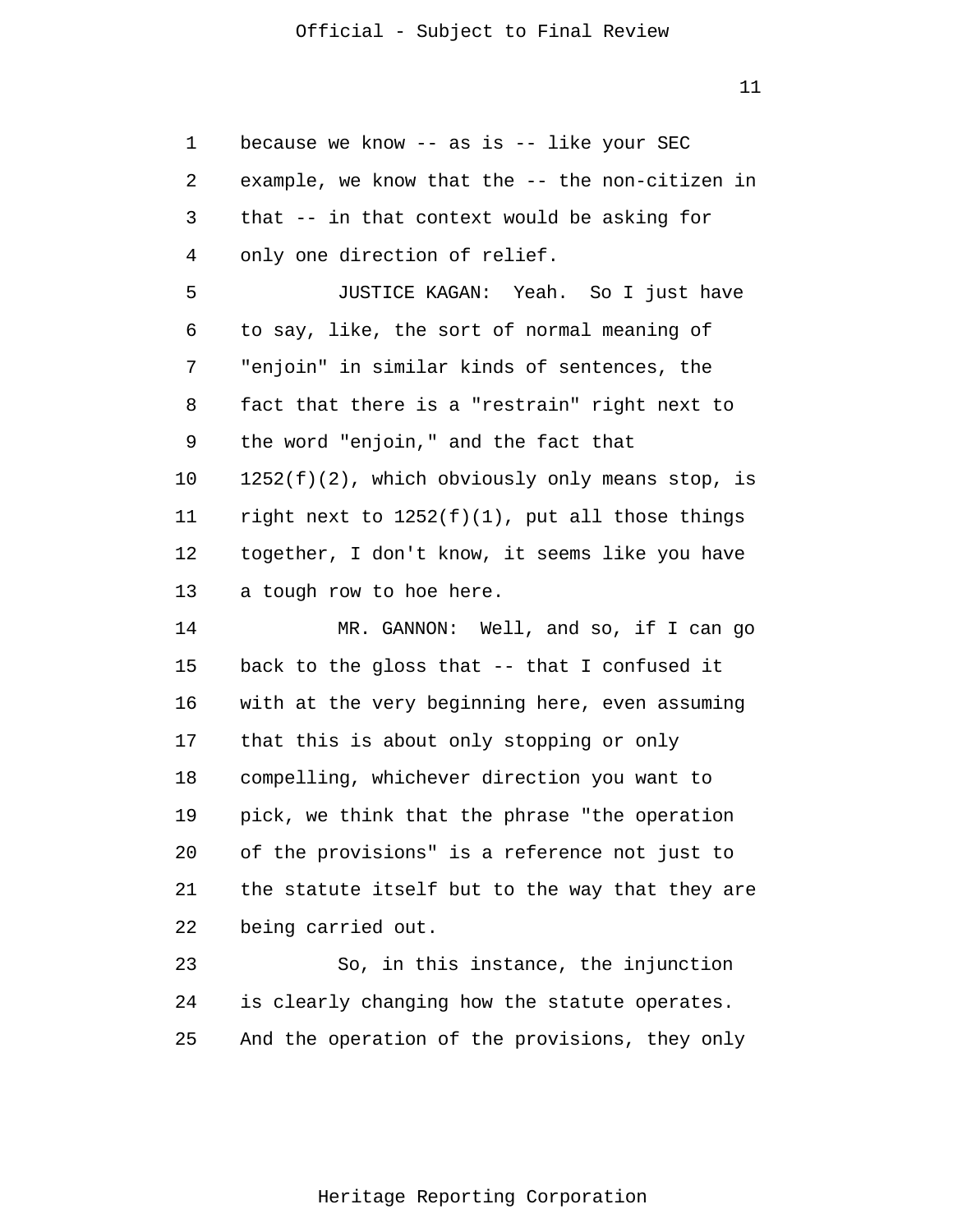because we know -- as is -- like your SEC example, we know that the -- the non-citizen in that -- in that context would be asking for only one direction of relief.

JUSTICE KAGAN: Yeah. So I just have to say, like, the sort of normal meaning of "enjoin" in similar kinds of sentences, the fact that there is a "restrain" right next to the word "enjoin," and the fact that 1252(f)(2), which obviously only means stop, is right next to 1252(f)(1), put all those things together, I don't know, it seems like you have a tough row to hoe here.

MR. GANNON: Well, and so, if I can go back to the gloss that -- that I confused it with at the very beginning here, even assuming that this is about only stopping or only compelling, whichever direction you want to pick, we think that the phrase "the operation of the provisions" is a reference not just to the statute itself but to the way that they are being carried out.

So, in this instance, the injunction is clearly changing how the statute operates. And the operation of the provisions, they only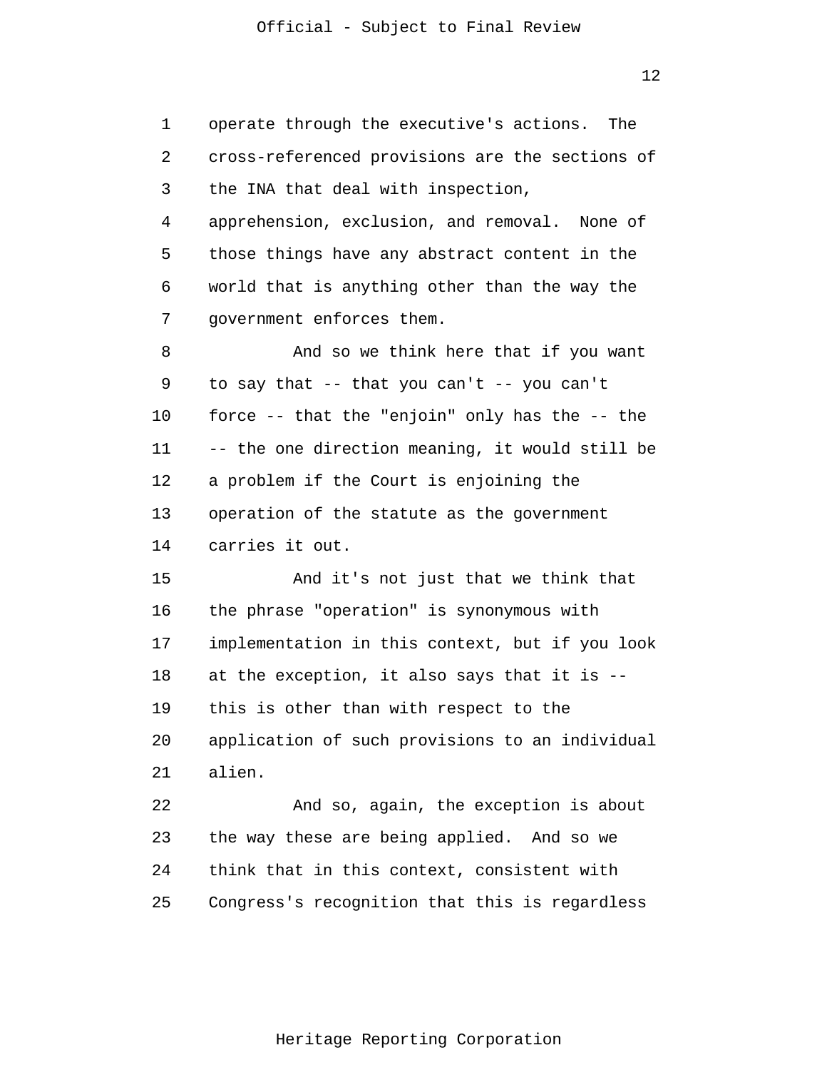operate through the executive's actions. The cross-referenced provisions are the sections of the INA that deal with inspection, apprehension, exclusion, and removal. None of those things have any abstract content in the world that is anything other than the way the government enforces them.

And so we think here that if you want to say that -- that you can't -- you can't force -- that the "enjoin" only has the -- the -- the one direction meaning, it would still be a problem if the Court is enjoining the operation of the statute as the government carries it out.

And it's not just that we think that the phrase "operation" is synonymous with implementation in this context, but if you look at the exception, it also says that it is -- this is other than with respect to the application of such provisions to an individual alien.

And so, again, the exception is about the way these are being applied. And so we think that in this context, consistent with Congress's recognition that this is regardless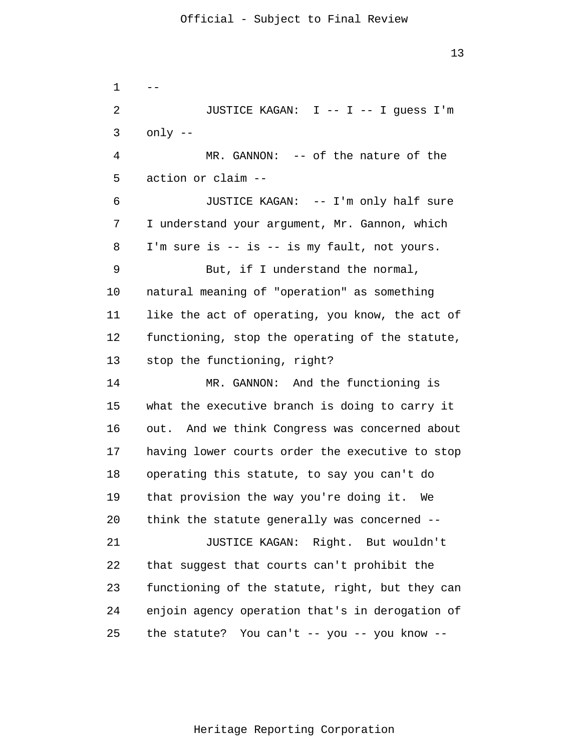--

JUSTICE KAGAN: I -- I -- I guess I'm only --

MR. GANNON: -- of the nature of the action or claim --

JUSTICE KAGAN: -- I'm only half sure I understand your argument, Mr. Gannon, which I'm sure is -- is -- is my fault, not yours.

But, if I understand the normal, natural meaning of "operation" as something like the act of operating, you know, the act of functioning, stop the operating of the statute, stop the functioning, right?

MR. GANNON: And the functioning is what the executive branch is doing to carry it out. And we think Congress was concerned about having lower courts order the executive to stop operating this statute, to say you can't do that provision the way you're doing it. We think the statute generally was concerned --

JUSTICE KAGAN: Right. But wouldn't that suggest that courts can't prohibit the functioning of the statute, right, but they can enjoin agency operation that's in derogation of the statute? You can't -- you -- you know --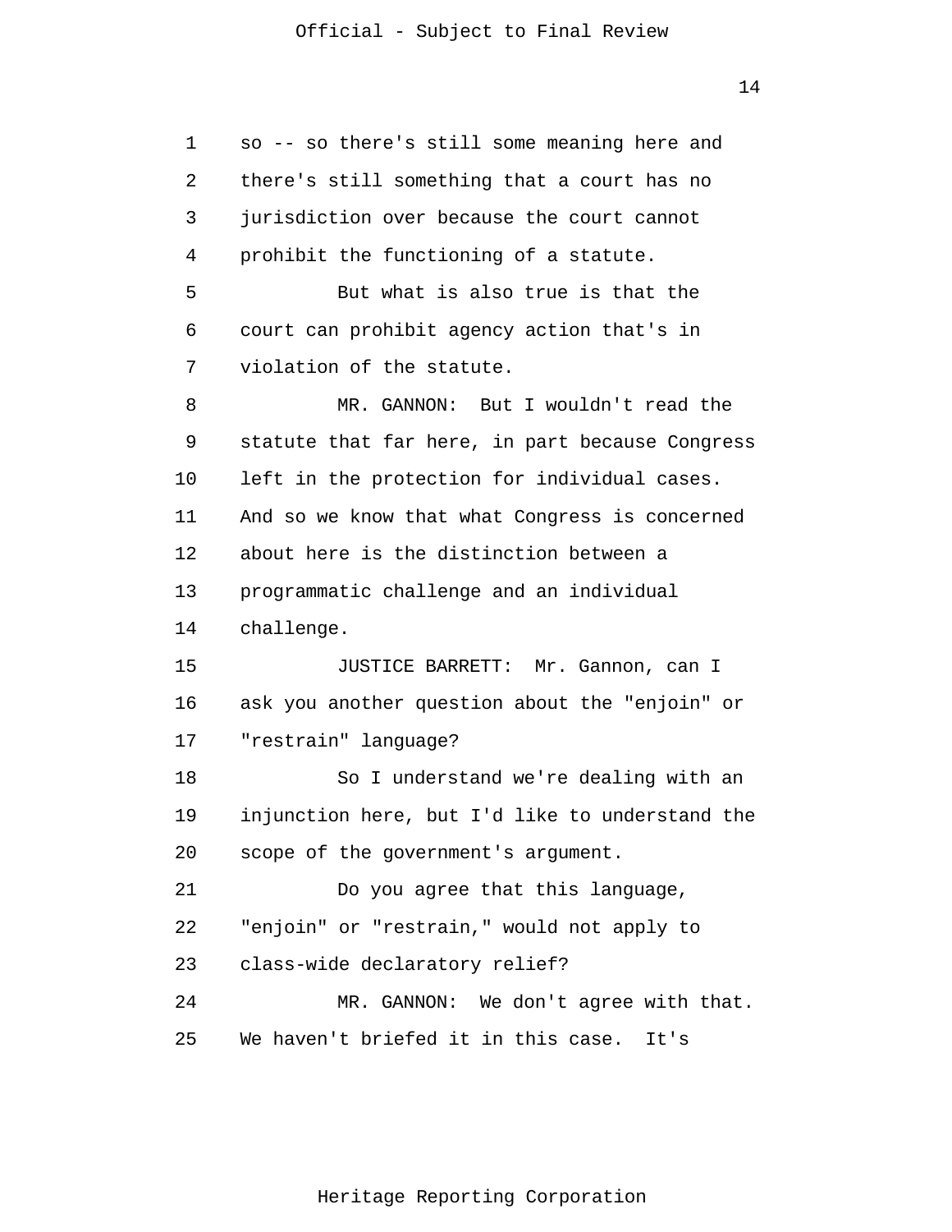so -- so there's still some meaning here and there's still something that a court has no jurisdiction over because the court cannot prohibit the functioning of a statute.

But what is also true is that the court can prohibit agency action that's in violation of the statute.

MR. GANNON: But I wouldn't read the statute that far here, in part because Congress left in the protection for individual cases. And so we know that what Congress is concerned about here is the distinction between a programmatic challenge and an individual challenge.

JUSTICE BARRETT: Mr. Gannon, can I ask you another question about the "enjoin" or "restrain" language?

So I understand we're dealing with an injunction here, but I'd like to understand the scope of the government's argument.

Do you agree that this language, "enjoin" or "restrain," would not apply to class-wide declaratory relief?

MR. GANNON: We don't agree with that. We haven't briefed it in this case. It's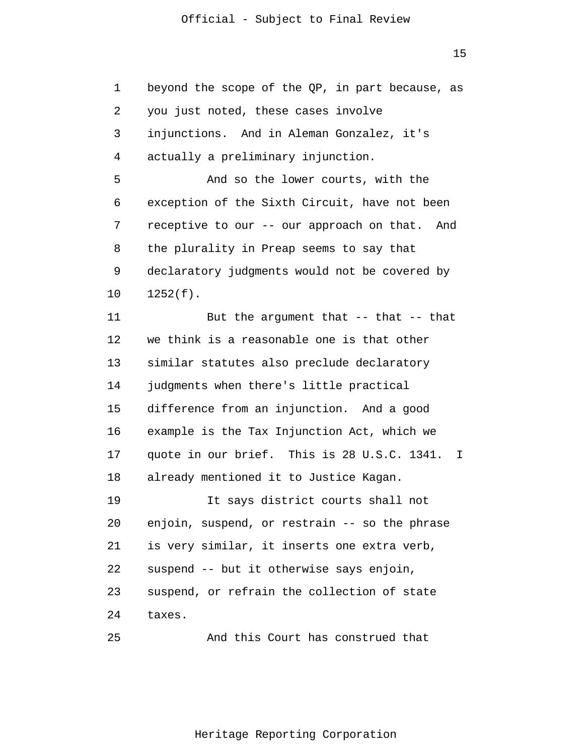beyond the scope of the QP, in part because, as you just noted, these cases involve injunctions. And in Aleman Gonzalez, it's actually a preliminary injunction.

And so the lower courts, with the exception of the Sixth Circuit, have not been receptive to our -- our approach on that. And the plurality in Preap seems to say that declaratory judgments would not be covered by 1252(f).

But the argument that -- that -- that we think is a reasonable one is that other similar statutes also preclude declaratory judgments when there's little practical difference from an injunction. And a good example is the Tax Injunction Act, which we quote in our brief. This is 28 U.S.C. 1341. I already mentioned it to Justice Kagan.

It says district courts shall not enjoin, suspend, or restrain -- so the phrase is very similar, it inserts one extra verb, suspend -- but it otherwise says enjoin, suspend, or refrain the collection of state taxes.

And this Court has construed that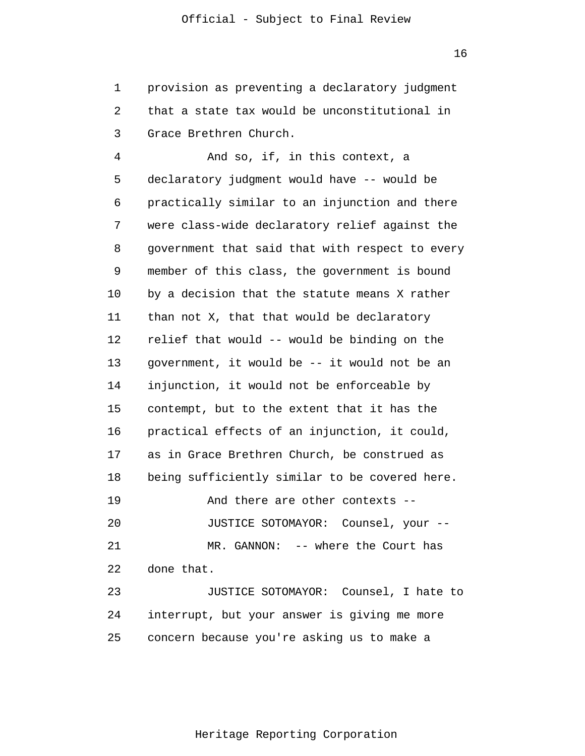provision as preventing a declaratory judgment that a state tax would be unconstitutional in Grace Brethren Church.

And so, if, in this context, a declaratory judgment would have -- would be practically similar to an injunction and there were class-wide declaratory relief against the government that said that with respect to every member of this class, the government is bound by a decision that the statute means X rather than not X, that that would be declaratory relief that would -- would be binding on the government, it would be -- it would not be an injunction, it would not be enforceable by contempt, but to the extent that it has the practical effects of an injunction, it could, as in Grace Brethren Church, be construed as being sufficiently similar to be covered here.

And there are other contexts --

JUSTICE SOTOMAYOR: Counsel, your --

MR. GANNON: -- where the Court has done that.

JUSTICE SOTOMAYOR: Counsel, I hate to interrupt, but your answer is giving me more concern because you're asking us to make a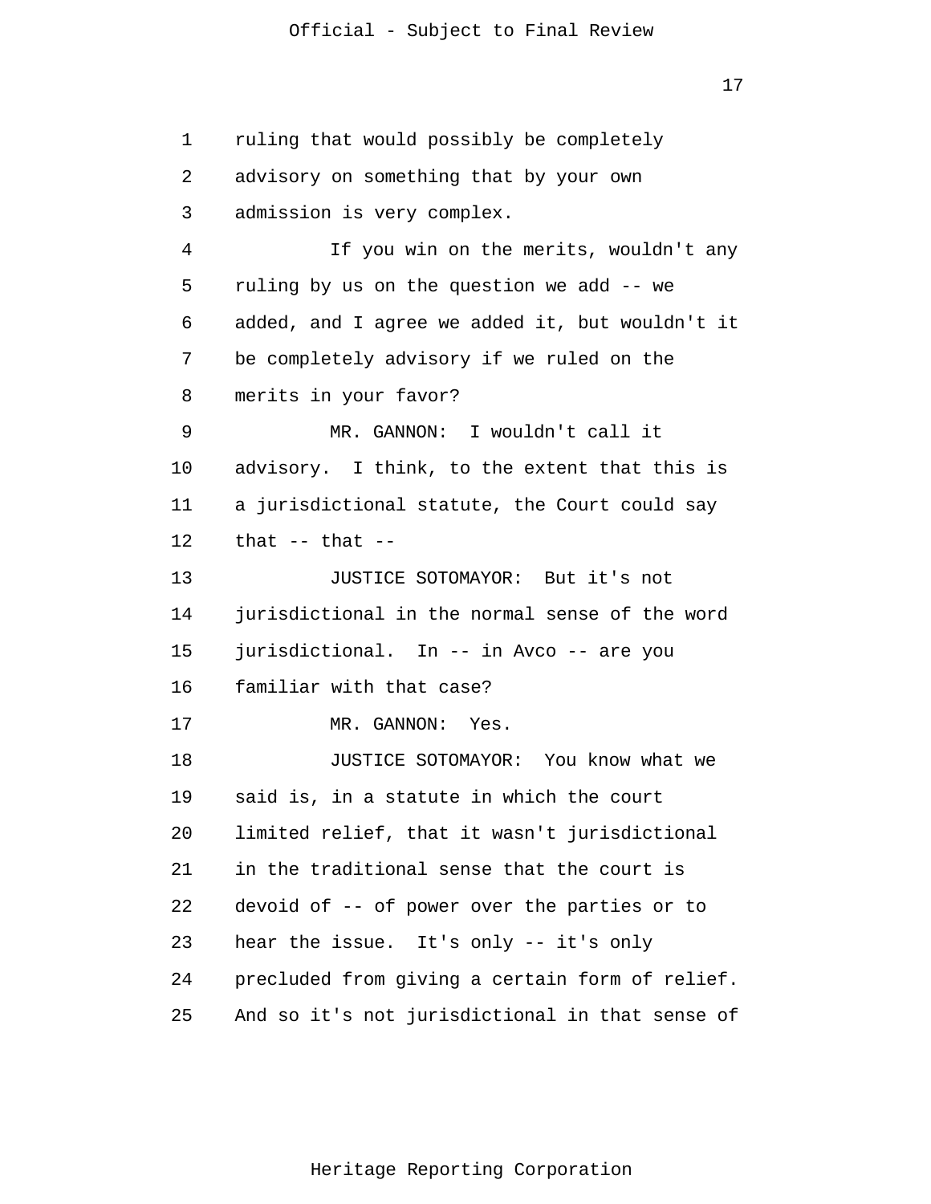ruling that would possibly be completely advisory on something that by your own admission is very complex.

If you win on the merits, wouldn't any ruling by us on the question we add -- we added, and I agree we added it, but wouldn't it be completely advisory if we ruled on the merits in your favor?

MR. GANNON: I wouldn't call it advisory. I think, to the extent that this is a jurisdictional statute, the Court could say that -- that --

JUSTICE SOTOMAYOR: But it's not jurisdictional in the normal sense of the word jurisdictional. In -- in Avco -- are you familiar with that case?

MR. GANNON: Yes.

JUSTICE SOTOMAYOR: You know what we said is, in a statute in which the court limited relief, that it wasn't jurisdictional in the traditional sense that the court is devoid of -- of power over the parties or to hear the issue. It's only -- it's only precluded from giving a certain form of relief. And so it's not jurisdictional in that sense of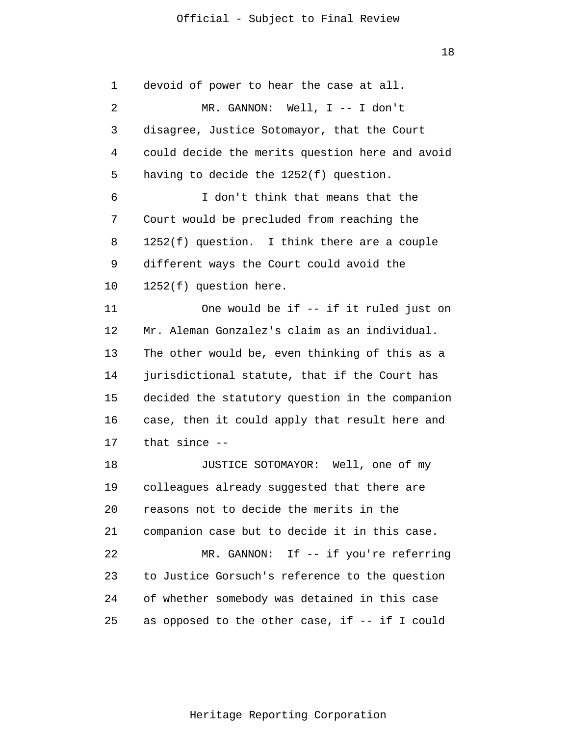devoid of power to hear the case at all.

MR. GANNON: Well, I -- I don't disagree, Justice Sotomayor, that the Court could decide the merits question here and avoid having to decide the 1252(f) question.

I don't think that means that the Court would be precluded from reaching the 1252(f) question. I think there are a couple different ways the Court could avoid the 1252(f) question here.

One would be if -- if it ruled just on Mr. Aleman Gonzalez's claim as an individual. The other would be, even thinking of this as a jurisdictional statute, that if the Court has decided the statutory question in the companion case, then it could apply that result here and that since --

JUSTICE SOTOMAYOR: Well, one of my colleagues already suggested that there are reasons not to decide the merits in the companion case but to decide it in this case.

MR. GANNON: If -- if you're referring to Justice Gorsuch's reference to the question of whether somebody was detained in this case as opposed to the other case, if -- if I could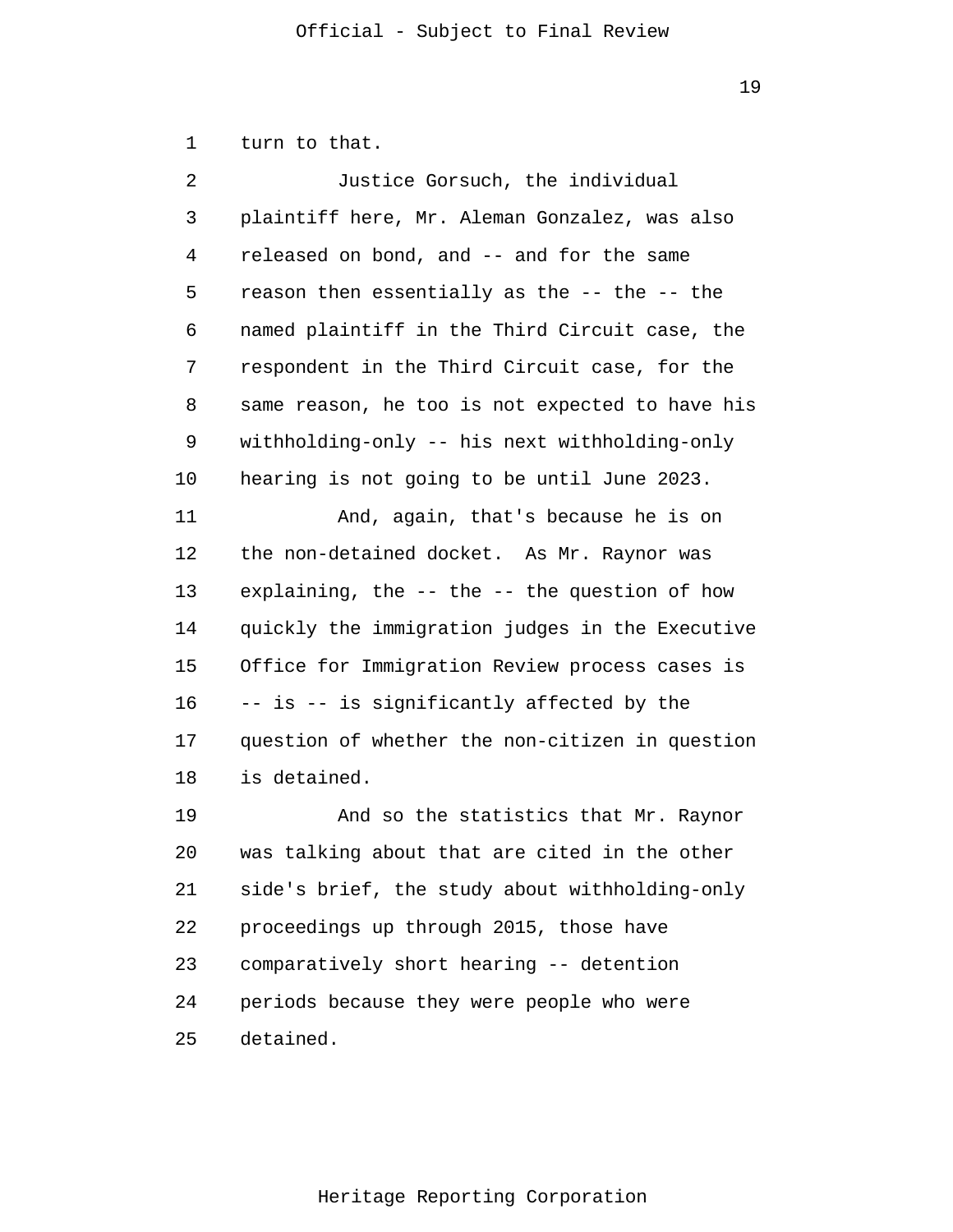turn to that.

Justice Gorsuch, the individual plaintiff here, Mr. Aleman Gonzalez, was also released on bond, and -- and for the same reason then essentially as the -- the -- the named plaintiff in the Third Circuit case, the respondent in the Third Circuit case, for the same reason, he too is not expected to have his withholding-only -- his next withholding-only hearing is not going to be until June 2023.

And, again, that's because he is on the non-detained docket. As Mr. Raynor was explaining, the -- the -- the question of how quickly the immigration judges in the Executive Office for Immigration Review process cases is -- is -- is significantly affected by the question of whether the non-citizen in question is detained.

And so the statistics that Mr. Raynor was talking about that are cited in the other side's brief, the study about withholding-only proceedings up through 2015, those have comparatively short hearing -- detention periods because they were people who were detained.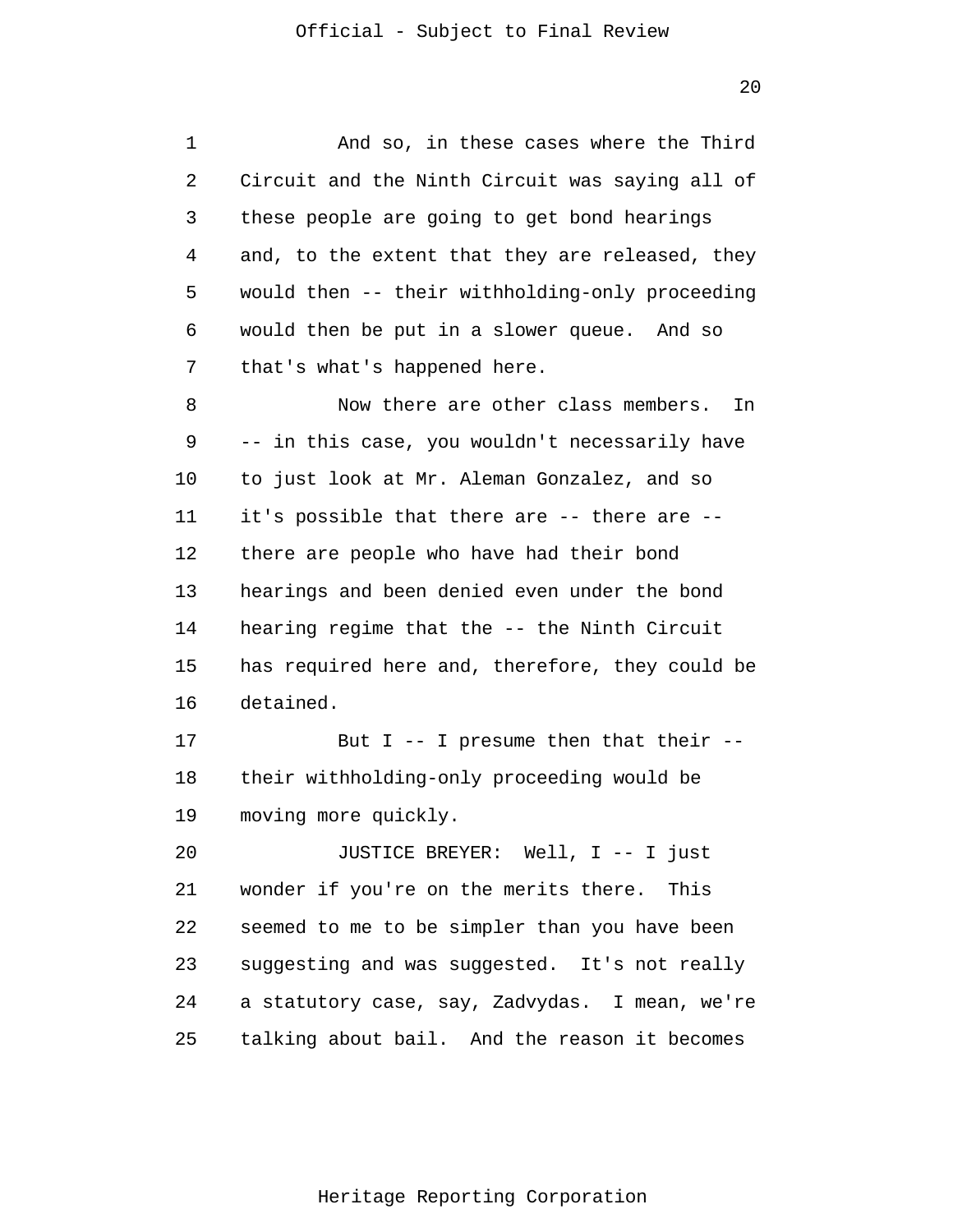And so, in these cases where the Third Circuit and the Ninth Circuit was saying all of these people are going to get bond hearings and, to the extent that they are released, they would then -- their withholding-only proceeding would then be put in a slower queue. And so that's what's happened here.

Now there are other class members. In -- in this case, you wouldn't necessarily have to just look at Mr. Aleman Gonzalez, and so it's possible that there are -- there are -- there are people who have had their bond hearings and been denied even under the bond hearing regime that the -- the Ninth Circuit has required here and, therefore, they could be detained.

But I -- I presume then that their -- their withholding-only proceeding would be moving more quickly.

JUSTICE BREYER: Well, I -- I just wonder if you're on the merits there. This seemed to me to be simpler than you have been suggesting and was suggested. It's not really a statutory case, say, Zadvydas. I mean, we're talking about bail. And the reason it becomes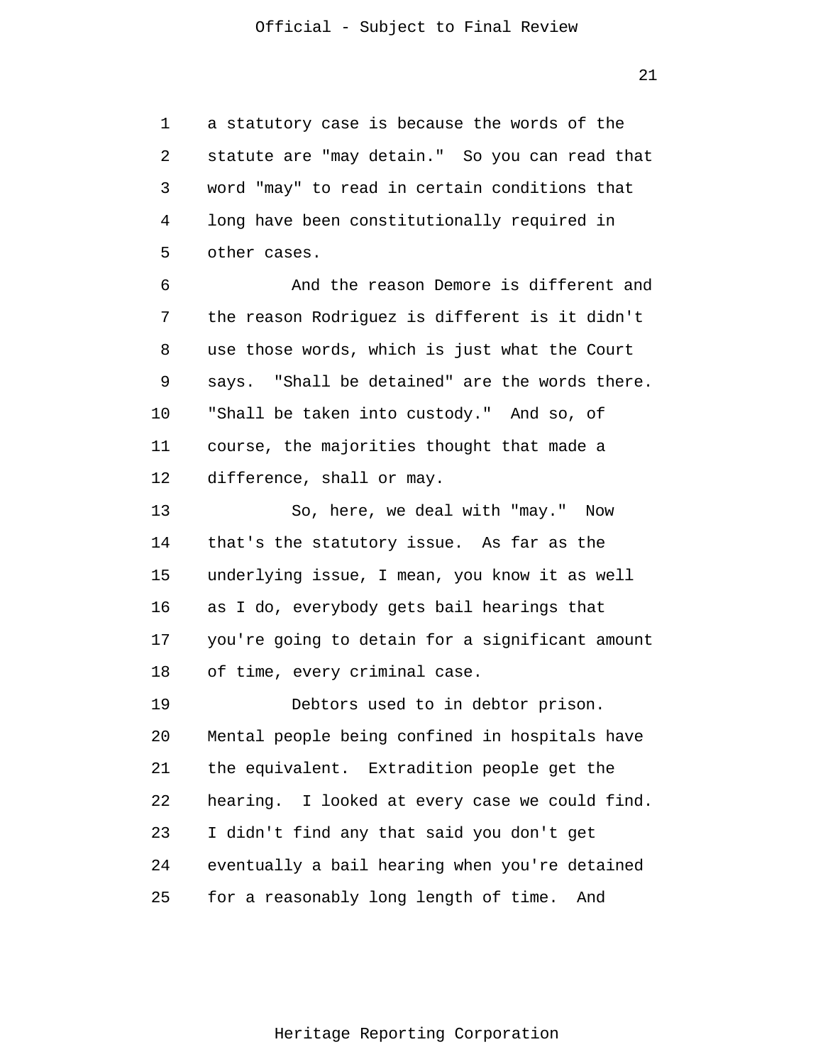a statutory case is because the words of the statute are "may detain." So you can read that word "may" to read in certain conditions that long have been constitutionally required in other cases.

And the reason Demore is different and the reason Rodriguez is different is it didn't use those words, which is just what the Court says. "Shall be detained" are the words there. "Shall be taken into custody." And so, of course, the majorities thought that made a difference, shall or may.

So, here, we deal with "may." Now that's the statutory issue. As far as the underlying issue, I mean, you know it as well as I do, everybody gets bail hearings that you're going to detain for a significant amount of time, every criminal case.

Debtors used to in debtor prison. Mental people being confined in hospitals have the equivalent. Extradition people get the hearing. I looked at every case we could find. I didn't find any that said you don't get eventually a bail hearing when you're detained for a reasonably long length of time. And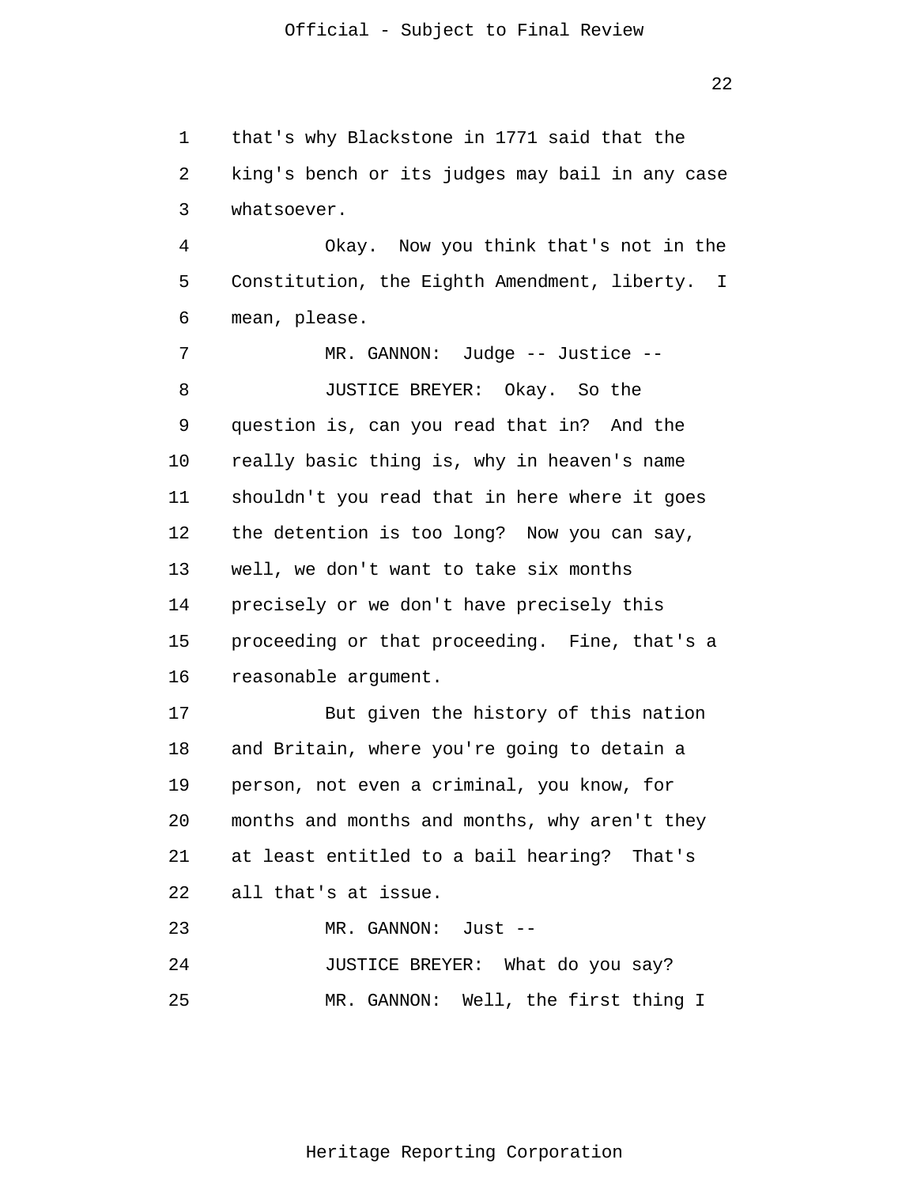that's why Blackstone in 1771 said that the king's bench or its judges may bail in any case whatsoever.

Okay. Now you think that's not in the Constitution, the Eighth Amendment, liberty. I mean, please.

MR. GANNON: Judge -- Justice --

JUSTICE BREYER: Okay. So the question is, can you read that in? And the really basic thing is, why in heaven's name shouldn't you read that in here where it goes the detention is too long? Now you can say, well, we don't want to take six months precisely or we don't have precisely this proceeding or that proceeding. Fine, that's a reasonable argument.

But given the history of this nation and Britain, where you're going to detain a person, not even a criminal, you know, for months and months and months, why aren't they at least entitled to a bail hearing? That's all that's at issue.

MR. GANNON: Just --

JUSTICE BREYER: What do you say?

MR. GANNON: Well, the first thing I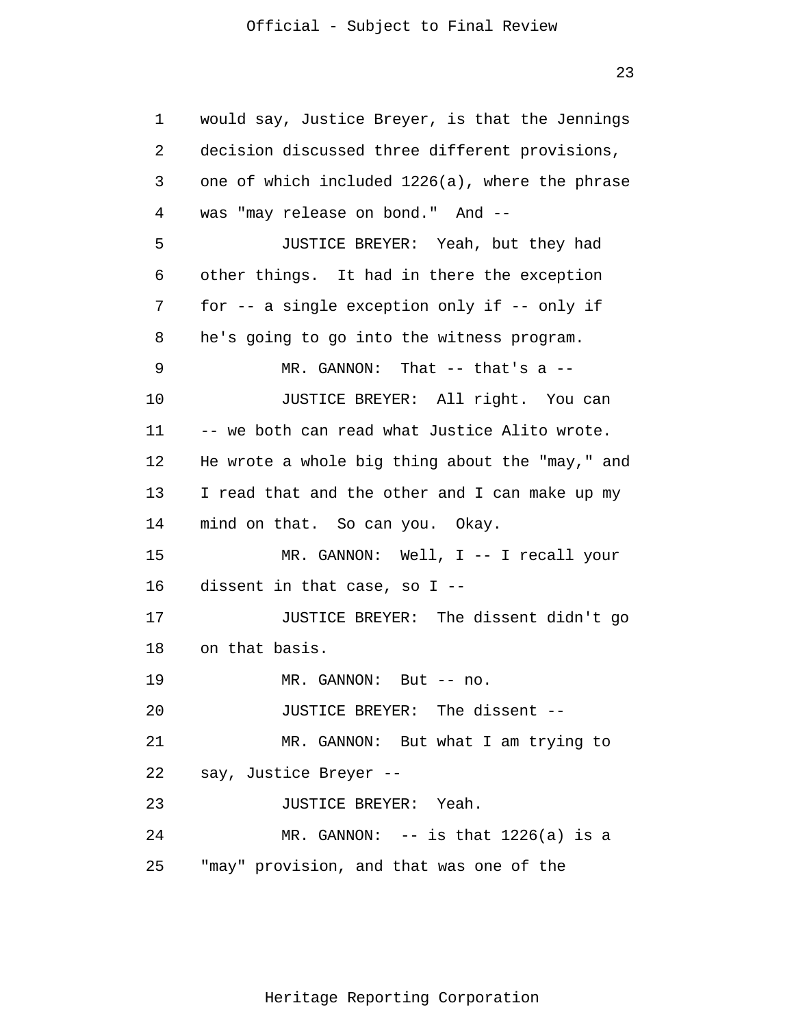would say, Justice Breyer, is that the Jennings decision discussed three different provisions, one of which included 1226(a), where the phrase was "may release on bond." And --

JUSTICE BREYER: Yeah, but they had other things. It had in there the exception for -- a single exception only if -- only if he's going to go into the witness program.

MR. GANNON: That -- that's a --

JUSTICE BREYER: All right. You can -- we both can read what Justice Alito wrote. He wrote a whole big thing about the "may," and I read that and the other and I can make up my mind on that. So can you. Okay.

MR. GANNON: Well, I -- I recall your dissent in that case, so I --

JUSTICE BREYER: The dissent didn't go on that basis.

MR. GANNON: But -- no.

JUSTICE BREYER: The dissent --

MR. GANNON: But what I am trying to say, Justice Breyer --

JUSTICE BREYER: Yeah.

MR. GANNON: -- is that 1226(a) is a "may" provision, and that was one of the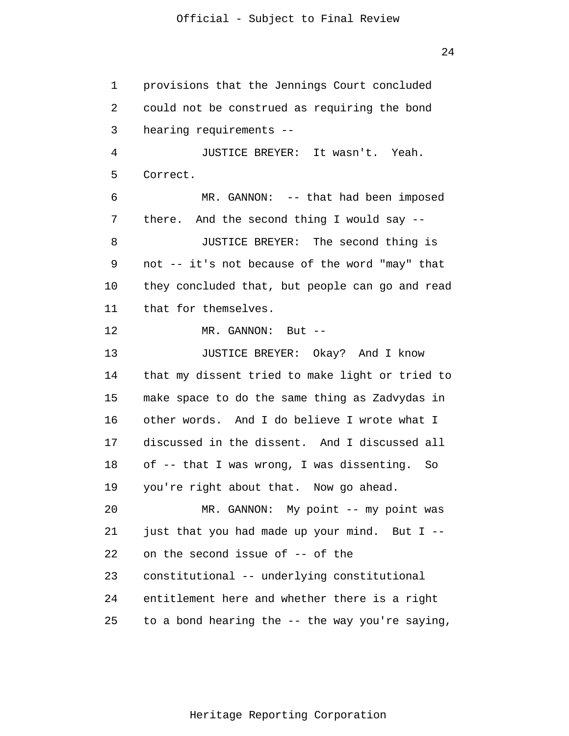provisions that the Jennings Court concluded could not be construed as requiring the bond hearing requirements --

JUSTICE BREYER: It wasn't. Yeah. Correct.

MR. GANNON: -- that had been imposed there. And the second thing I would say --

JUSTICE BREYER: The second thing is not -- it's not because of the word "may" that they concluded that, but people can go and read that for themselves.

MR. GANNON: But --

JUSTICE BREYER: Okay? And I know that my dissent tried to make light or tried to make space to do the same thing as Zadvydas in other words. And I do believe I wrote what I discussed in the dissent. And I discussed all of -- that I was wrong, I was dissenting. So you're right about that. Now go ahead.

MR. GANNON: My point -- my point was just that you had made up your mind. But I -- on the second issue of -- of the constitutional -- underlying constitutional entitlement here and whether there is a right to a bond hearing the -- the way you're saying,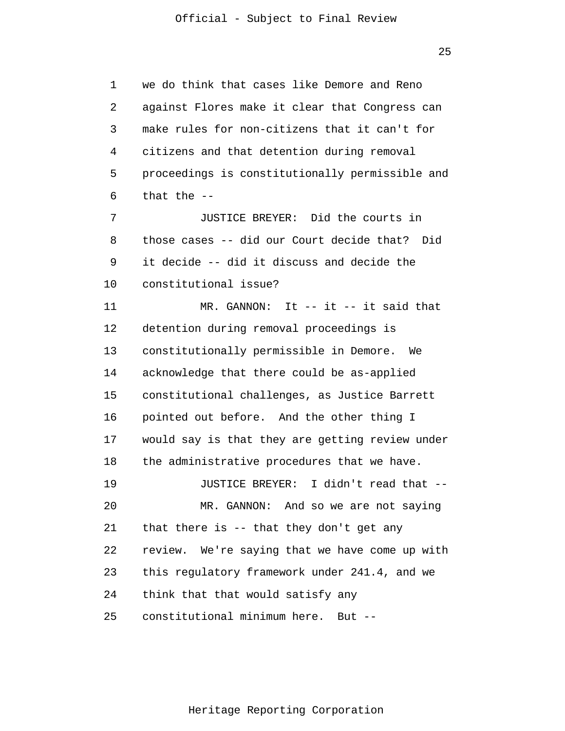we do think that cases like Demore and Reno against Flores make it clear that Congress can make rules for non-citizens that it can't for citizens and that detention during removal proceedings is constitutionally permissible and that the --

JUSTICE BREYER: Did the courts in those cases -- did our Court decide that? Did it decide -- did it discuss and decide the constitutional issue?

MR. GANNON: It -- it -- it said that detention during removal proceedings is constitutionally permissible in Demore. We acknowledge that there could be as-applied constitutional challenges, as Justice Barrett pointed out before. And the other thing I would say is that they are getting review under the administrative procedures that we have.

JUSTICE BREYER: I didn't read that --

MR. GANNON: And so we are not saying that there is -- that they don't get any review. We're saying that we have come up with this regulatory framework under 241.4, and we think that that would satisfy any constitutional minimum here. But --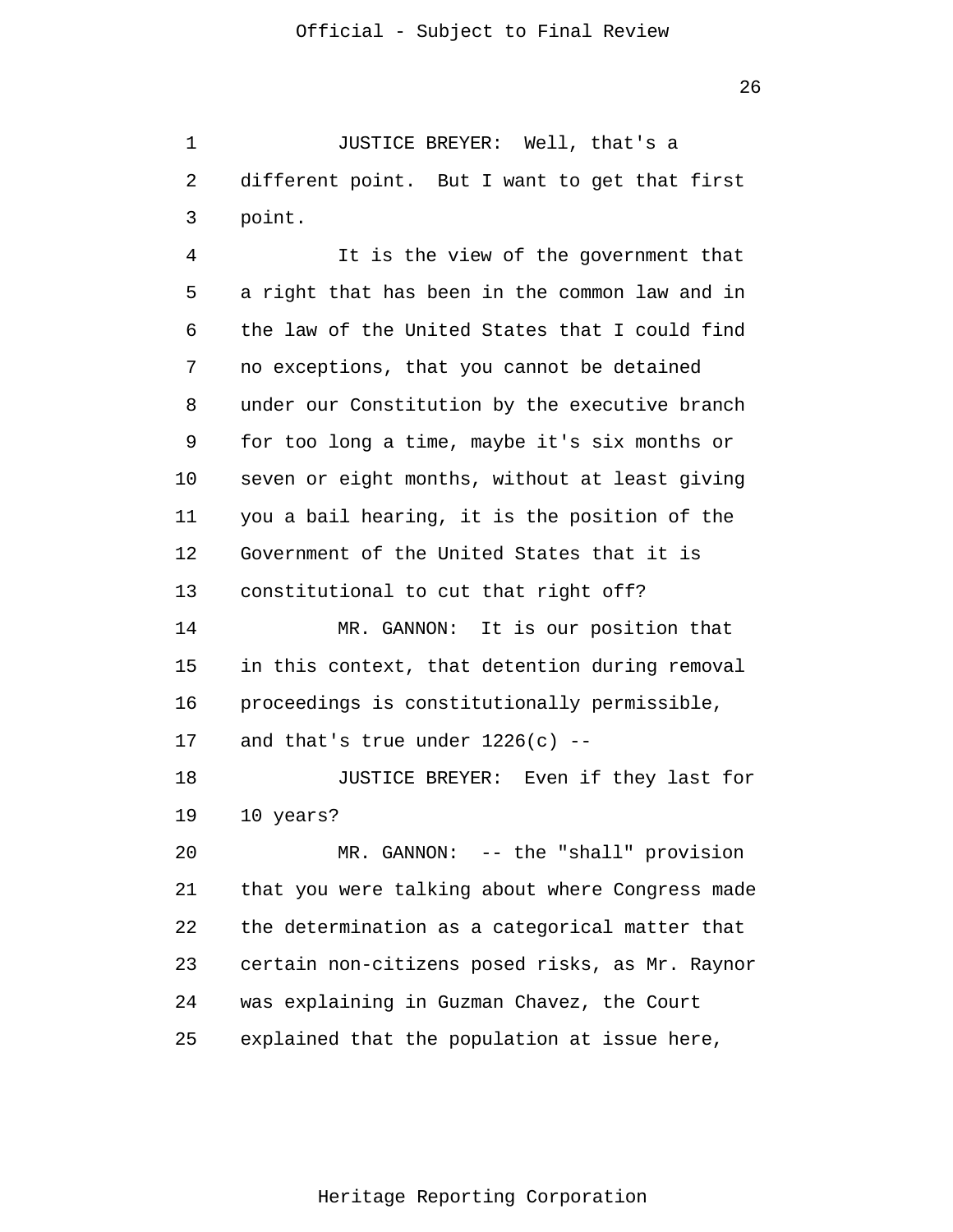JUSTICE BREYER: Well, that's a different point. But I want to get that first point.

It is the view of the government that a right that has been in the common law and in the law of the United States that I could find no exceptions, that you cannot be detained under our Constitution by the executive branch for too long a time, maybe it's six months or seven or eight months, without at least giving you a bail hearing, it is the position of the Government of the United States that it is constitutional to cut that right off?

MR. GANNON: It is our position that in this context, that detention during removal proceedings is constitutionally permissible, and that's true under 1226(c) --

JUSTICE BREYER: Even if they last for 10 years?

MR. GANNON: -- the "shall" provision that you were talking about where Congress made the determination as a categorical matter that certain non-citizens posed risks, as Mr. Raynor was explaining in Guzman Chavez, the Court explained that the population at issue here,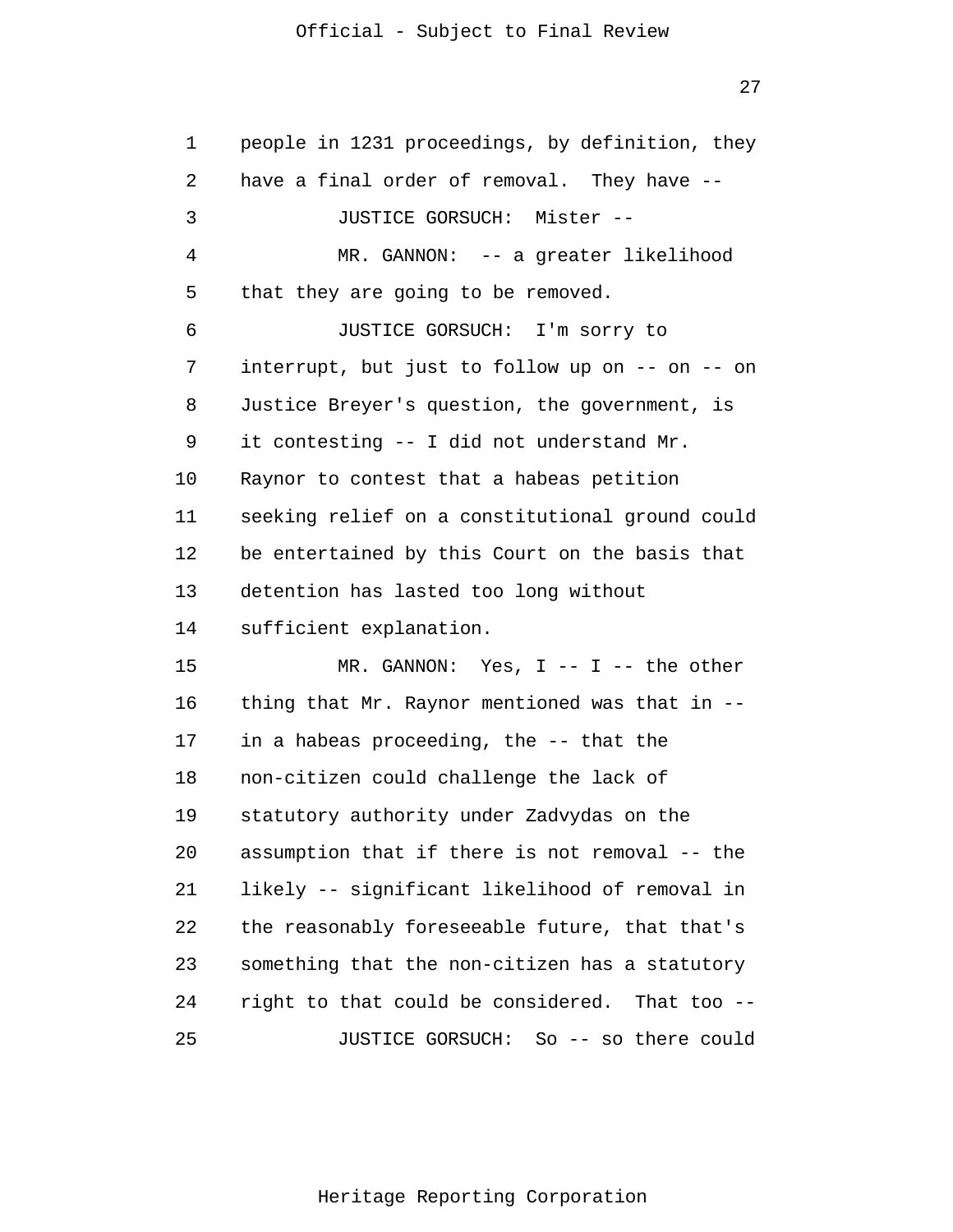people in 1231 proceedings, by definition, they have a final order of removal. They have --

JUSTICE GORSUCH: Mister --

MR. GANNON: -- a greater likelihood that they are going to be removed.

JUSTICE GORSUCH: I'm sorry to interrupt, but just to follow up on -- on -- on Justice Breyer's question, the government, is it contesting -- I did not understand Mr. Raynor to contest that a habeas petition seeking relief on a constitutional ground could be entertained by this Court on the basis that detention has lasted too long without sufficient explanation.

MR. GANNON: Yes, I -- I -- the other thing that Mr. Raynor mentioned was that in -- in a habeas proceeding, the -- that the non-citizen could challenge the lack of statutory authority under Zadvydas on the assumption that if there is not removal -- the likely -- significant likelihood of removal in the reasonably foreseeable future, that that's something that the non-citizen has a statutory right to that could be considered. That too --

JUSTICE GORSUCH: So -- so there could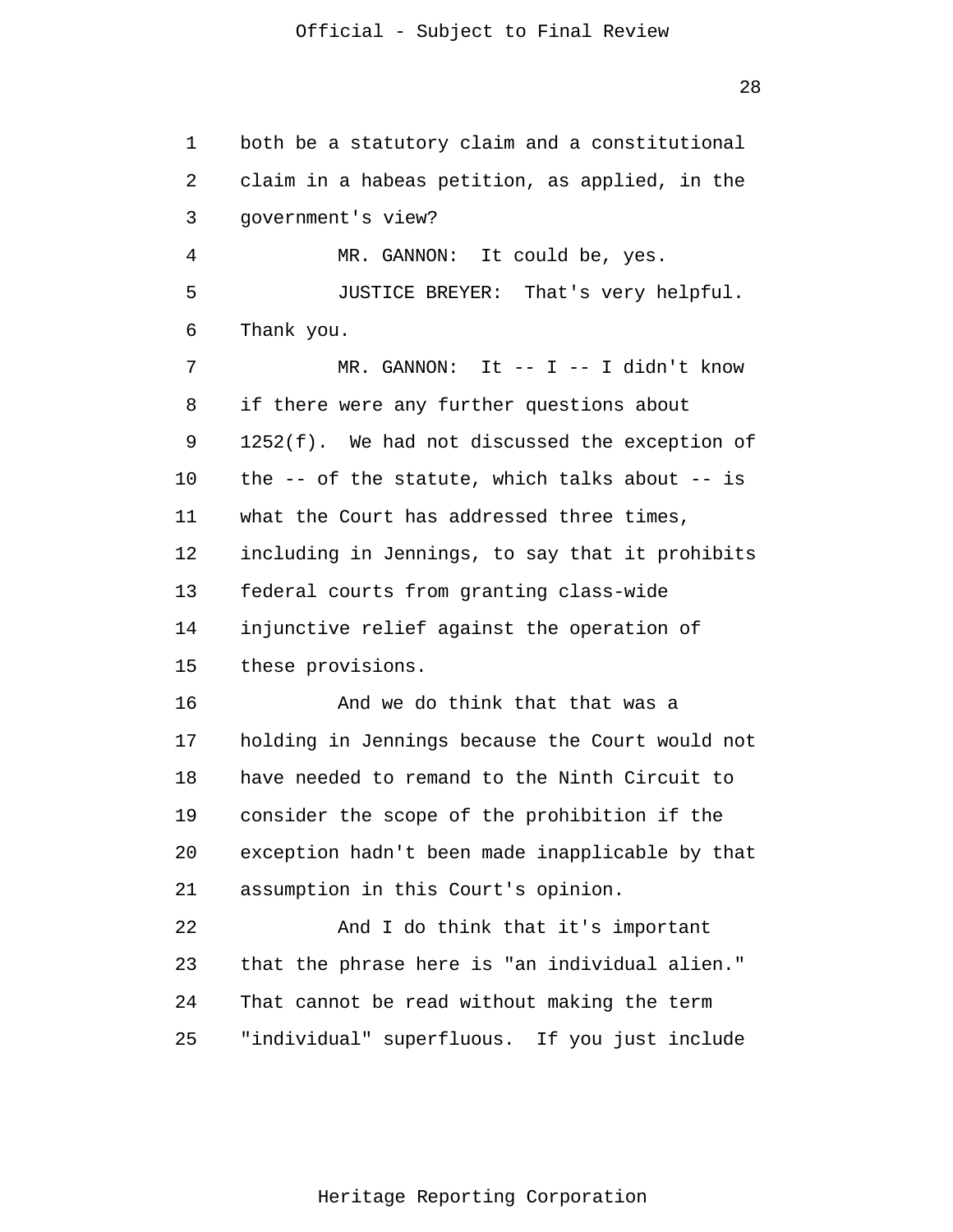both be a statutory claim and a constitutional claim in a habeas petition, as applied, in the government's view?

MR. GANNON: It could be, yes.

JUSTICE BREYER: That's very helpful. Thank you.

MR. GANNON: It -- I -- I didn't know if there were any further questions about 1252(f). We had not discussed the exception of the -- of the statute, which talks about -- is what the Court has addressed three times, including in Jennings, to say that it prohibits federal courts from granting class-wide injunctive relief against the operation of these provisions.

And we do think that that was a holding in Jennings because the Court would not have needed to remand to the Ninth Circuit to consider the scope of the prohibition if the exception hadn't been made inapplicable by that assumption in this Court's opinion.

And I do think that it's important that the phrase here is "an individual alien." That cannot be read without making the term "individual" superfluous. If you just include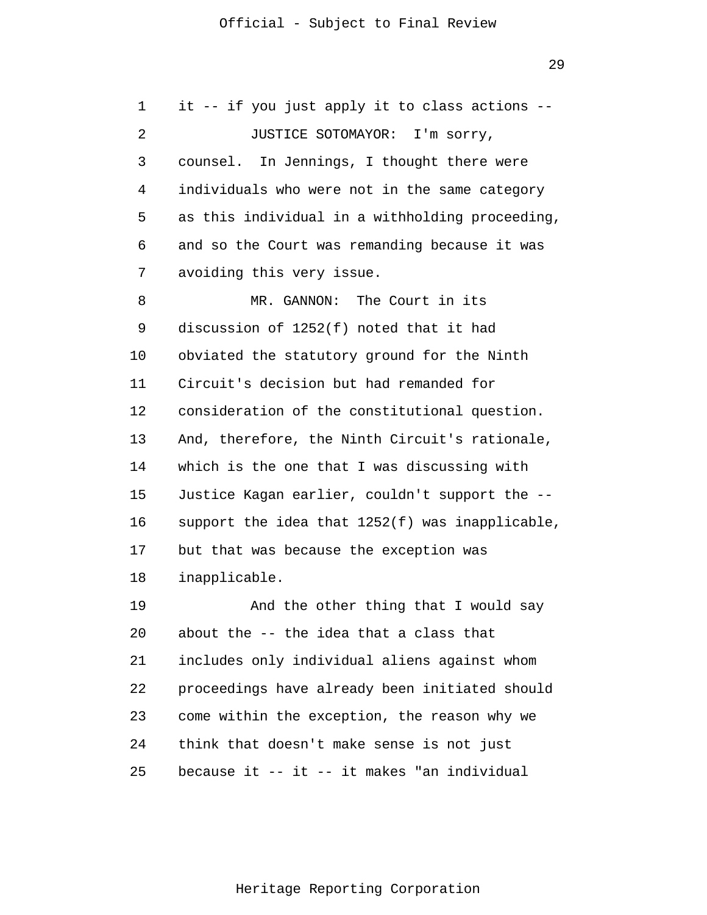it -- if you just apply it to class actions --

JUSTICE SOTOMAYOR: I'm sorry, counsel. In Jennings, I thought there were individuals who were not in the same category as this individual in a withholding proceeding, and so the Court was remanding because it was avoiding this very issue.

MR. GANNON: The Court in its discussion of 1252(f) noted that it had obviated the statutory ground for the Ninth Circuit's decision but had remanded for consideration of the constitutional question. And, therefore, the Ninth Circuit's rationale, which is the one that I was discussing with Justice Kagan earlier, couldn't support the -- support the idea that 1252(f) was inapplicable, but that was because the exception was inapplicable.

And the other thing that I would say about the -- the idea that a class that includes only individual aliens against whom proceedings have already been initiated should come within the exception, the reason why we think that doesn't make sense is not just because it -- it -- it makes "an individual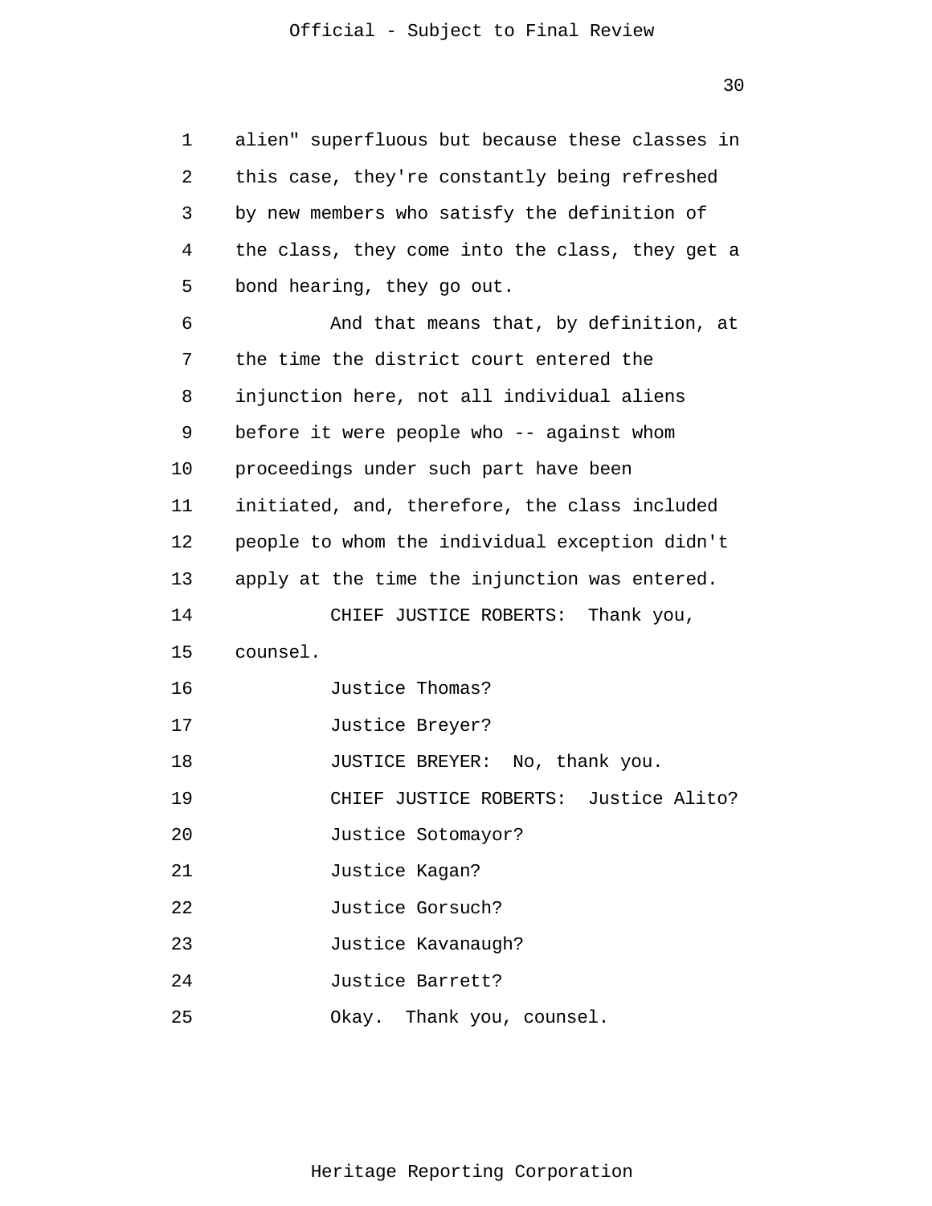alien" superfluous but because these classes in this case, they're constantly being refreshed by new members who satisfy the definition of the class, they come into the class, they get a bond hearing, they go out.

And that means that, by definition, at the time the district court entered the injunction here, not all individual aliens before it were people who -- against whom proceedings under such part have been initiated, and, therefore, the class included people to whom the individual exception didn't apply at the time the injunction was entered.

CHIEF JUSTICE ROBERTS: Thank you, counsel.

Justice Thomas?

Justice Breyer?

JUSTICE BREYER: No, thank you.

CHIEF JUSTICE ROBERTS: Justice Alito?

Justice Sotomayor?

Justice Kagan?

Justice Gorsuch?

Justice Kavanaugh?

Justice Barrett?

Okay. Thank you, counsel.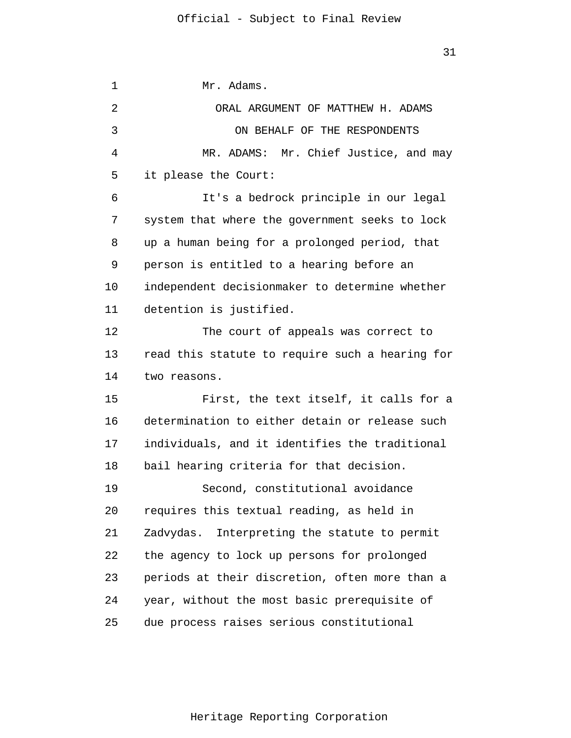Mr. Adams.

ORAL ARGUMENT OF MATTHEW H. ADAMS

ON BEHALF OF THE RESPONDENTS

MR. ADAMS: Mr. Chief Justice, and may it please the Court:

It's a bedrock principle in our legal system that where the government seeks to lock up a human being for a prolonged period, that person is entitled to a hearing before an independent decisionmaker to determine whether detention is justified.

The court of appeals was correct to read this statute to require such a hearing for two reasons.

First, the text itself, it calls for a determination to either detain or release such individuals, and it identifies the traditional bail hearing criteria for that decision.

Second, constitutional avoidance requires this textual reading, as held in Zadvydas. Interpreting the statute to permit the agency to lock up persons for prolonged periods at their discretion, often more than a year, without the most basic prerequisite of due process raises serious constitutional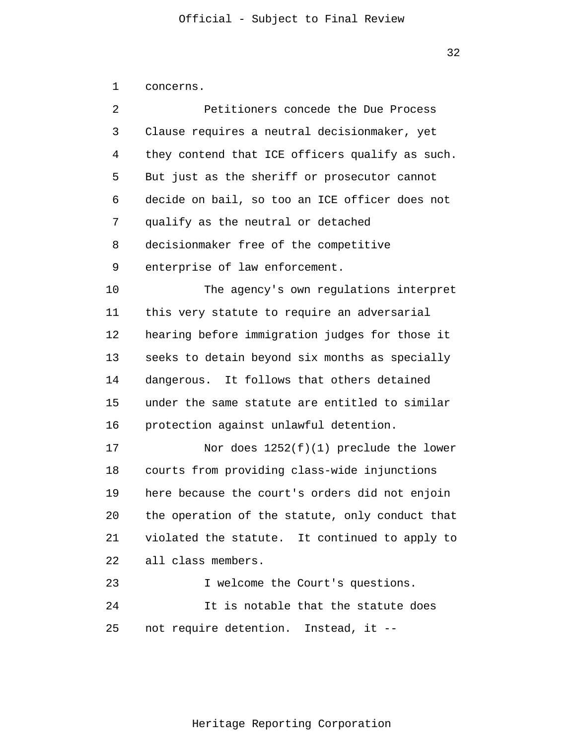concerns.

Petitioners concede the Due Process Clause requires a neutral decisionmaker, yet they contend that ICE officers qualify as such. But just as the sheriff or prosecutor cannot decide on bail, so too an ICE officer does not qualify as the neutral or detached decisionmaker free of the competitive enterprise of law enforcement.

The agency's own regulations interpret this very statute to require an adversarial hearing before immigration judges for those it seeks to detain beyond six months as specially dangerous. It follows that others detained under the same statute are entitled to similar protection against unlawful detention.

Nor does 1252(f)(1) preclude the lower courts from providing class-wide injunctions here because the court's orders did not enjoin the operation of the statute, only conduct that violated the statute. It continued to apply to all class members.

I welcome the Court's questions.

It is notable that the statute does not require detention. Instead, it --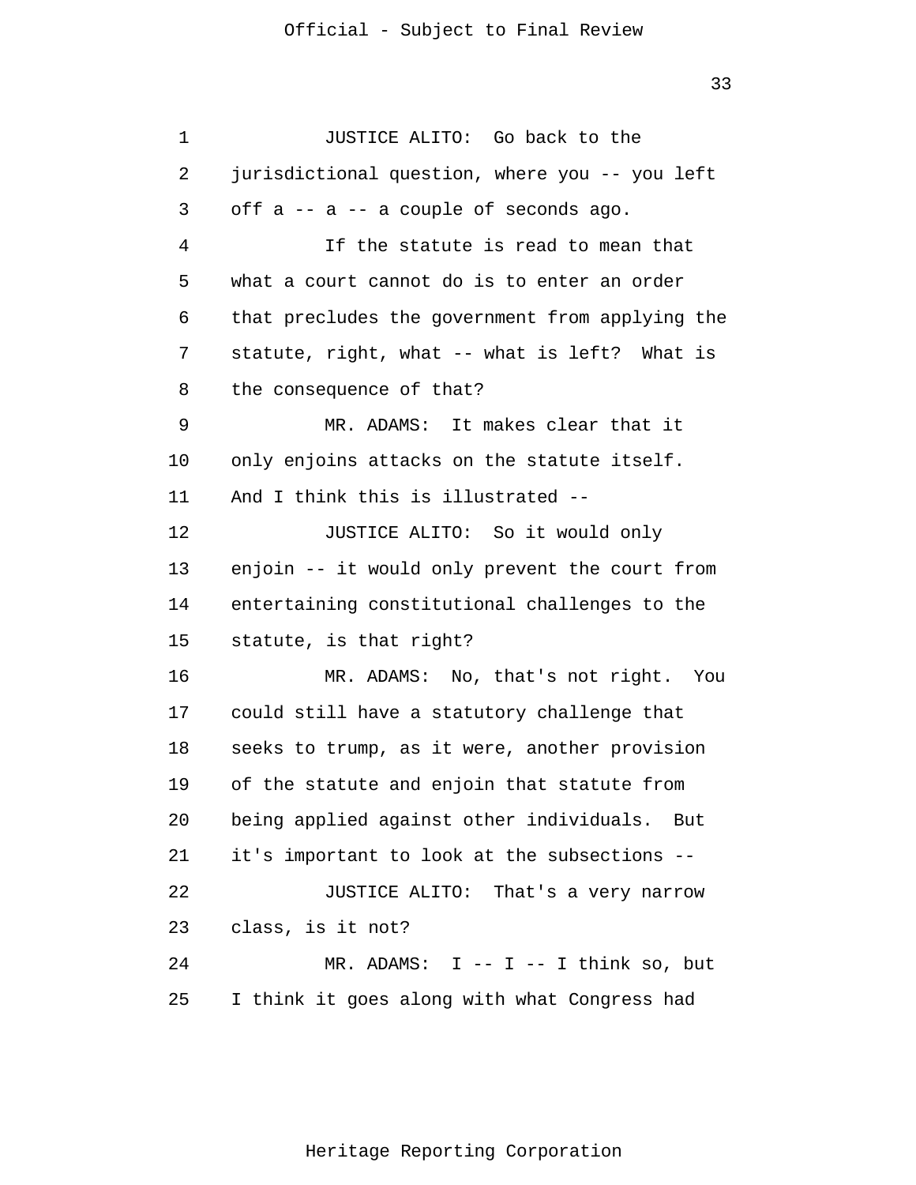JUSTICE ALITO: Go back to the jurisdictional question, where you -- you left off a -- a -- a couple of seconds ago.

If the statute is read to mean that what a court cannot do is to enter an order that precludes the government from applying the statute, right, what -- what is left? What is the consequence of that?

MR. ADAMS: It makes clear that it only enjoins attacks on the statute itself. And I think this is illustrated --

JUSTICE ALITO: So it would only enjoin -- it would only prevent the court from entertaining constitutional challenges to the statute, is that right?

MR. ADAMS: No, that's not right. You could still have a statutory challenge that seeks to trump, as it were, another provision of the statute and enjoin that statute from being applied against other individuals. But it's important to look at the subsections --

JUSTICE ALITO: That's a very narrow class, is it not?

MR. ADAMS: I -- I -- I think so, but I think it goes along with what Congress had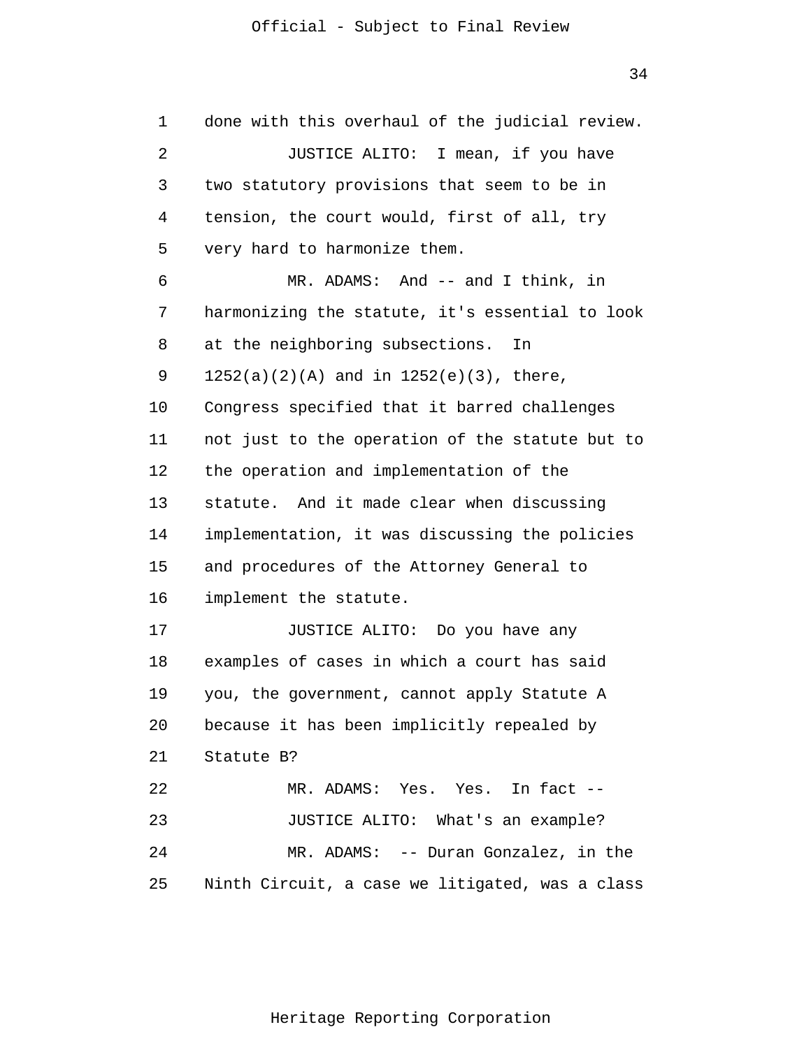done with this overhaul of the judicial review.

JUSTICE ALITO: I mean, if you have two statutory provisions that seem to be in tension, the court would, first of all, try very hard to harmonize them.

MR. ADAMS: And -- and I think, in harmonizing the statute, it's essential to look at the neighboring subsections. In 1252(a)(2)(A) and in 1252(e)(3), there, Congress specified that it barred challenges not just to the operation of the statute but to the operation and implementation of the statute. And it made clear when discussing implementation, it was discussing the policies and procedures of the Attorney General to implement the statute.

JUSTICE ALITO: Do you have any examples of cases in which a court has said you, the government, cannot apply Statute A because it has been implicitly repealed by Statute B?

MR. ADAMS: Yes. Yes. In fact --

JUSTICE ALITO: What's an example?

MR. ADAMS: -- Duran Gonzalez, in the Ninth Circuit, a case we litigated, was a class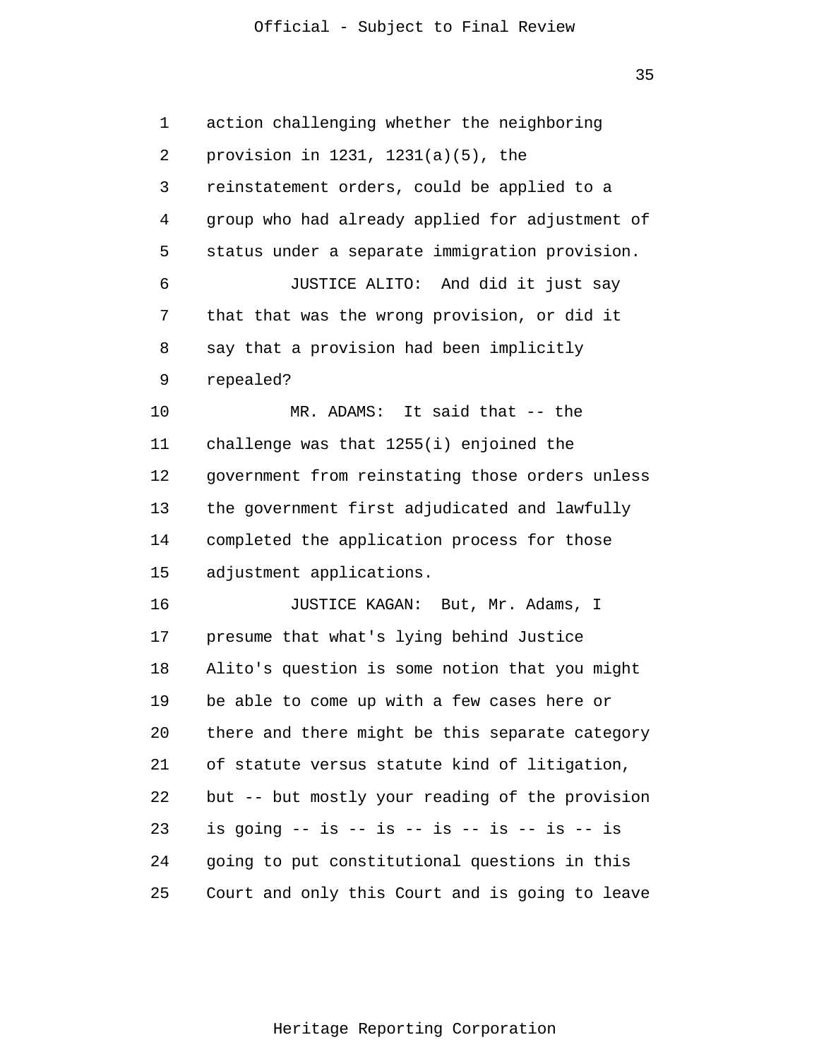action challenging whether the neighboring provision in 1231, 1231(a)(5), the reinstatement orders, could be applied to a group who had already applied for adjustment of status under a separate immigration provision.

JUSTICE ALITO: And did it just say that that was the wrong provision, or did it say that a provision had been implicitly repealed?

MR. ADAMS: It said that -- the challenge was that 1255(i) enjoined the government from reinstating those orders unless the government first adjudicated and lawfully completed the application process for those adjustment applications.

JUSTICE KAGAN: But, Mr. Adams, I presume that what's lying behind Justice Alito's question is some notion that you might be able to come up with a few cases here or there and there might be this separate category of statute versus statute kind of litigation, but -- but mostly your reading of the provision is going -- is -- is -- is -- is -- is -- is going to put constitutional questions in this Court and only this Court and is going to leave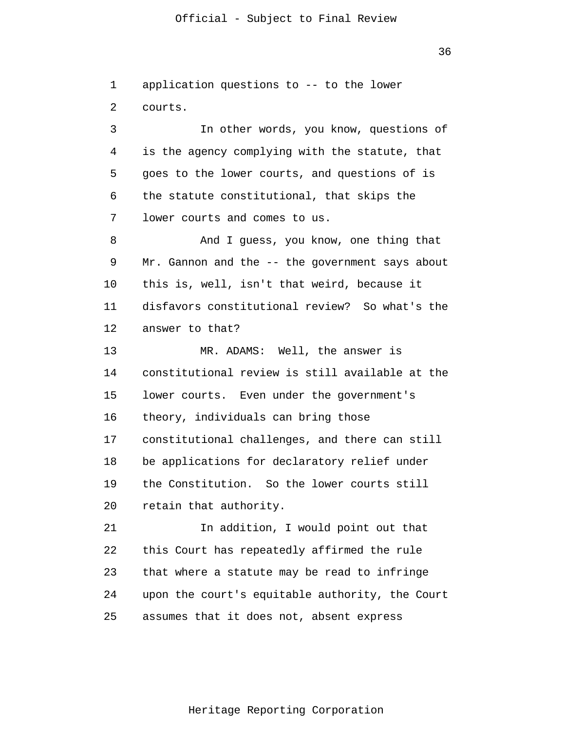application questions to -- to the lower courts.

In other words, you know, questions of is the agency complying with the statute, that goes to the lower courts, and questions of is the statute constitutional, that skips the lower courts and comes to us.

And I guess, you know, one thing that Mr. Gannon and the -- the government says about this is, well, isn't that weird, because it disfavors constitutional review? So what's the answer to that?

MR. ADAMS: Well, the answer is constitutional review is still available at the lower courts. Even under the government's theory, individuals can bring those constitutional challenges, and there can still be applications for declaratory relief under the Constitution. So the lower courts still retain that authority.

In addition, I would point out that this Court has repeatedly affirmed the rule that where a statute may be read to infringe upon the court's equitable authority, the Court assumes that it does not, absent express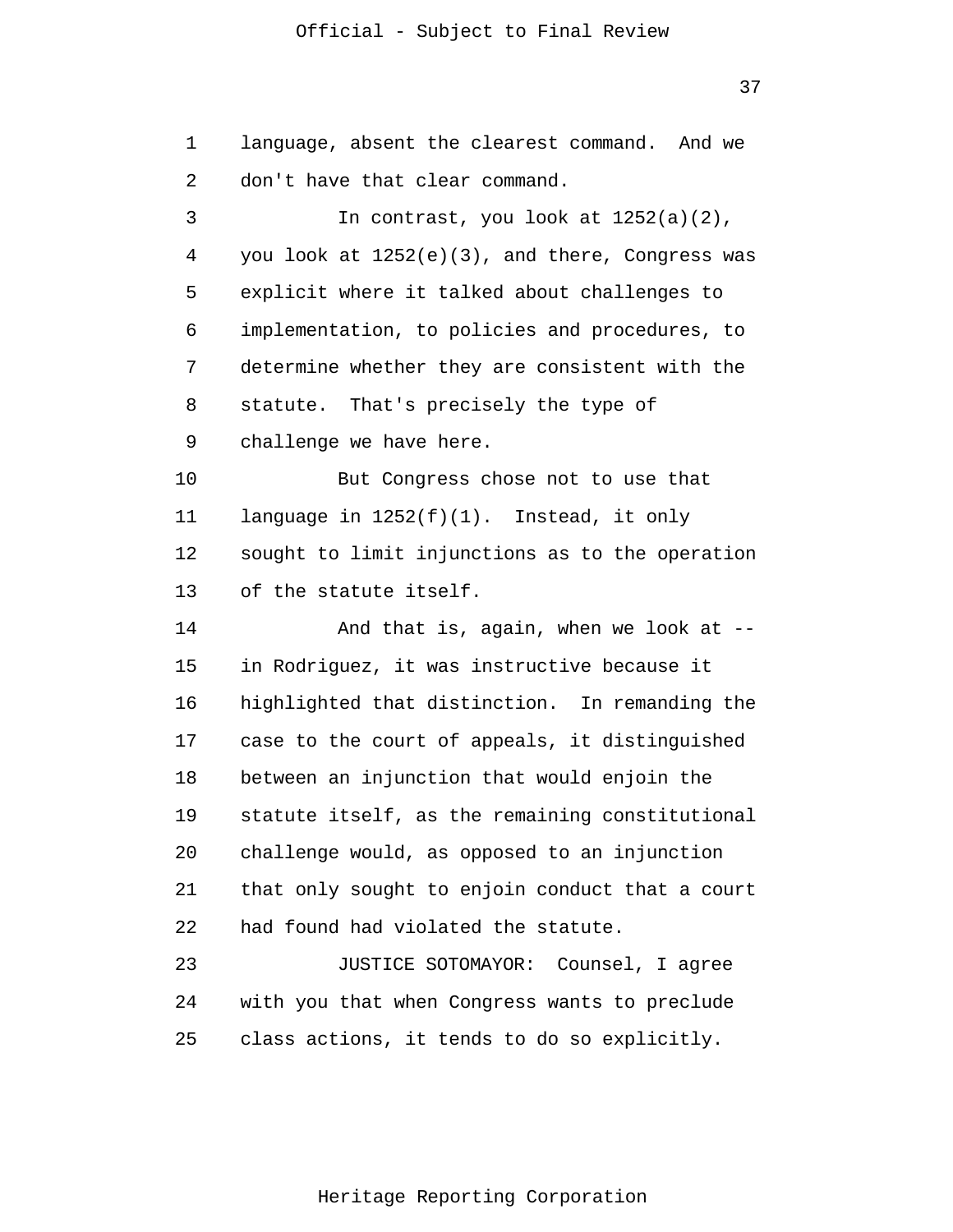language, absent the clearest command. And we don't have that clear command.

In contrast, you look at 1252(a)(2), you look at 1252(e)(3), and there, Congress was explicit where it talked about challenges to implementation, to policies and procedures, to determine whether they are consistent with the statute. That's precisely the type of challenge we have here.

But Congress chose not to use that language in 1252(f)(1). Instead, it only sought to limit injunctions as to the operation of the statute itself.

And that is, again, when we look at -- in Rodriguez, it was instructive because it highlighted that distinction. In remanding the case to the court of appeals, it distinguished between an injunction that would enjoin the statute itself, as the remaining constitutional challenge would, as opposed to an injunction that only sought to enjoin conduct that a court had found had violated the statute.

JUSTICE SOTOMAYOR: Counsel, I agree with you that when Congress wants to preclude class actions, it tends to do so explicitly.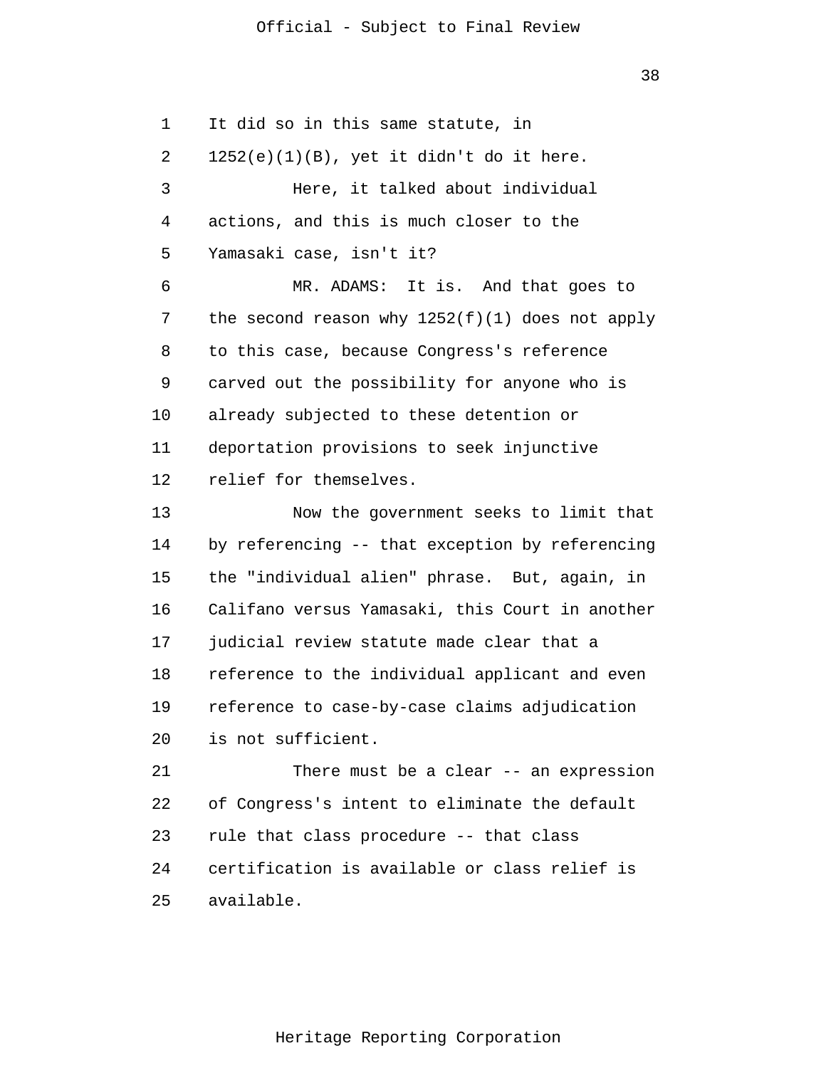It did so in this same statute, in 1252(e)(1)(B), yet it didn't do it here.

Here, it talked about individual actions, and this is much closer to the Yamasaki case, isn't it?

MR. ADAMS: It is. And that goes to the second reason why 1252(f)(1) does not apply to this case, because Congress's reference carved out the possibility for anyone who is already subjected to these detention or deportation provisions to seek injunctive relief for themselves.

Now the government seeks to limit that by referencing -- that exception by referencing the "individual alien" phrase. But, again, in Califano versus Yamasaki, this Court in another judicial review statute made clear that a reference to the individual applicant and even reference to case-by-case claims adjudication is not sufficient.

There must be a clear -- an expression of Congress's intent to eliminate the default rule that class procedure -- that class certification is available or class relief is available.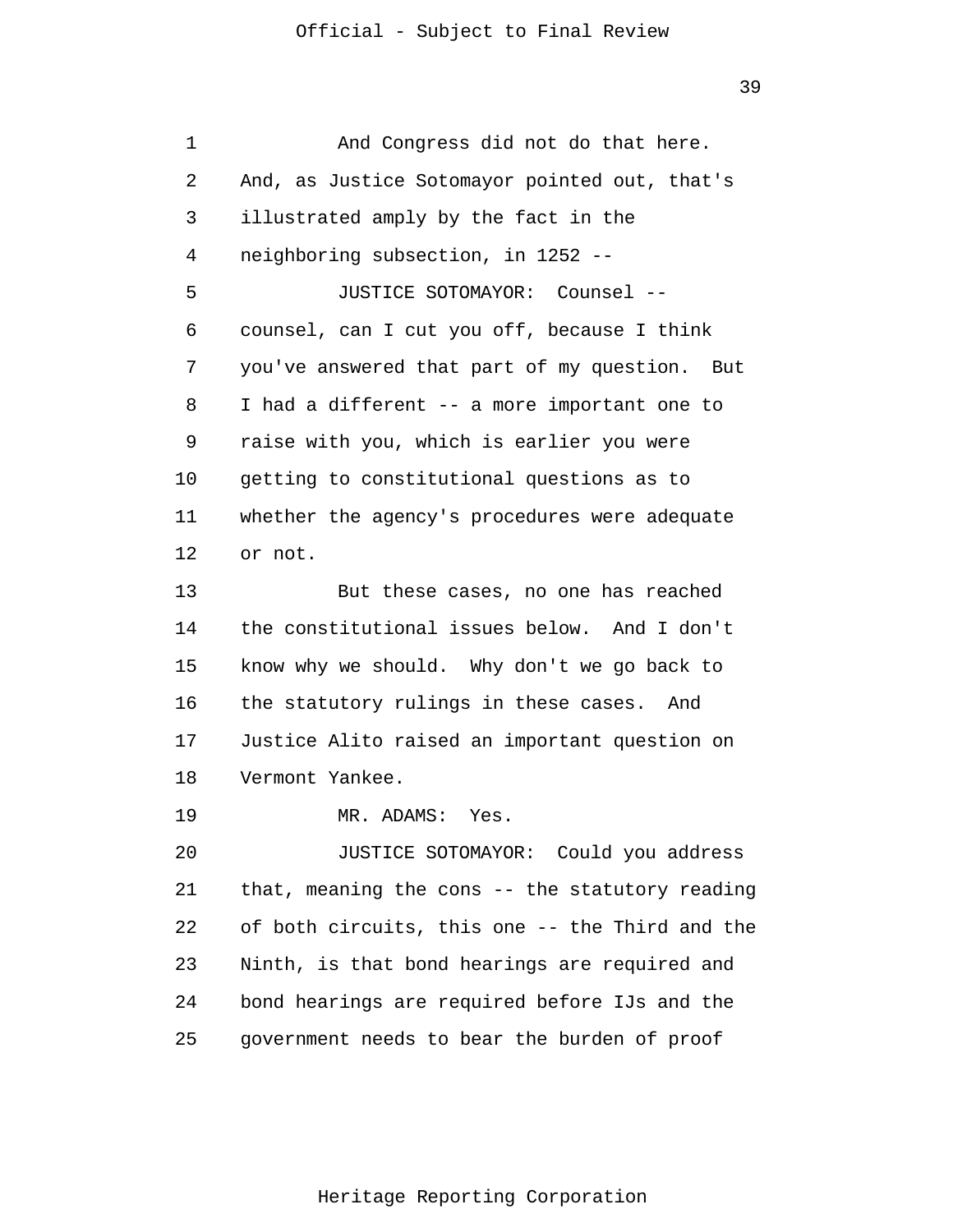And Congress did not do that here. And, as Justice Sotomayor pointed out, that's illustrated amply by the fact in the neighboring subsection, in 1252 --

JUSTICE SOTOMAYOR: Counsel -- counsel, can I cut you off, because I think you've answered that part of my question. But I had a different -- a more important one to raise with you, which is earlier you were getting to constitutional questions as to whether the agency's procedures were adequate or not.

But these cases, no one has reached the constitutional issues below. And I don't know why we should. Why don't we go back to the statutory rulings in these cases. And Justice Alito raised an important question on Vermont Yankee.

MR. ADAMS: Yes.

JUSTICE SOTOMAYOR: Could you address that, meaning the cons -- the statutory reading of both circuits, this one -- the Third and the Ninth, is that bond hearings are required and bond hearings are required before IJs and the government needs to bear the burden of proof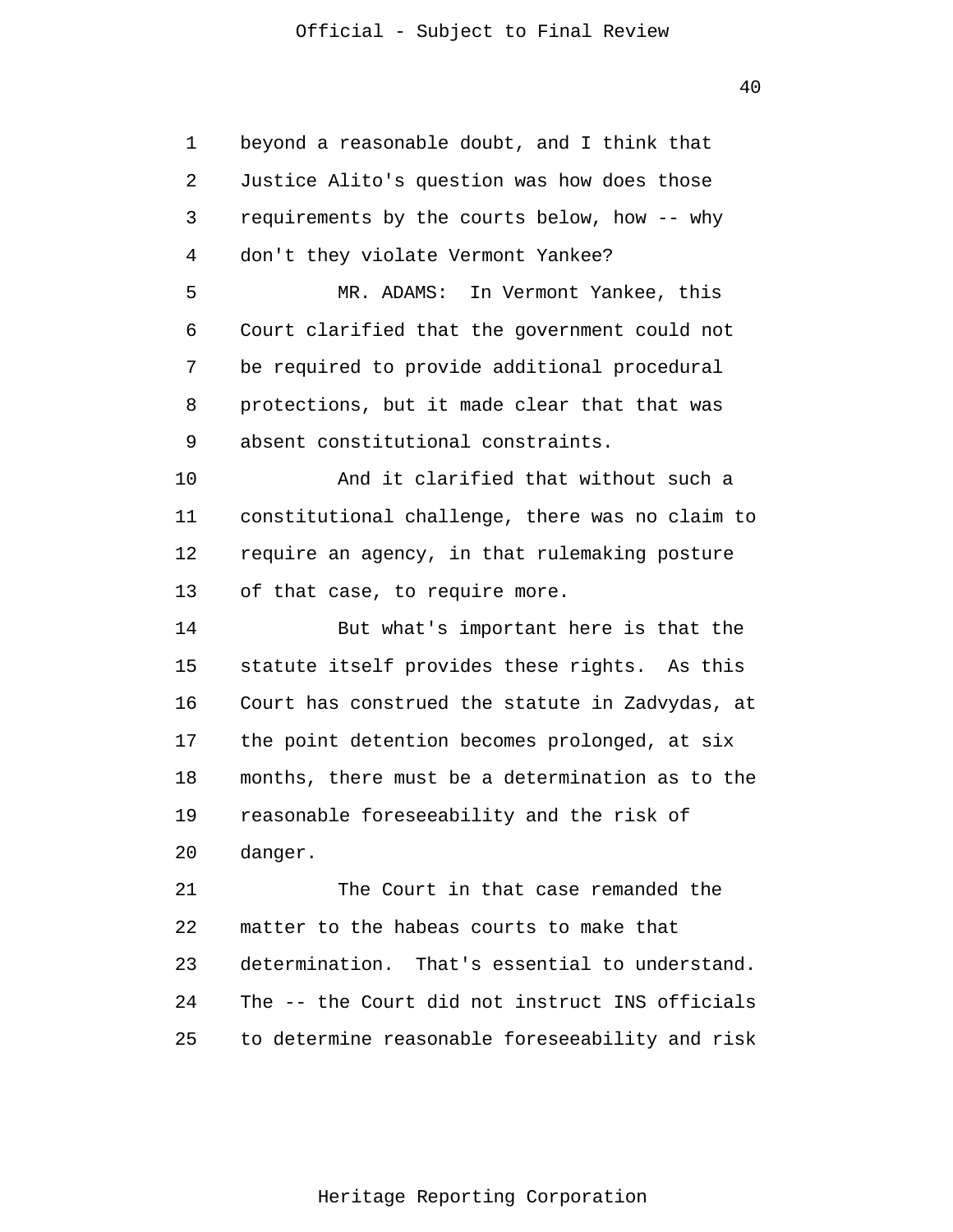beyond a reasonable doubt, and I think that Justice Alito's question was how does those requirements by the courts below, how -- why don't they violate Vermont Yankee?

MR. ADAMS: In Vermont Yankee, this Court clarified that the government could not be required to provide additional procedural protections, but it made clear that that was absent constitutional constraints.

And it clarified that without such a constitutional challenge, there was no claim to require an agency, in that rulemaking posture of that case, to require more.

But what's important here is that the statute itself provides these rights. As this Court has construed the statute in Zadvydas, at the point detention becomes prolonged, at six months, there must be a determination as to the reasonable foreseeability and the risk of danger.

The Court in that case remanded the matter to the habeas courts to make that determination. That's essential to understand. The -- the Court did not instruct INS officials to determine reasonable foreseeability and risk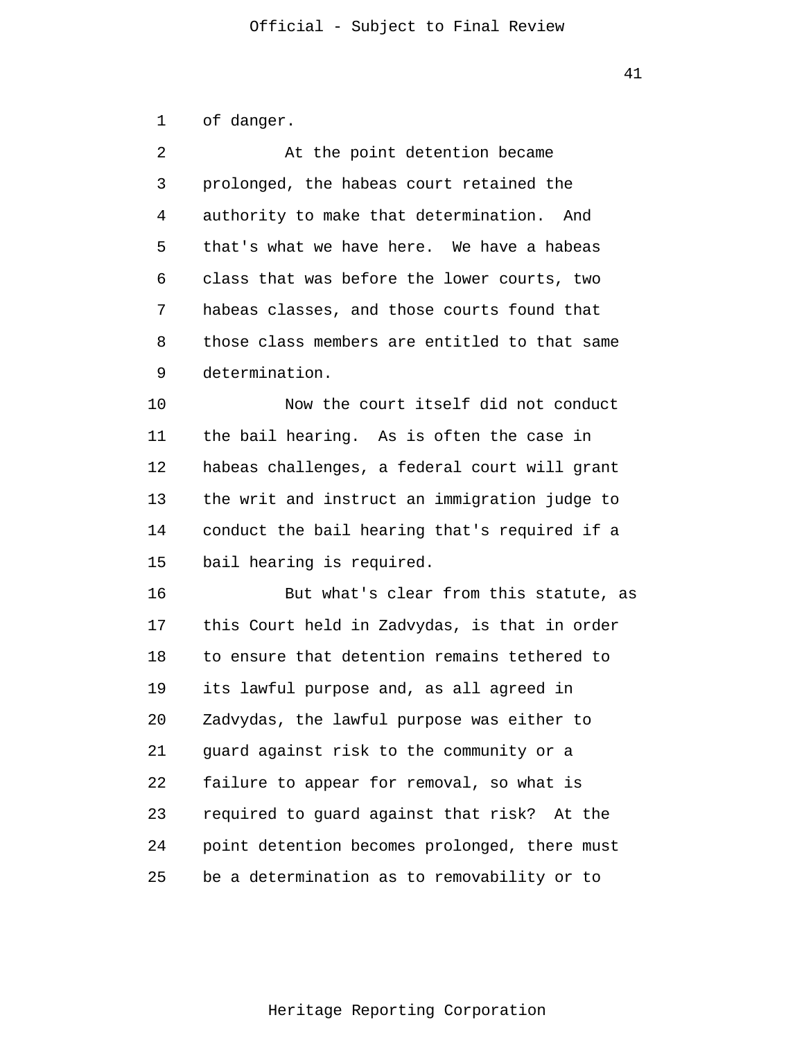of danger.

At the point detention became prolonged, the habeas court retained the authority to make that determination. And that's what we have here. We have a habeas class that was before the lower courts, two habeas classes, and those courts found that those class members are entitled to that same determination.

Now the court itself did not conduct the bail hearing. As is often the case in habeas challenges, a federal court will grant the writ and instruct an immigration judge to conduct the bail hearing that's required if a bail hearing is required.

But what's clear from this statute, as this Court held in Zadvydas, is that in order to ensure that detention remains tethered to its lawful purpose and, as all agreed in Zadvydas, the lawful purpose was either to guard against risk to the community or a failure to appear for removal, so what is required to guard against that risk? At the point detention becomes prolonged, there must be a determination as to removability or to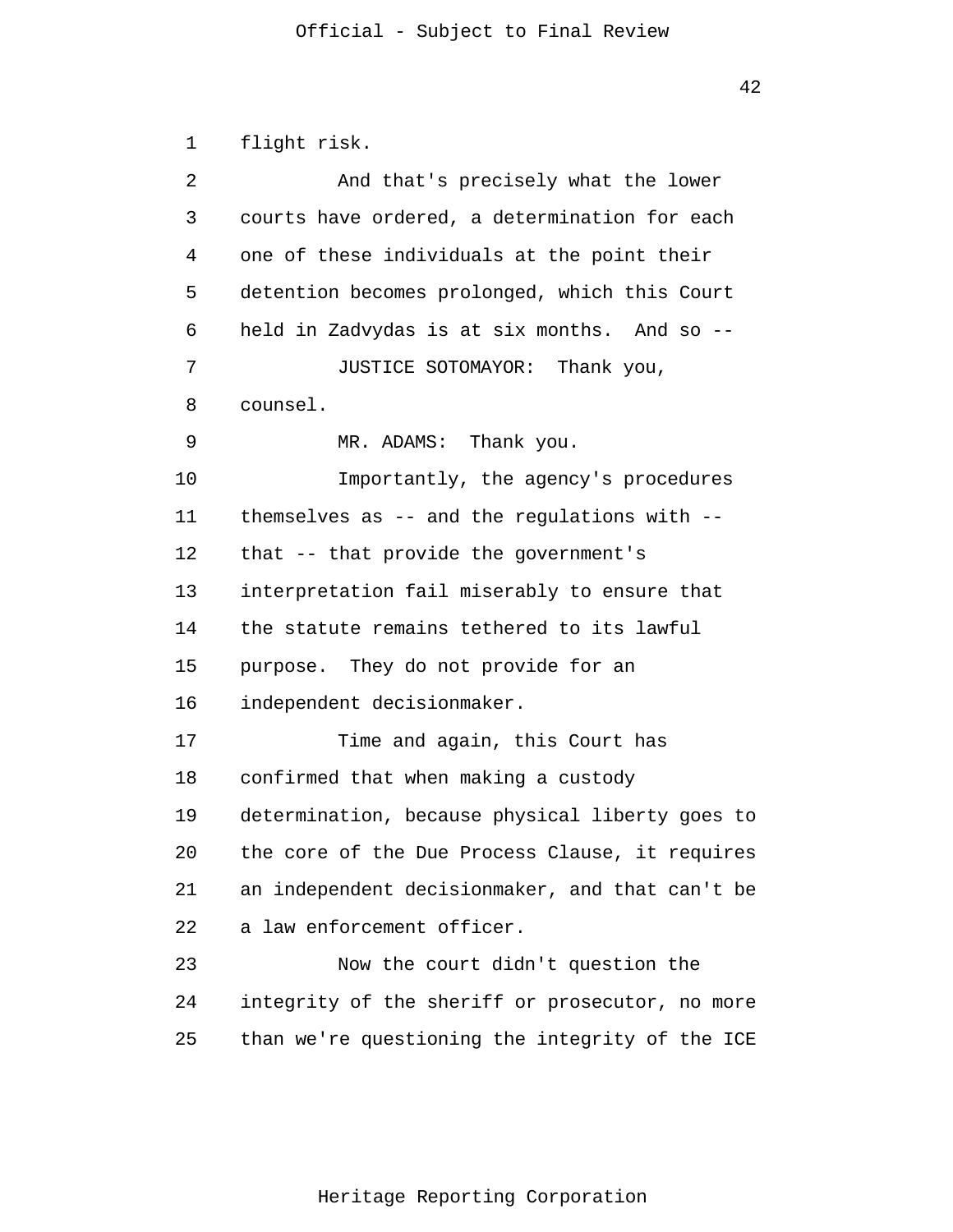flight risk.

And that's precisely what the lower courts have ordered, a determination for each one of these individuals at the point their detention becomes prolonged, which this Court held in Zadvydas is at six months. And so --

JUSTICE SOTOMAYOR: Thank you, counsel.

MR. ADAMS: Thank you.

Importantly, the agency's procedures themselves as -- and the regulations with -- that -- that provide the government's interpretation fail miserably to ensure that the statute remains tethered to its lawful purpose. They do not provide for an independent decisionmaker.

Time and again, this Court has confirmed that when making a custody determination, because physical liberty goes to the core of the Due Process Clause, it requires an independent decisionmaker, and that can't be a law enforcement officer.

Now the court didn't question the integrity of the sheriff or prosecutor, no more than we're questioning the integrity of the ICE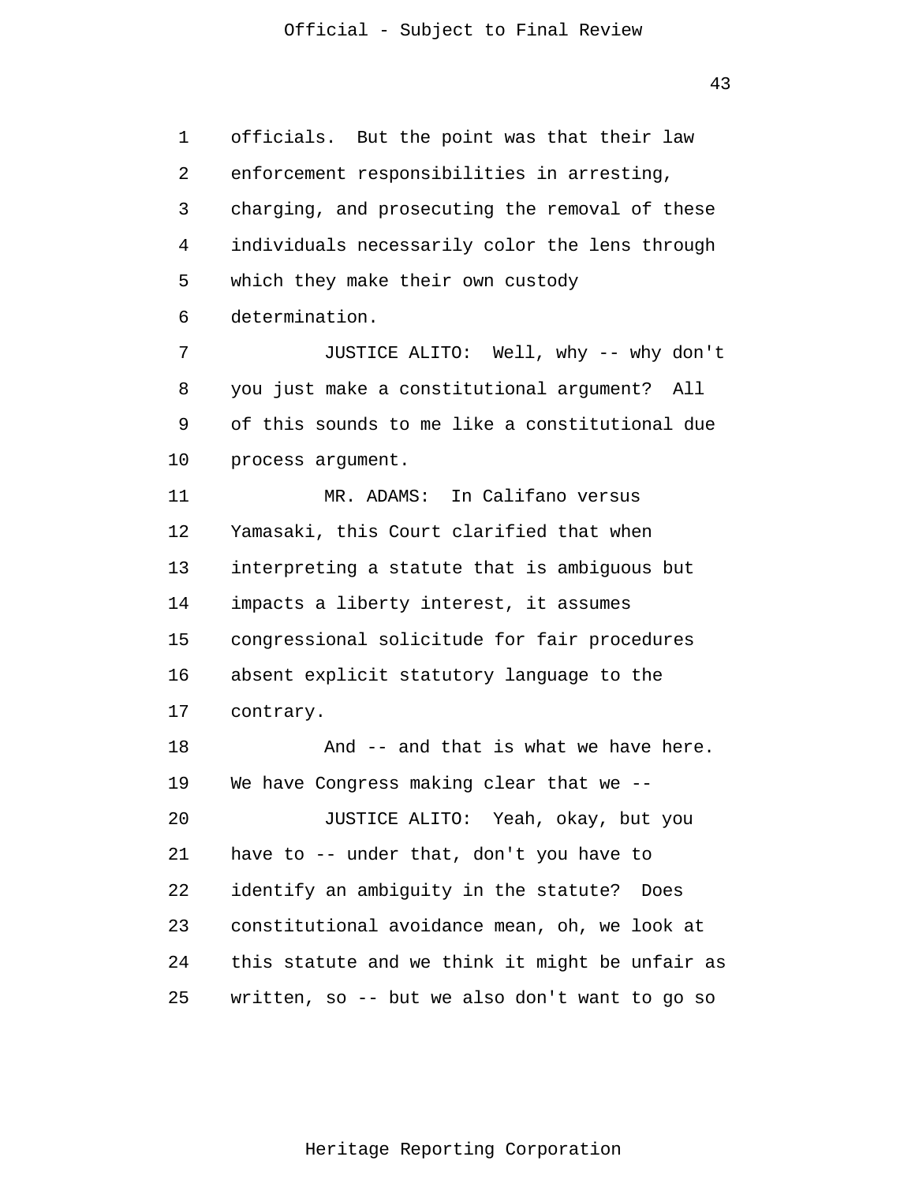officials. But the point was that their law enforcement responsibilities in arresting, charging, and prosecuting the removal of these individuals necessarily color the lens through which they make their own custody determination.

JUSTICE ALITO: Well, why -- why don't you just make a constitutional argument? All of this sounds to me like a constitutional due process argument.

MR. ADAMS: In Califano versus Yamasaki, this Court clarified that when interpreting a statute that is ambiguous but impacts a liberty interest, it assumes congressional solicitude for fair procedures absent explicit statutory language to the contrary.

And -- and that is what we have here. We have Congress making clear that we --

JUSTICE ALITO: Yeah, okay, but you have to -- under that, don't you have to identify an ambiguity in the statute? Does constitutional avoidance mean, oh, we look at this statute and we think it might be unfair as written, so -- but we also don't want to go so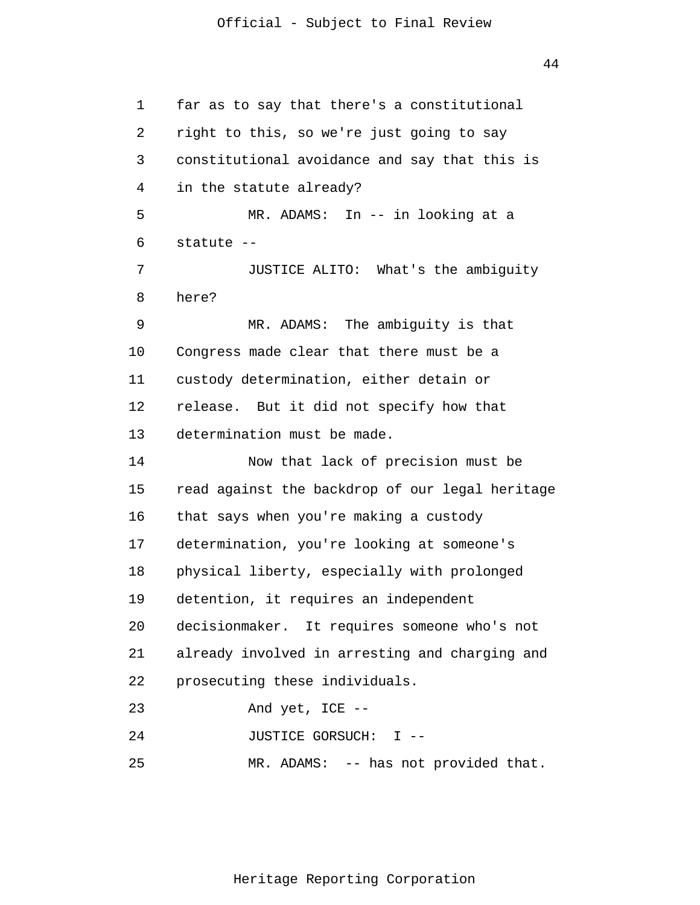far as to say that there's a constitutional right to this, so we're just going to say constitutional avoidance and say that this is in the statute already?

MR. ADAMS: In -- in looking at a statute --

JUSTICE ALITO: What's the ambiguity here?

MR. ADAMS: The ambiguity is that Congress made clear that there must be a custody determination, either detain or release. But it did not specify how that determination must be made.

Now that lack of precision must be read against the backdrop of our legal heritage that says when you're making a custody determination, you're looking at someone's physical liberty, especially with prolonged detention, it requires an independent decisionmaker. It requires someone who's not already involved in arresting and charging and prosecuting these individuals.

And yet, ICE --

JUSTICE GORSUCH: I --

MR. ADAMS: -- has not provided that.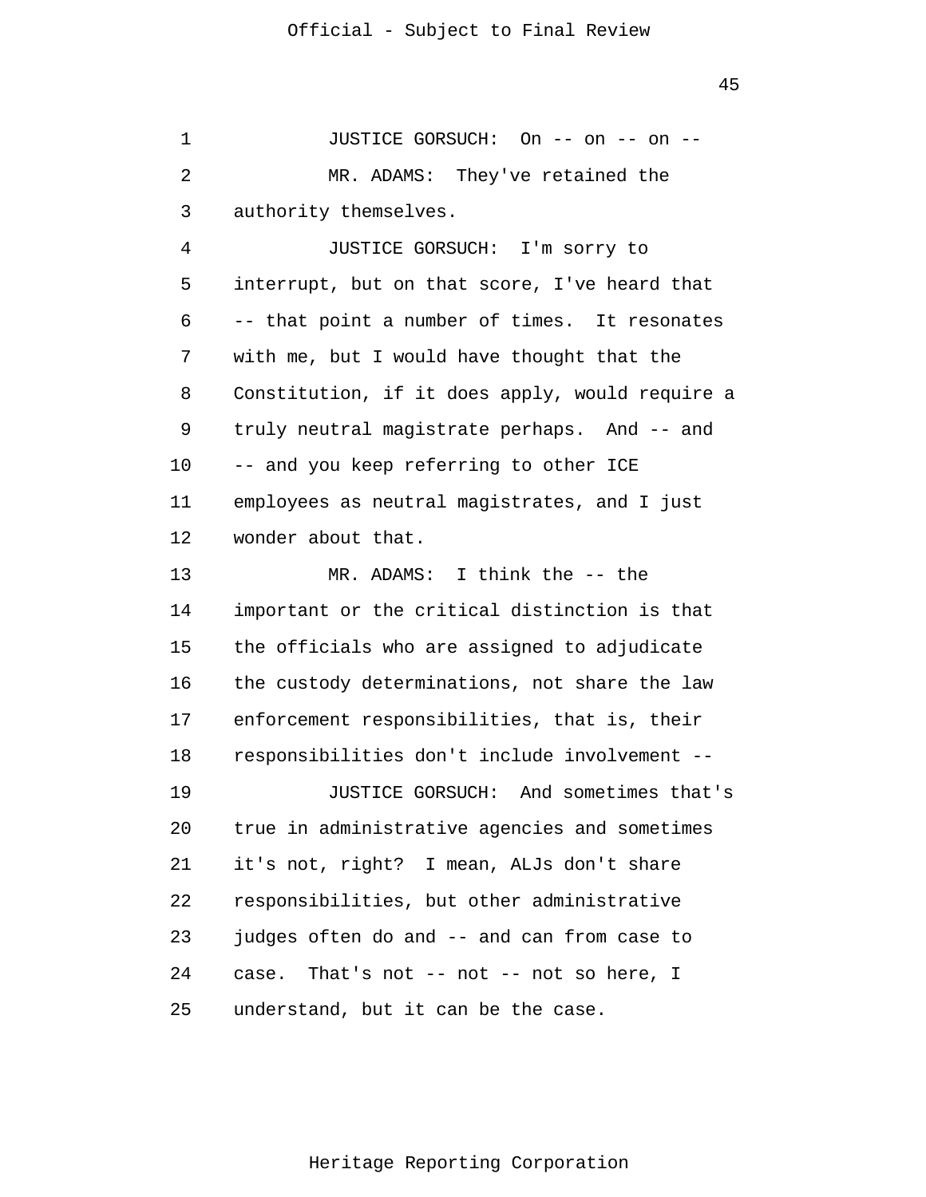JUSTICE GORSUCH: On -- on -- on --

MR. ADAMS: They've retained the authority themselves.

JUSTICE GORSUCH: I'm sorry to interrupt, but on that score, I've heard that -- that point a number of times. It resonates with me, but I would have thought that the Constitution, if it does apply, would require a truly neutral magistrate perhaps. And -- and -- and you keep referring to other ICE employees as neutral magistrates, and I just wonder about that.

MR. ADAMS: I think the -- the important or the critical distinction is that the officials who are assigned to adjudicate the custody determinations, not share the law enforcement responsibilities, that is, their responsibilities don't include involvement --

JUSTICE GORSUCH: And sometimes that's true in administrative agencies and sometimes it's not, right? I mean, ALJs don't share responsibilities, but other administrative judges often do and -- and can from case to case. That's not -- not -- not so here, I understand, but it can be the case.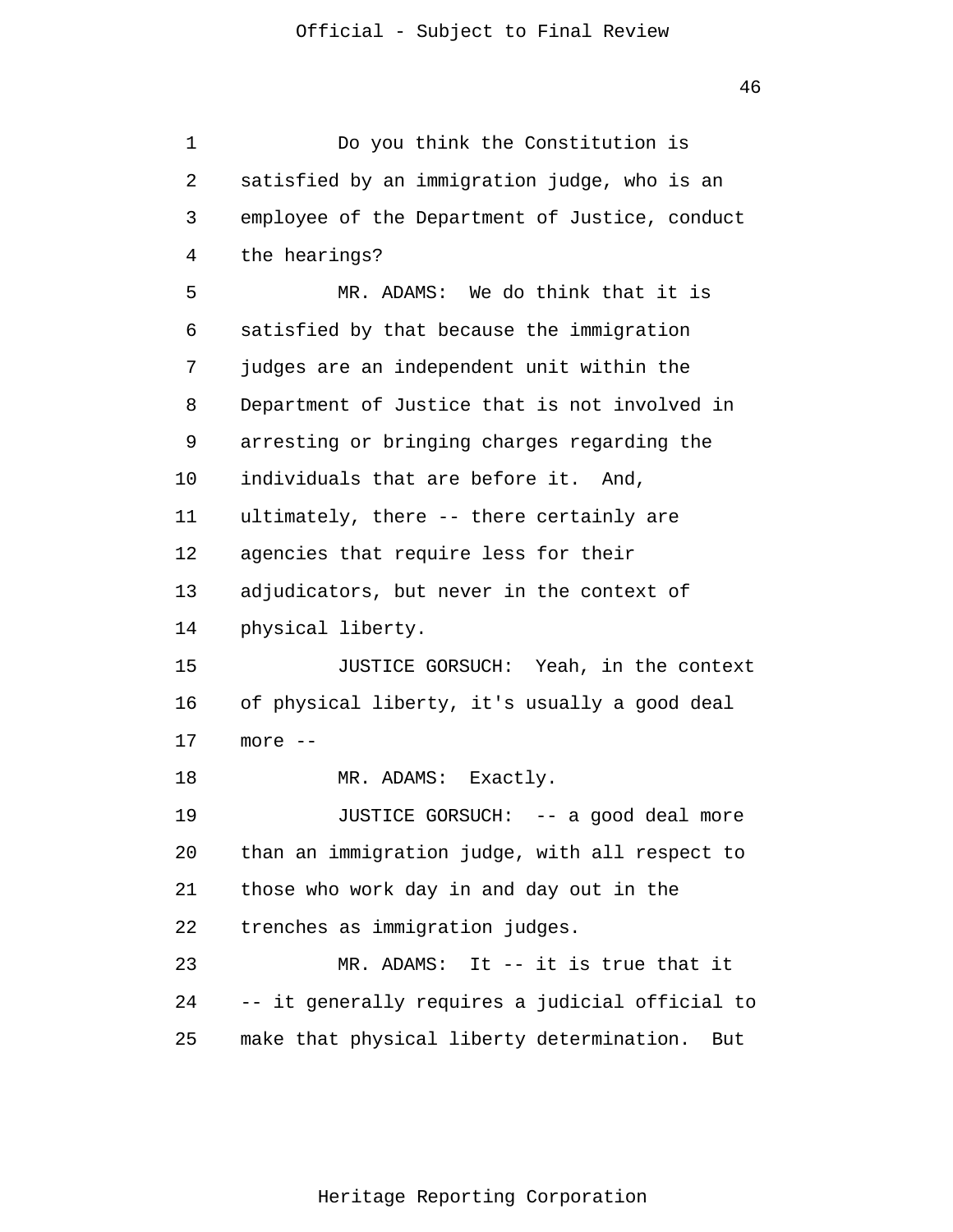Do you think the Constitution is satisfied by an immigration judge, who is an employee of the Department of Justice, conduct the hearings?

MR. ADAMS: We do think that it is satisfied by that because the immigration judges are an independent unit within the Department of Justice that is not involved in arresting or bringing charges regarding the individuals that are before it. And, ultimately, there -- there certainly are agencies that require less for their adjudicators, but never in the context of physical liberty.

JUSTICE GORSUCH: Yeah, in the context of physical liberty, it's usually a good deal more --

MR. ADAMS: Exactly.

JUSTICE GORSUCH: -- a good deal more than an immigration judge, with all respect to those who work day in and day out in the trenches as immigration judges.

MR. ADAMS: It -- it is true that it -- it generally requires a judicial official to make that physical liberty determination. But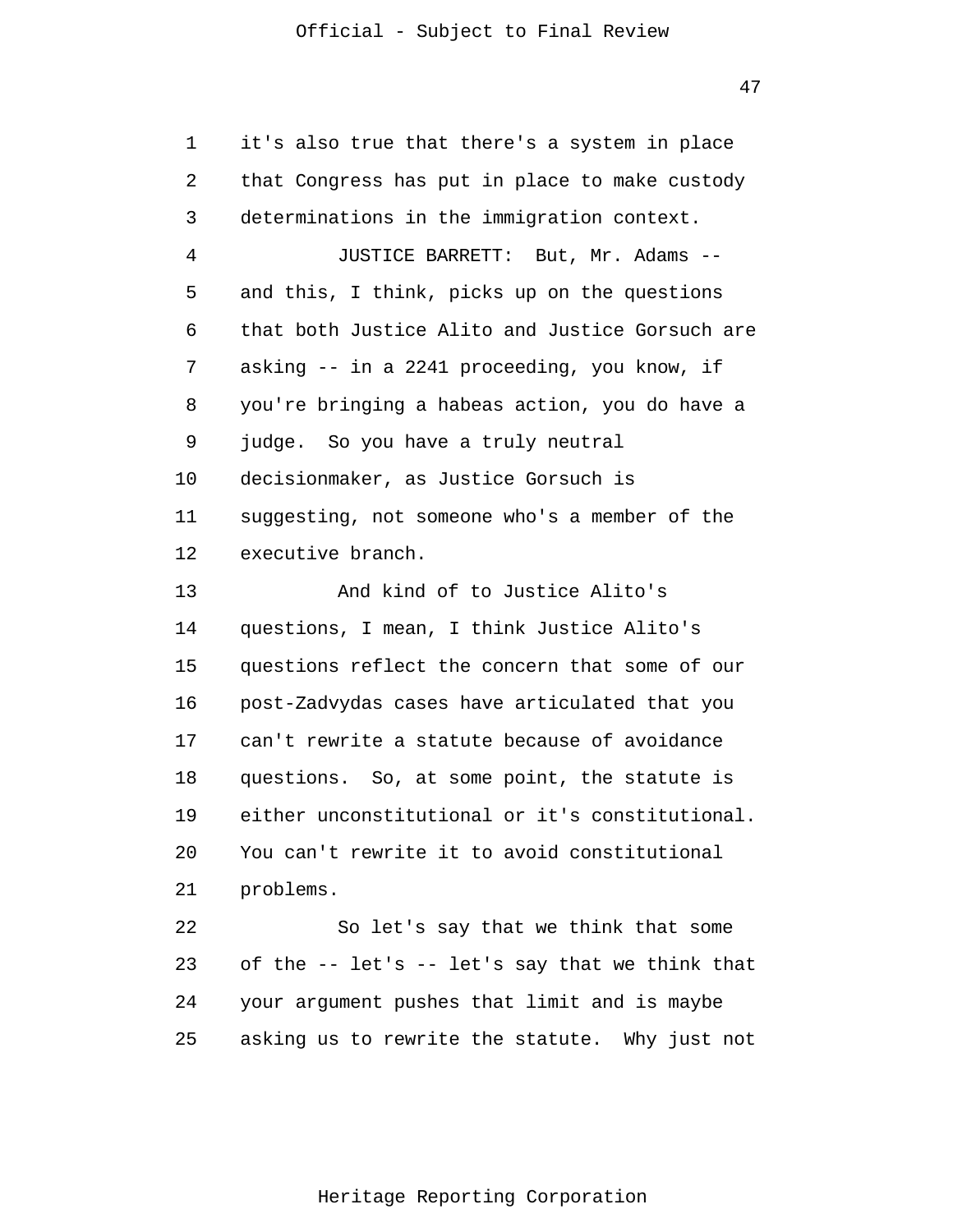it's also true that there's a system in place that Congress has put in place to make custody determinations in the immigration context.

JUSTICE BARRETT: But, Mr. Adams -- and this, I think, picks up on the questions that both Justice Alito and Justice Gorsuch are asking -- in a 2241 proceeding, you know, if you're bringing a habeas action, you do have a judge. So you have a truly neutral decisionmaker, as Justice Gorsuch is suggesting, not someone who's a member of the executive branch.

And kind of to Justice Alito's questions, I mean, I think Justice Alito's questions reflect the concern that some of our post-Zadvydas cases have articulated that you can't rewrite a statute because of avoidance questions. So, at some point, the statute is either unconstitutional or it's constitutional. You can't rewrite it to avoid constitutional problems.

So let's say that we think that some of the -- let's -- let's say that we think that your argument pushes that limit and is maybe asking us to rewrite the statute. Why just not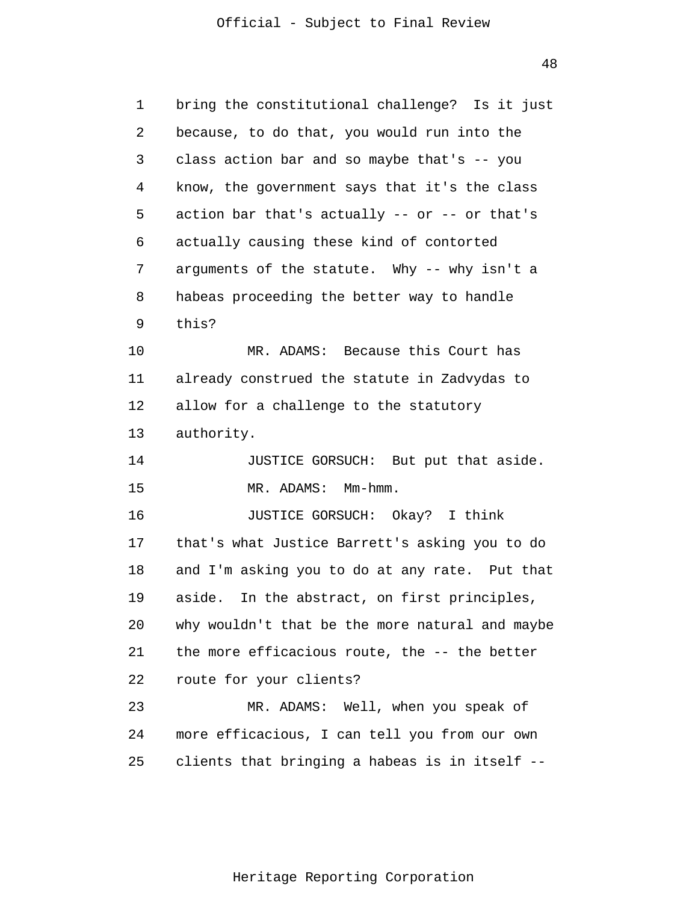bring the constitutional challenge? Is it just because, to do that, you would run into the class action bar and so maybe that's -- you know, the government says that it's the class action bar that's actually -- or -- or that's actually causing these kind of contorted arguments of the statute. Why -- why isn't a habeas proceeding the better way to handle this?

MR. ADAMS: Because this Court has already construed the statute in Zadvydas to allow for a challenge to the statutory authority.

JUSTICE GORSUCH: But put that aside.

MR. ADAMS: Mm-hmm.

JUSTICE GORSUCH: Okay? I think that's what Justice Barrett's asking you to do and I'm asking you to do at any rate. Put that aside. In the abstract, on first principles, why wouldn't that be the more natural and maybe the more efficacious route, the -- the better route for your clients?

MR. ADAMS: Well, when you speak of more efficacious, I can tell you from our own clients that bringing a habeas is in itself --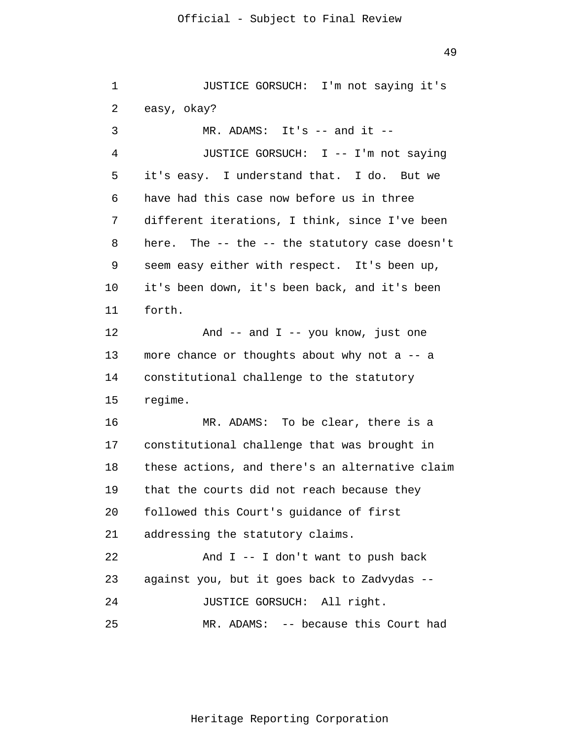JUSTICE GORSUCH: I'm not saying it's easy, okay?

MR. ADAMS: It's -- and it --

JUSTICE GORSUCH: I -- I'm not saying it's easy. I understand that. I do. But we have had this case now before us in three different iterations, I think, since I've been here. The -- the -- the statutory case doesn't seem easy either with respect. It's been up, it's been down, it's been back, and it's been forth.

And -- and I -- you know, just one more chance or thoughts about why not a -- a constitutional challenge to the statutory regime.

MR. ADAMS: To be clear, there is a constitutional challenge that was brought in these actions, and there's an alternative claim that the courts did not reach because they followed this Court's guidance of first addressing the statutory claims.

And I -- I don't want to push back against you, but it goes back to Zadvydas --

JUSTICE GORSUCH: All right.

MR. ADAMS: -- because this Court had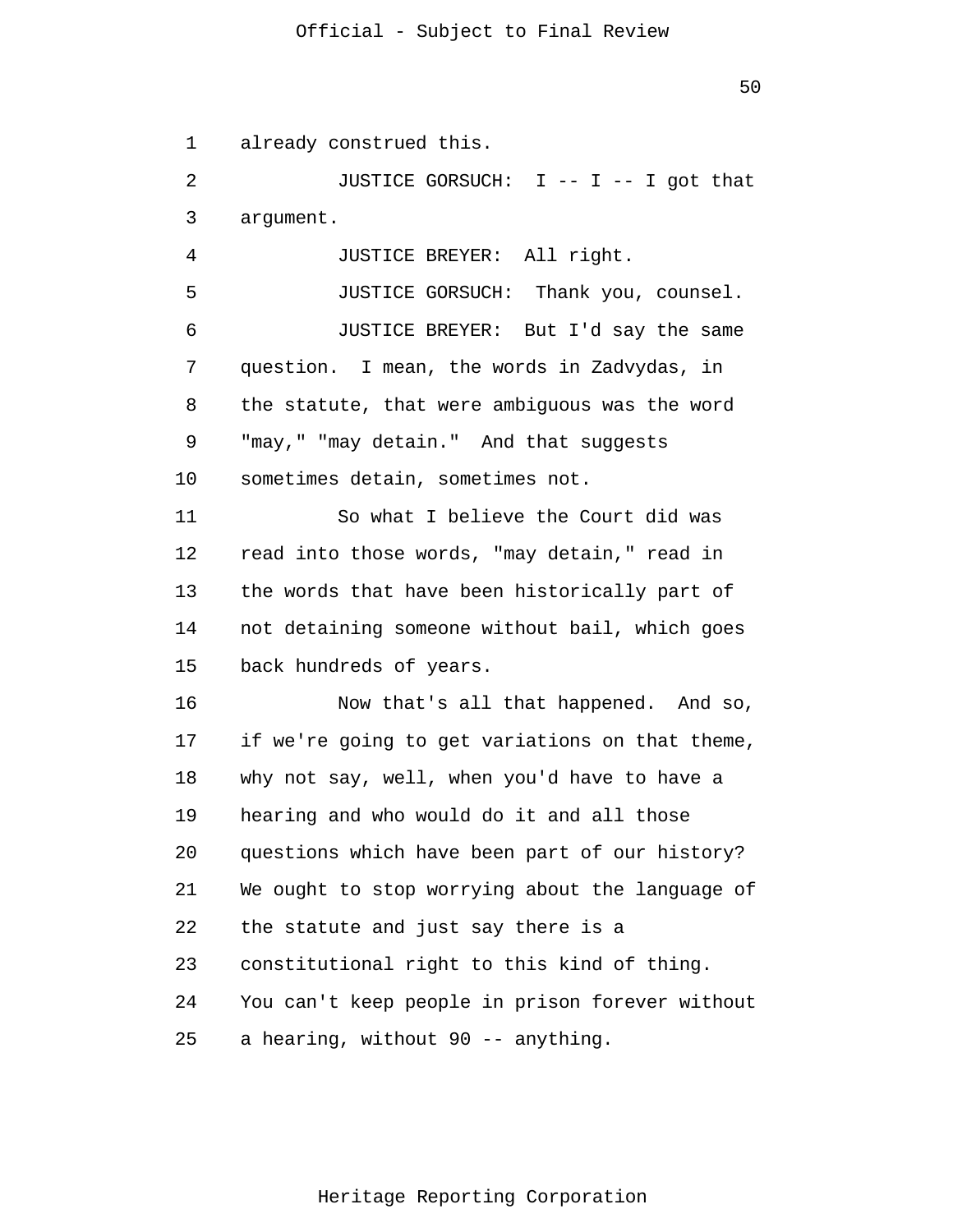already construed this.

JUSTICE GORSUCH: I -- I -- I got that argument.

JUSTICE BREYER: All right.

JUSTICE GORSUCH: Thank you, counsel.

JUSTICE BREYER: But I'd say the same question. I mean, the words in Zadvydas, in the statute, that were ambiguous was the word "may," "may detain." And that suggests sometimes detain, sometimes not.

So what I believe the Court did was read into those words, "may detain," read in the words that have been historically part of not detaining someone without bail, which goes back hundreds of years.

Now that's all that happened. And so, if we're going to get variations on that theme, why not say, well, when you'd have to have a hearing and who would do it and all those questions which have been part of our history? We ought to stop worrying about the language of the statute and just say there is a constitutional right to this kind of thing. You can't keep people in prison forever without a hearing, without 90 -- anything.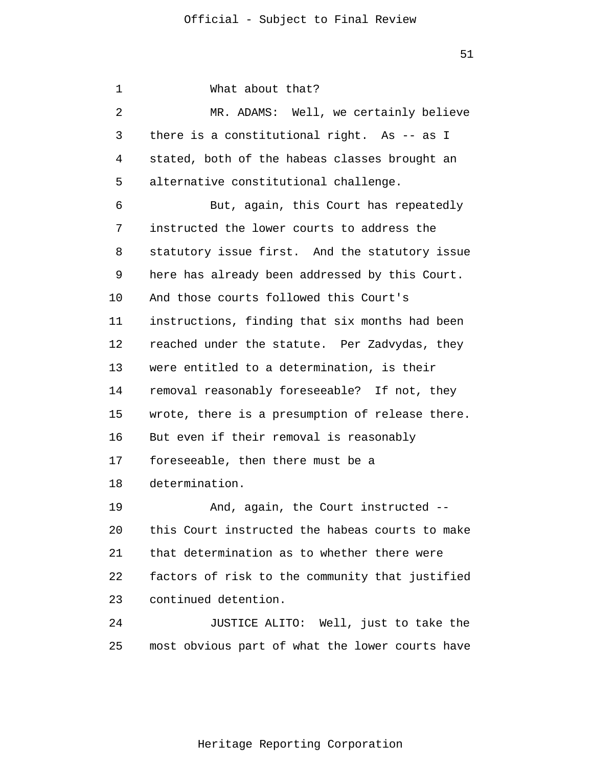What about that?

MR. ADAMS: Well, we certainly believe there is a constitutional right. As -- as I stated, both of the habeas classes brought an alternative constitutional challenge.

But, again, this Court has repeatedly instructed the lower courts to address the statutory issue first. And the statutory issue here has already been addressed by this Court. And those courts followed this Court's instructions, finding that six months had been reached under the statute. Per Zadvydas, they were entitled to a determination, is their removal reasonably foreseeable? If not, they wrote, there is a presumption of release there. But even if their removal is reasonably foreseeable, then there must be a determination.

And, again, the Court instructed -- this Court instructed the habeas courts to make that determination as to whether there were factors of risk to the community that justified continued detention.

JUSTICE ALITO: Well, just to take the most obvious part of what the lower courts have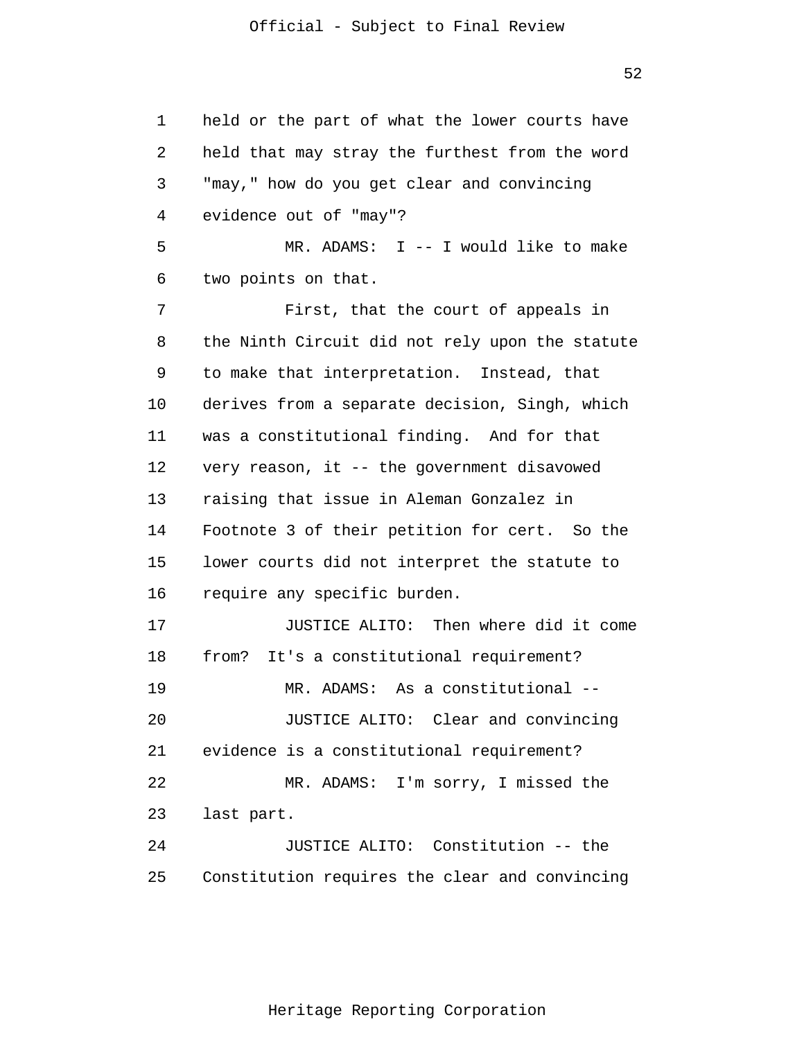held or the part of what the lower courts have held that may stray the furthest from the word "may," how do you get clear and convincing evidence out of "may"?

MR. ADAMS: I -- I would like to make two points on that.

First, that the court of appeals in the Ninth Circuit did not rely upon the statute to make that interpretation. Instead, that derives from a separate decision, Singh, which was a constitutional finding. And for that very reason, it -- the government disavowed raising that issue in Aleman Gonzalez in Footnote 3 of their petition for cert. So the lower courts did not interpret the statute to require any specific burden.

JUSTICE ALITO: Then where did it come from? It's a constitutional requirement?

MR. ADAMS: As a constitutional --

JUSTICE ALITO: Clear and convincing evidence is a constitutional requirement?

MR. ADAMS: I'm sorry, I missed the last part.

JUSTICE ALITO: Constitution -- the Constitution requires the clear and convincing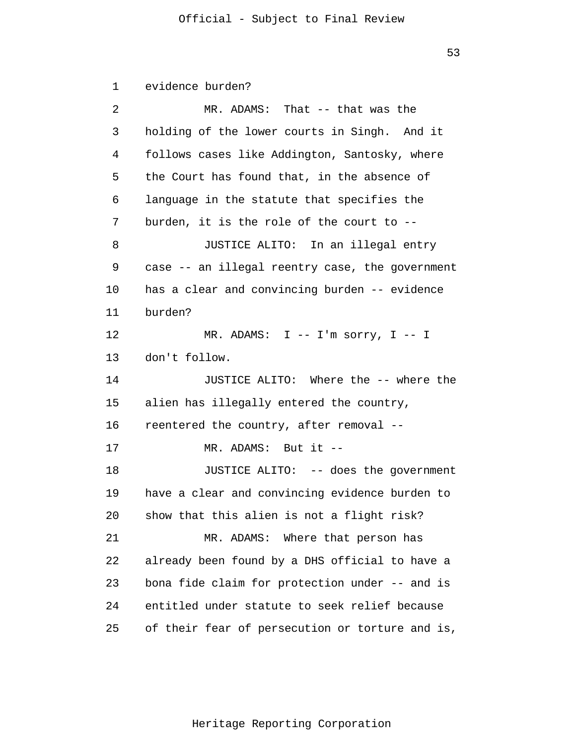evidence burden?

MR. ADAMS: That -- that was the holding of the lower courts in Singh. And it follows cases like Addington, Santosky, where the Court has found that, in the absence of language in the statute that specifies the burden, it is the role of the court to --

JUSTICE ALITO: In an illegal entry case -- an illegal reentry case, the government has a clear and convincing burden -- evidence burden?

MR. ADAMS: I -- I'm sorry, I -- I don't follow.

JUSTICE ALITO: Where the -- where the alien has illegally entered the country, reentered the country, after removal --

MR. ADAMS: But it --

JUSTICE ALITO: -- does the government have a clear and convincing evidence burden to show that this alien is not a flight risk?

MR. ADAMS: Where that person has already been found by a DHS official to have a bona fide claim for protection under -- and is entitled under statute to seek relief because of their fear of persecution or torture and is,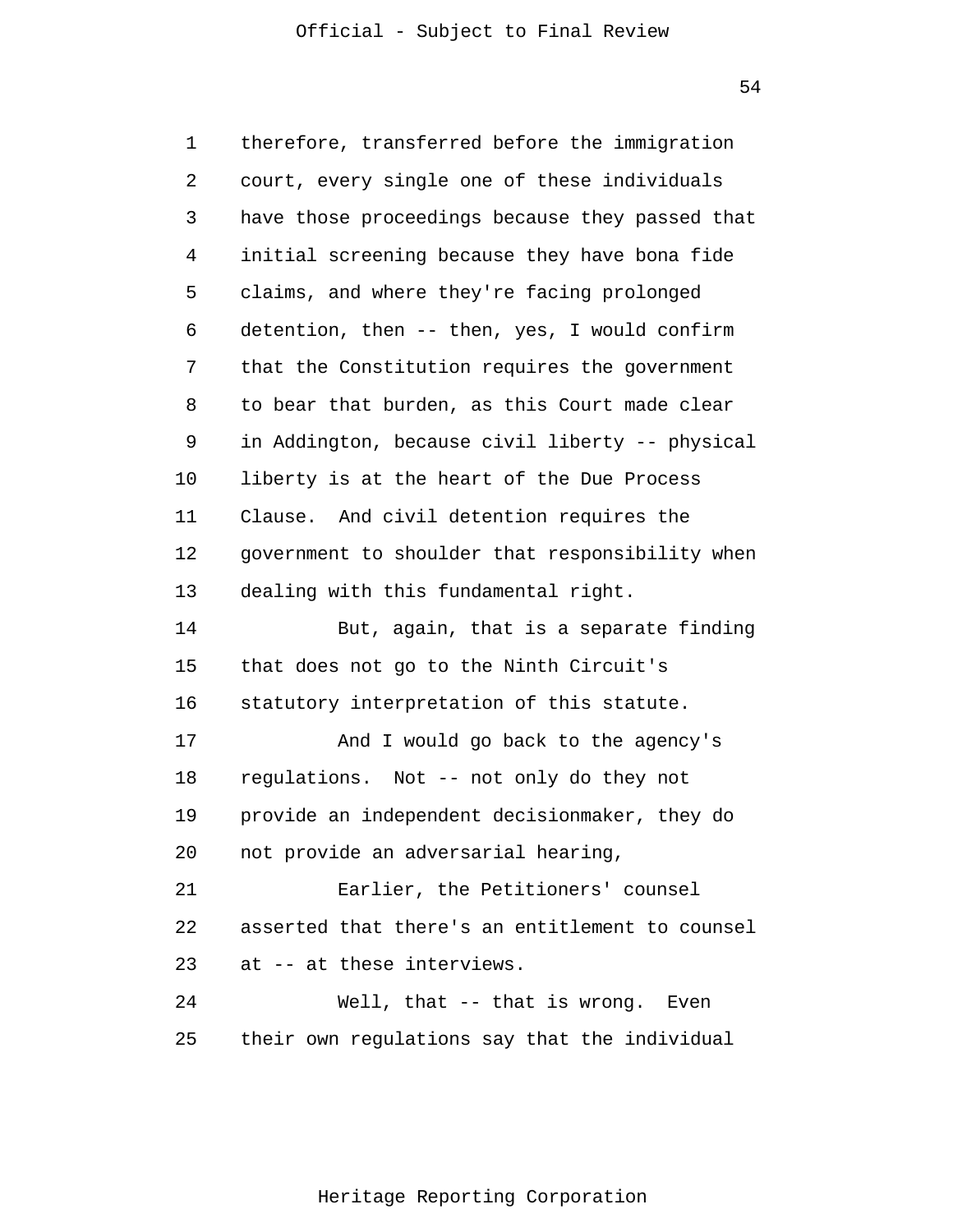therefore, transferred before the immigration court, every single one of these individuals have those proceedings because they passed that initial screening because they have bona fide claims, and where they're facing prolonged detention, then -- then, yes, I would confirm that the Constitution requires the government to bear that burden, as this Court made clear in Addington, because civil liberty -- physical liberty is at the heart of the Due Process Clause. And civil detention requires the government to shoulder that responsibility when dealing with this fundamental right.

But, again, that is a separate finding that does not go to the Ninth Circuit's statutory interpretation of this statute.

And I would go back to the agency's regulations. Not -- not only do they not provide an independent decisionmaker, they do not provide an adversarial hearing,

Earlier, the Petitioners' counsel asserted that there's an entitlement to counsel at -- at these interviews.

Well, that -- that is wrong. Even their own regulations say that the individual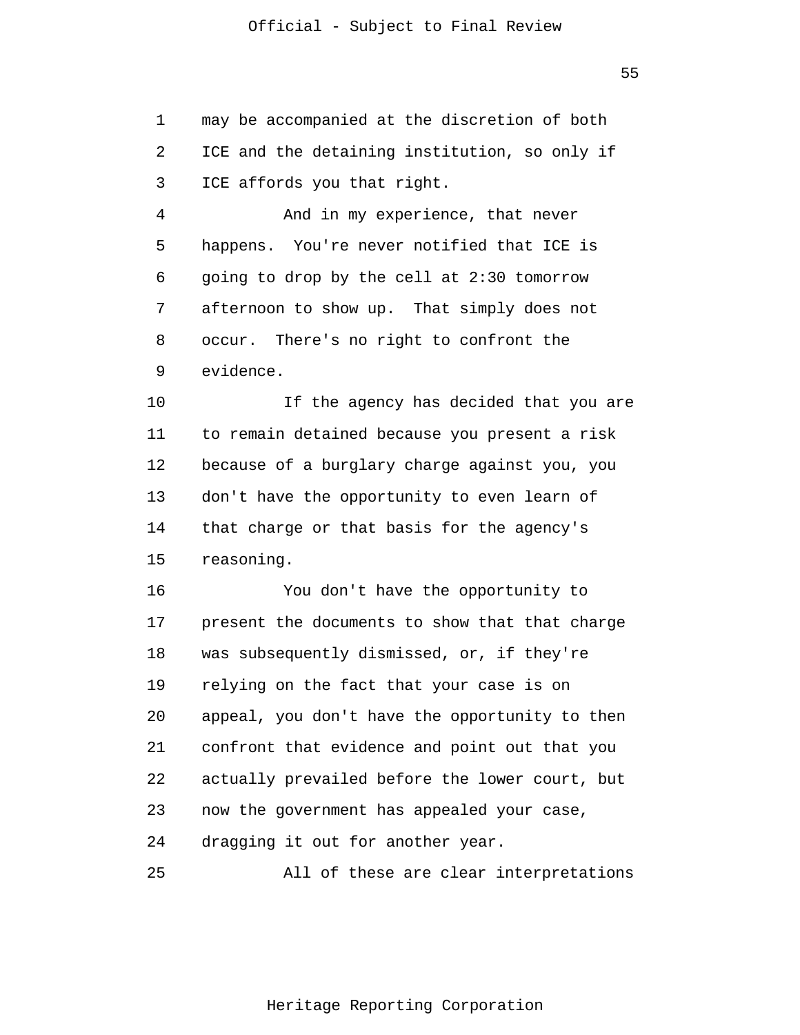may be accompanied at the discretion of both ICE and the detaining institution, so only if ICE affords you that right.

And in my experience, that never happens. You're never notified that ICE is going to drop by the cell at 2:30 tomorrow afternoon to show up. That simply does not occur. There's no right to confront the evidence.

If the agency has decided that you are to remain detained because you present a risk because of a burglary charge against you, you don't have the opportunity to even learn of that charge or that basis for the agency's reasoning.

You don't have the opportunity to present the documents to show that that charge was subsequently dismissed, or, if they're relying on the fact that your case is on appeal, you don't have the opportunity to then confront that evidence and point out that you actually prevailed before the lower court, but now the government has appealed your case, dragging it out for another year.

All of these are clear interpretations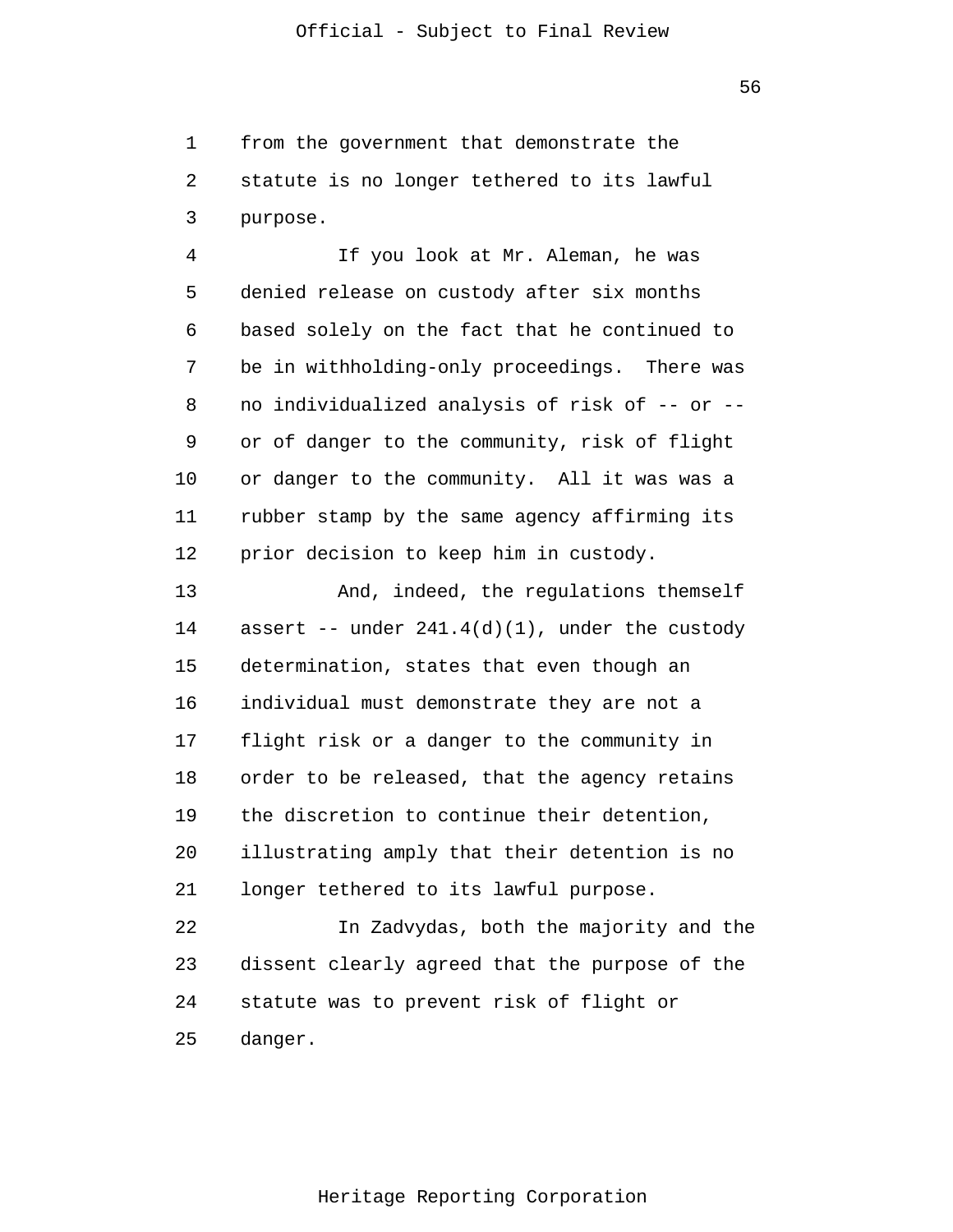from the government that demonstrate the statute is no longer tethered to its lawful purpose.

If you look at Mr. Aleman, he was denied release on custody after six months based solely on the fact that he continued to be in withholding-only proceedings. There was no individualized analysis of risk of -- or -- or of danger to the community, risk of flight or danger to the community. All it was was a rubber stamp by the same agency affirming its prior decision to keep him in custody.

And, indeed, the regulations themself assert -- under 241.4(d)(1), under the custody determination, states that even though an individual must demonstrate they are not a flight risk or a danger to the community in order to be released, that the agency retains the discretion to continue their detention, illustrating amply that their detention is no longer tethered to its lawful purpose.

In Zadvydas, both the majority and the dissent clearly agreed that the purpose of the statute was to prevent risk of flight or danger.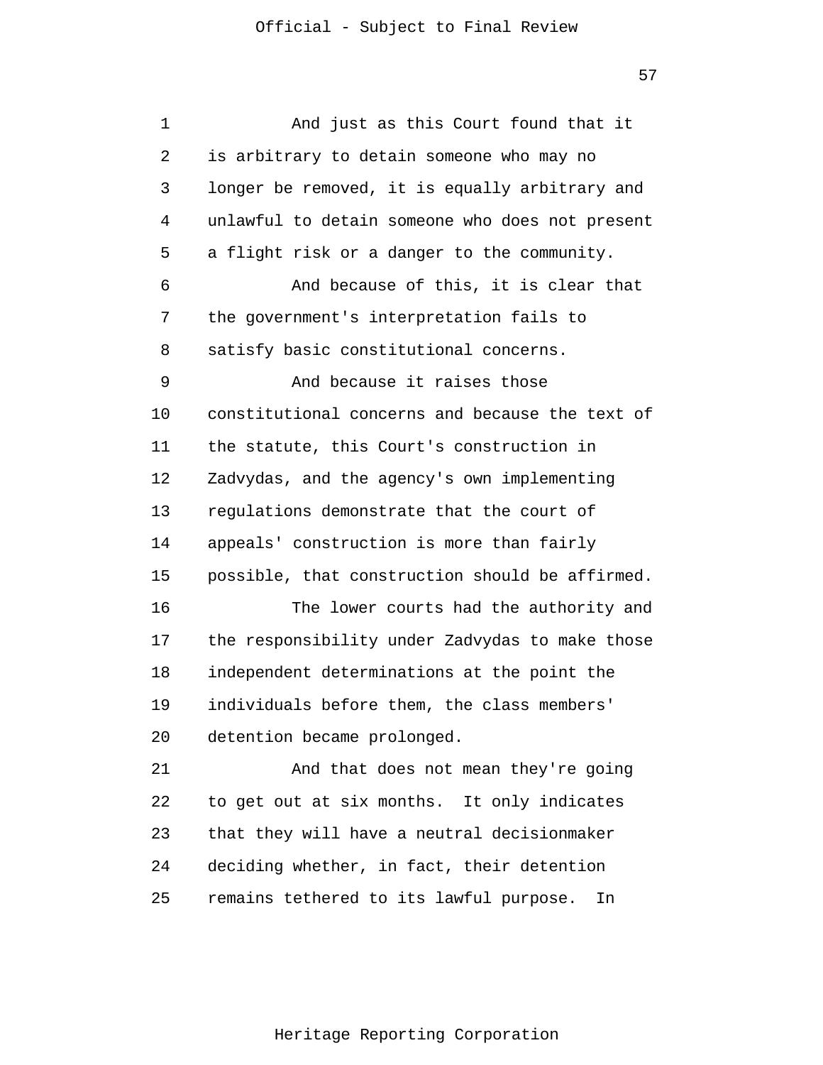And just as this Court found that it is arbitrary to detain someone who may no longer be removed, it is equally arbitrary and unlawful to detain someone who does not present a flight risk or a danger to the community.

And because of this, it is clear that the government's interpretation fails to satisfy basic constitutional concerns.

And because it raises those constitutional concerns and because the text of the statute, this Court's construction in Zadvydas, and the agency's own implementing regulations demonstrate that the court of appeals' construction is more than fairly possible, that construction should be affirmed.

The lower courts had the authority and the responsibility under Zadvydas to make those independent determinations at the point the individuals before them, the class members' detention became prolonged.

And that does not mean they're going to get out at six months. It only indicates that they will have a neutral decisionmaker deciding whether, in fact, their detention remains tethered to its lawful purpose. In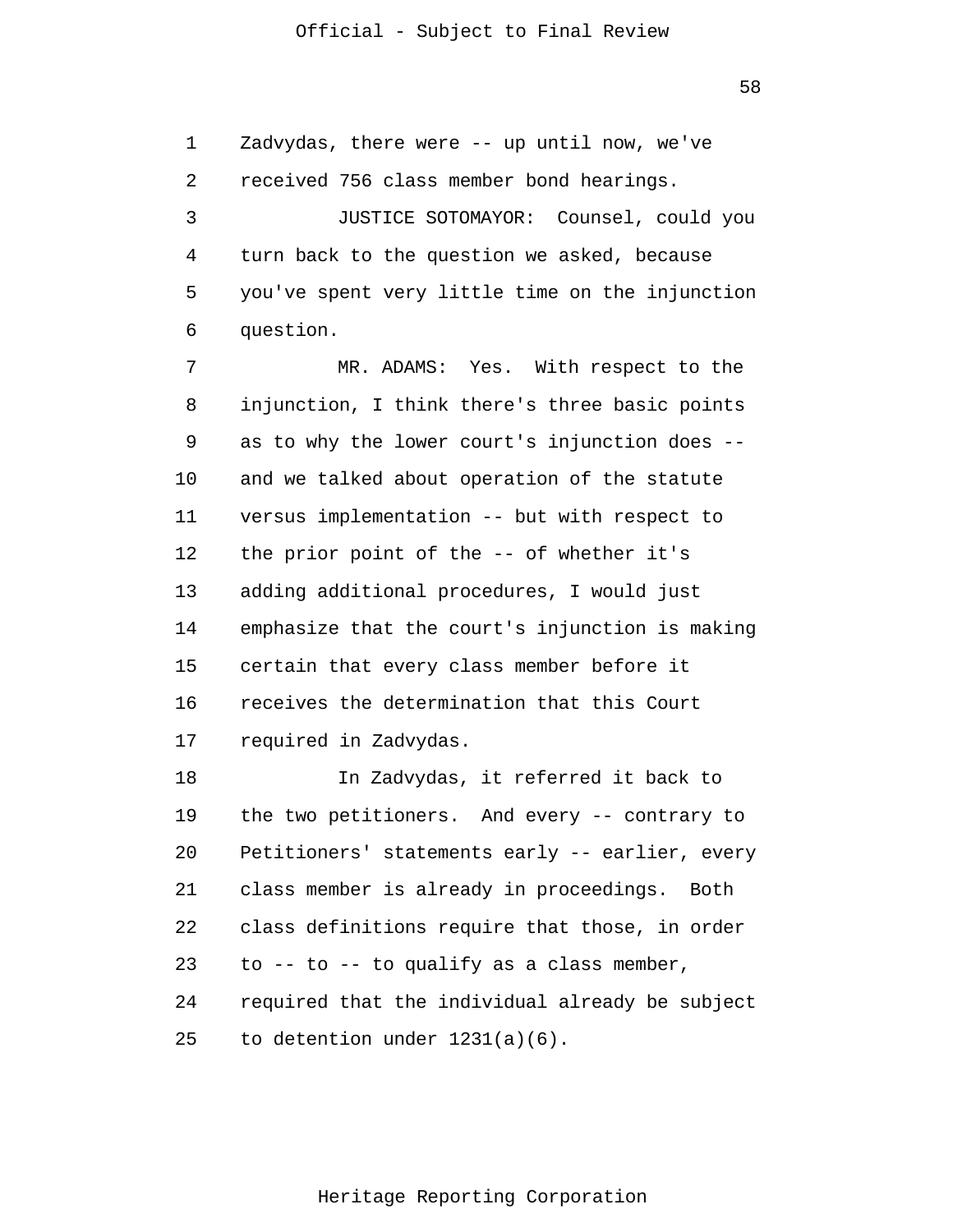Zadvydas, there were -- up until now, we've received 756 class member bond hearings.

JUSTICE SOTOMAYOR: Counsel, could you turn back to the question we asked, because you've spent very little time on the injunction question.

MR. ADAMS: Yes. With respect to the injunction, I think there's three basic points as to why the lower court's injunction does -- and we talked about operation of the statute versus implementation -- but with respect to the prior point of the -- of whether it's adding additional procedures, I would just emphasize that the court's injunction is making certain that every class member before it receives the determination that this Court required in Zadvydas.

In Zadvydas, it referred it back to the two petitioners. And every -- contrary to Petitioners' statements early -- earlier, every class member is already in proceedings. Both class definitions require that those, in order to -- to -- to qualify as a class member, required that the individual already be subject to detention under 1231(a)(6).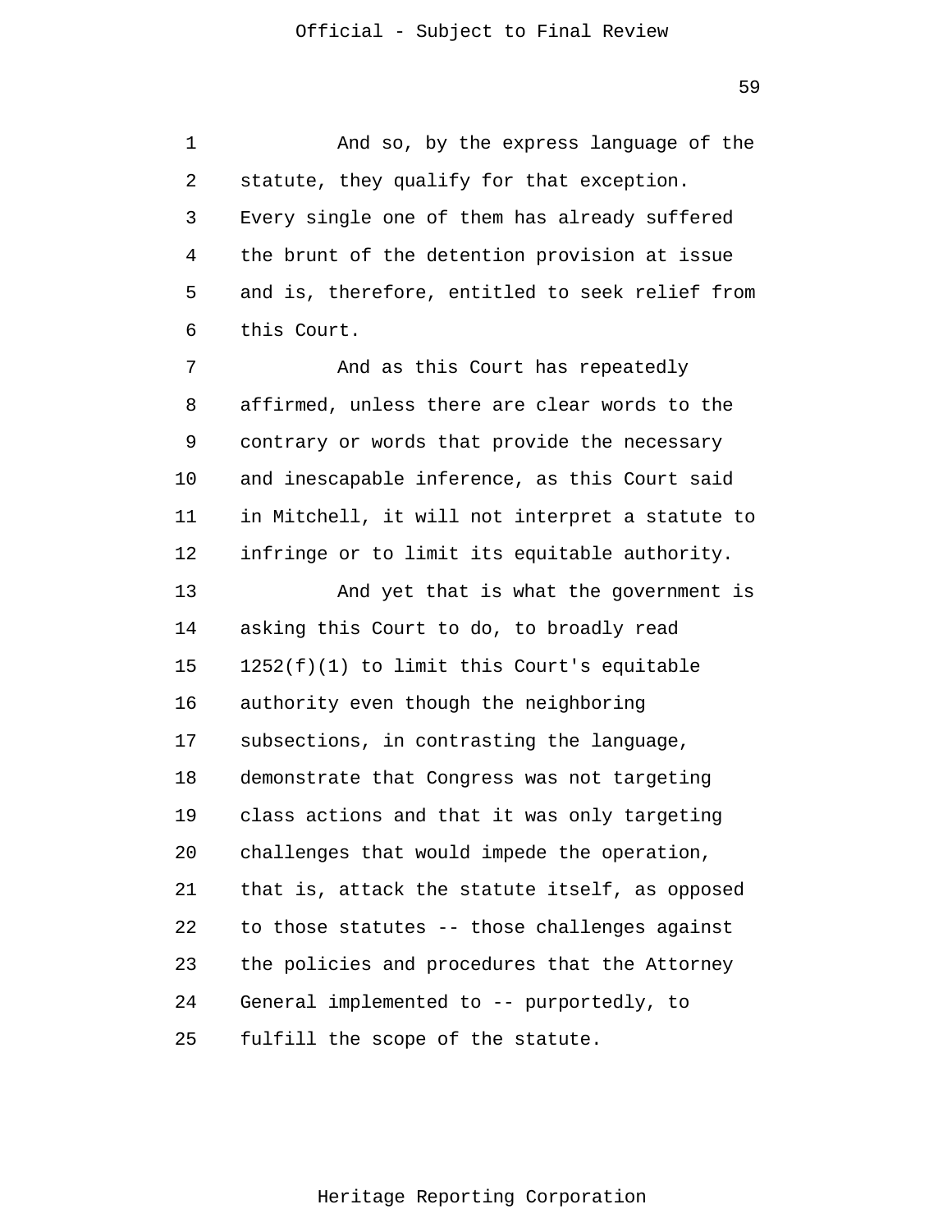And so, by the express language of the statute, they qualify for that exception. Every single one of them has already suffered the brunt of the detention provision at issue and is, therefore, entitled to seek relief from this Court.

And as this Court has repeatedly affirmed, unless there are clear words to the contrary or words that provide the necessary and inescapable inference, as this Court said in Mitchell, it will not interpret a statute to infringe or to limit its equitable authority.

And yet that is what the government is asking this Court to do, to broadly read 1252(f)(1) to limit this Court's equitable authority even though the neighboring subsections, in contrasting the language, demonstrate that Congress was not targeting class actions and that it was only targeting challenges that would impede the operation, that is, attack the statute itself, as opposed to those statutes -- those challenges against the policies and procedures that the Attorney General implemented to -- purportedly, to fulfill the scope of the statute.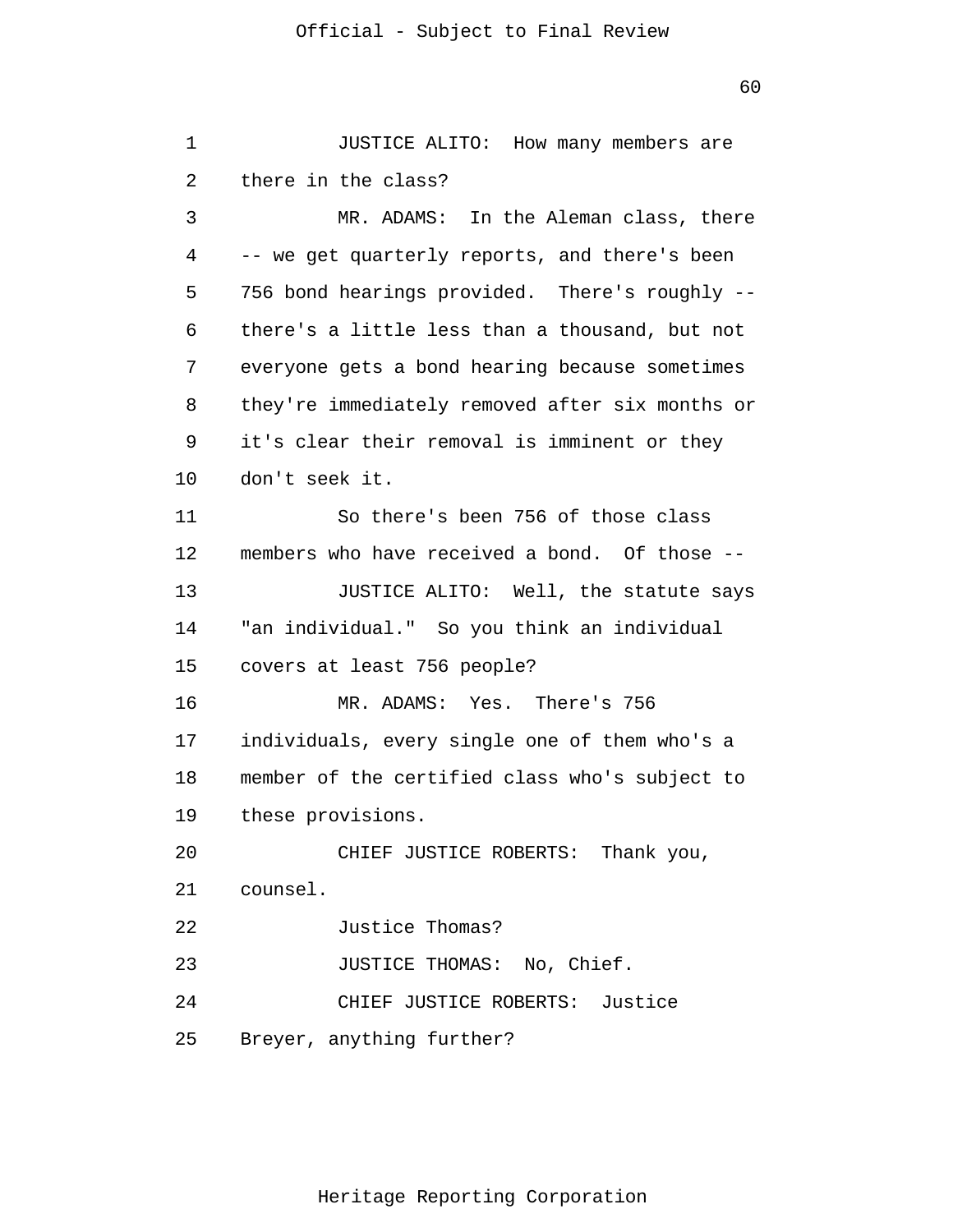JUSTICE ALITO: How many members are there in the class?

MR. ADAMS: In the Aleman class, there -- we get quarterly reports, and there's been 756 bond hearings provided. There's roughly -- there's a little less than a thousand, but not everyone gets a bond hearing because sometimes they're immediately removed after six months or it's clear their removal is imminent or they don't seek it.

So there's been 756 of those class members who have received a bond. Of those --

JUSTICE ALITO: Well, the statute says "an individual." So you think an individual covers at least 756 people?

MR. ADAMS: Yes. There's 756 individuals, every single one of them who's a member of the certified class who's subject to these provisions.

CHIEF JUSTICE ROBERTS: Thank you, counsel.

Justice Thomas?

JUSTICE THOMAS: No, Chief.

CHIEF JUSTICE ROBERTS: Justice Breyer, anything further?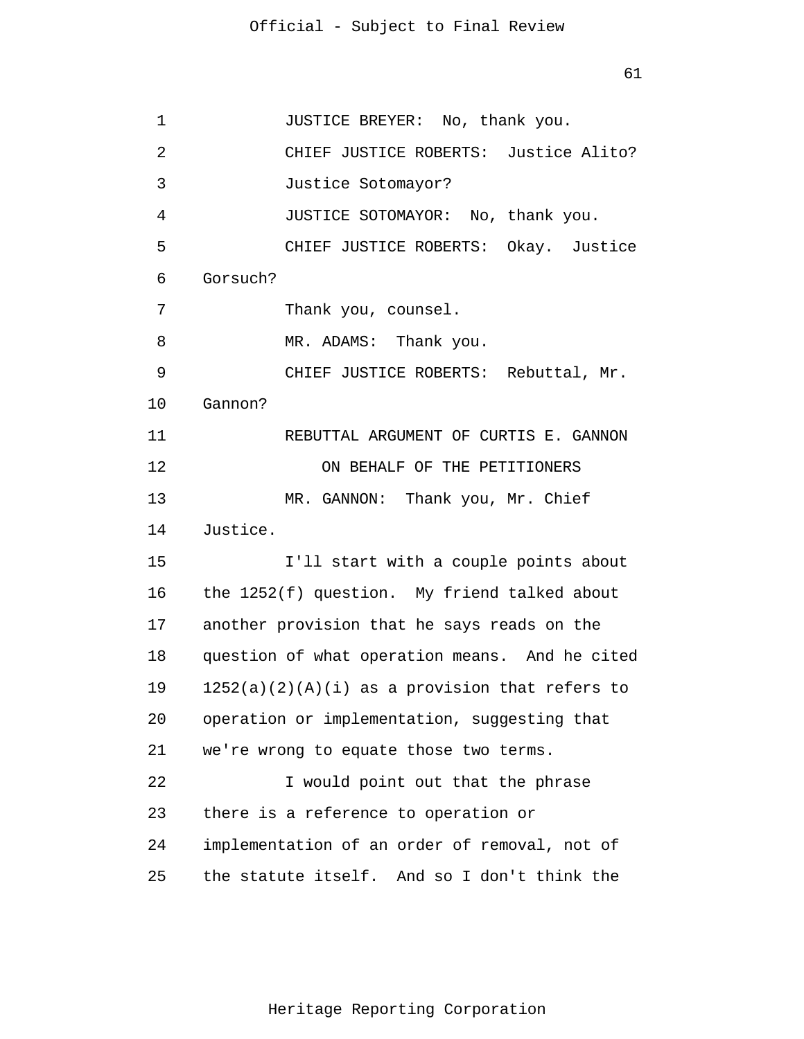JUSTICE BREYER: No, thank you.

CHIEF JUSTICE ROBERTS: Justice Alito? Justice Sotomayor?

JUSTICE SOTOMAYOR: No, thank you.

CHIEF JUSTICE ROBERTS: Okay. Justice Gorsuch?

Thank you, counsel.

MR. ADAMS: Thank you.

CHIEF JUSTICE ROBERTS: Rebuttal, Mr. Gannon?

REBUTTAL ARGUMENT OF CURTIS E. GANNON

ON BEHALF OF THE PETITIONERS

MR. GANNON: Thank you, Mr. Chief Justice.

I'll start with a couple points about the 1252(f) question. My friend talked about another provision that he says reads on the question of what operation means. And he cited 1252(a)(2)(A)(i) as a provision that refers to operation or implementation, suggesting that we're wrong to equate those two terms.

I would point out that the phrase there is a reference to operation or implementation of an order of removal, not of the statute itself. And so I don't think the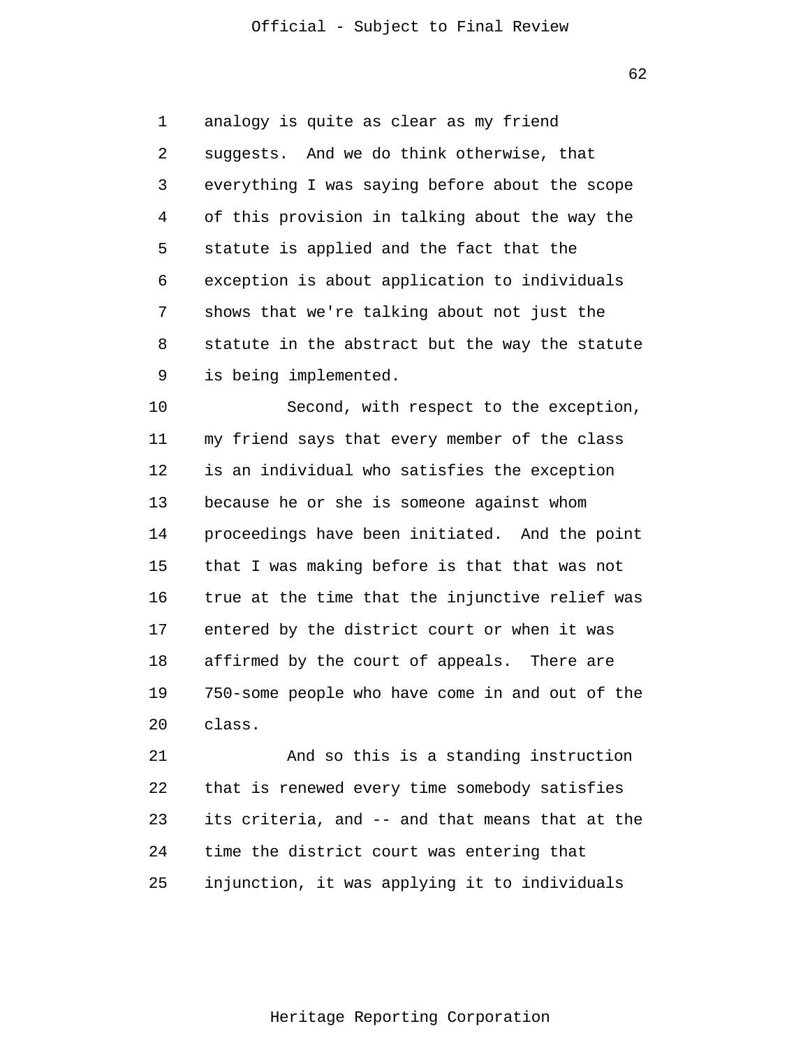analogy is quite as clear as my friend suggests. And we do think otherwise, that everything I was saying before about the scope of this provision in talking about the way the statute is applied and the fact that the exception is about application to individuals shows that we're talking about not just the statute in the abstract but the way the statute is being implemented.

Second, with respect to the exception, my friend says that every member of the class is an individual who satisfies the exception because he or she is someone against whom proceedings have been initiated. And the point that I was making before is that that was not true at the time that the injunctive relief was entered by the district court or when it was affirmed by the court of appeals. There are 750-some people who have come in and out of the class.

And so this is a standing instruction that is renewed every time somebody satisfies its criteria, and -- and that means that at the time the district court was entering that injunction, it was applying it to individuals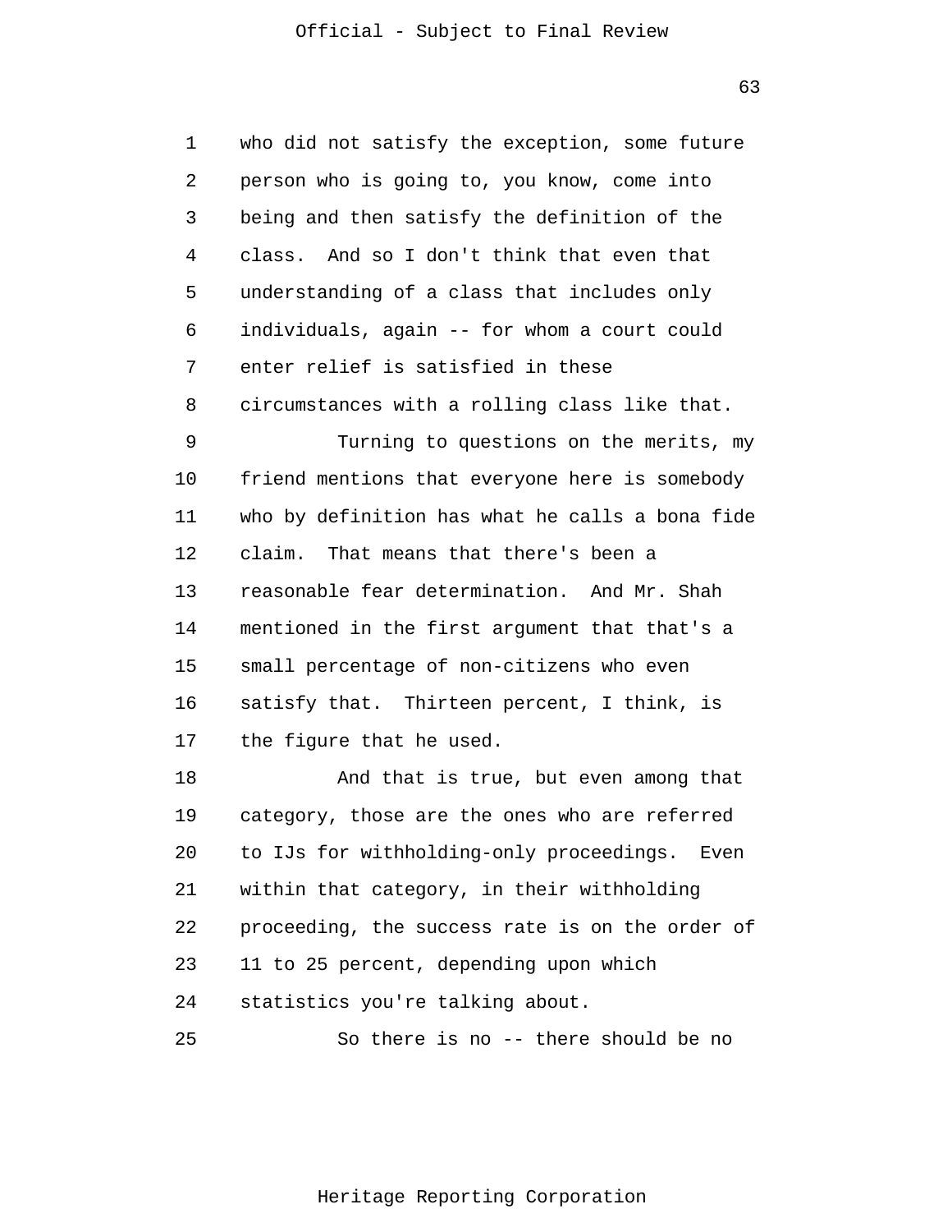who did not satisfy the exception, some future person who is going to, you know, come into being and then satisfy the definition of the class. And so I don't think that even that understanding of a class that includes only individuals, again -- for whom a court could enter relief is satisfied in these circumstances with a rolling class like that.

Turning to questions on the merits, my friend mentions that everyone here is somebody who by definition has what he calls a bona fide claim. That means that there's been a reasonable fear determination. And Mr. Shah mentioned in the first argument that that's a small percentage of non-citizens who even satisfy that. Thirteen percent, I think, is the figure that he used.

And that is true, but even among that category, those are the ones who are referred to IJs for withholding-only proceedings. Even within that category, in their withholding proceeding, the success rate is on the order of 11 to 25 percent, depending upon which statistics you're talking about.

So there is no -- there should be no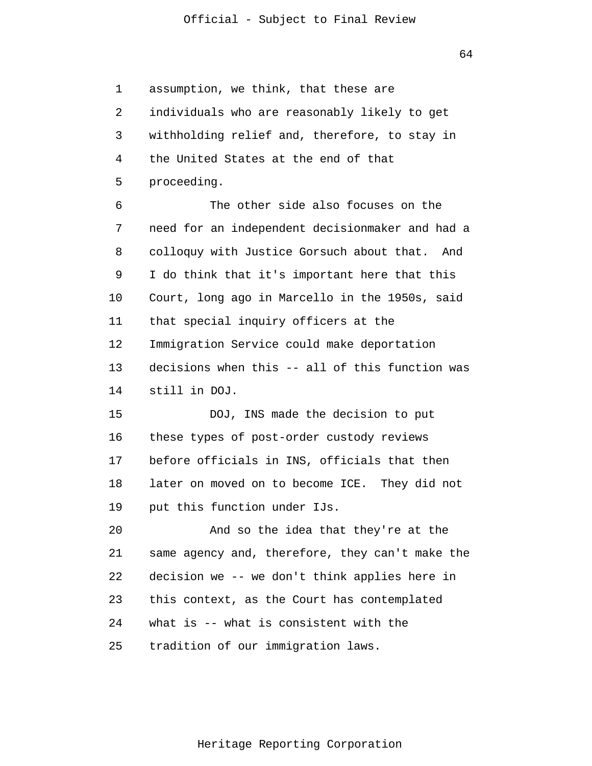assumption, we think, that these are individuals who are reasonably likely to get withholding relief and, therefore, to stay in the United States at the end of that proceeding.

The other side also focuses on the need for an independent decisionmaker and had a colloquy with Justice Gorsuch about that. And I do think that it's important here that this Court, long ago in Marcello in the 1950s, said that special inquiry officers at the Immigration Service could make deportation decisions when this -- all of this function was still in DOJ.

DOJ, INS made the decision to put these types of post-order custody reviews before officials in INS, officials that then later on moved on to become ICE. They did not put this function under IJs.

And so the idea that they're at the same agency and, therefore, they can't make the decision we -- we don't think applies here in this context, as the Court has contemplated what is -- what is consistent with the tradition of our immigration laws.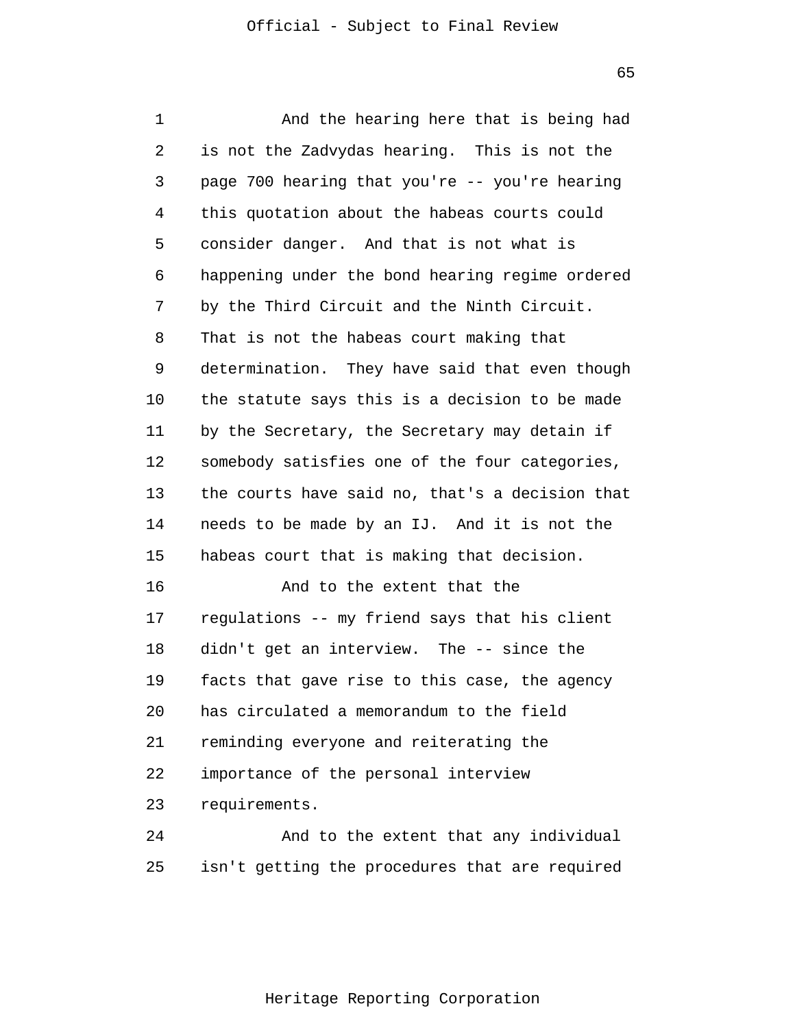And the hearing here that is being had is not the Zadvydas hearing. This is not the page 700 hearing that you're -- you're hearing this quotation about the habeas courts could consider danger. And that is not what is happening under the bond hearing regime ordered by the Third Circuit and the Ninth Circuit. That is not the habeas court making that determination. They have said that even though the statute says this is a decision to be made by the Secretary, the Secretary may detain if somebody satisfies one of the four categories, the courts have said no, that's a decision that needs to be made by an IJ. And it is not the habeas court that is making that decision.

And to the extent that the regulations -- my friend says that his client didn't get an interview. The -- since the facts that gave rise to this case, the agency has circulated a memorandum to the field reminding everyone and reiterating the importance of the personal interview requirements.

And to the extent that any individual isn't getting the procedures that are required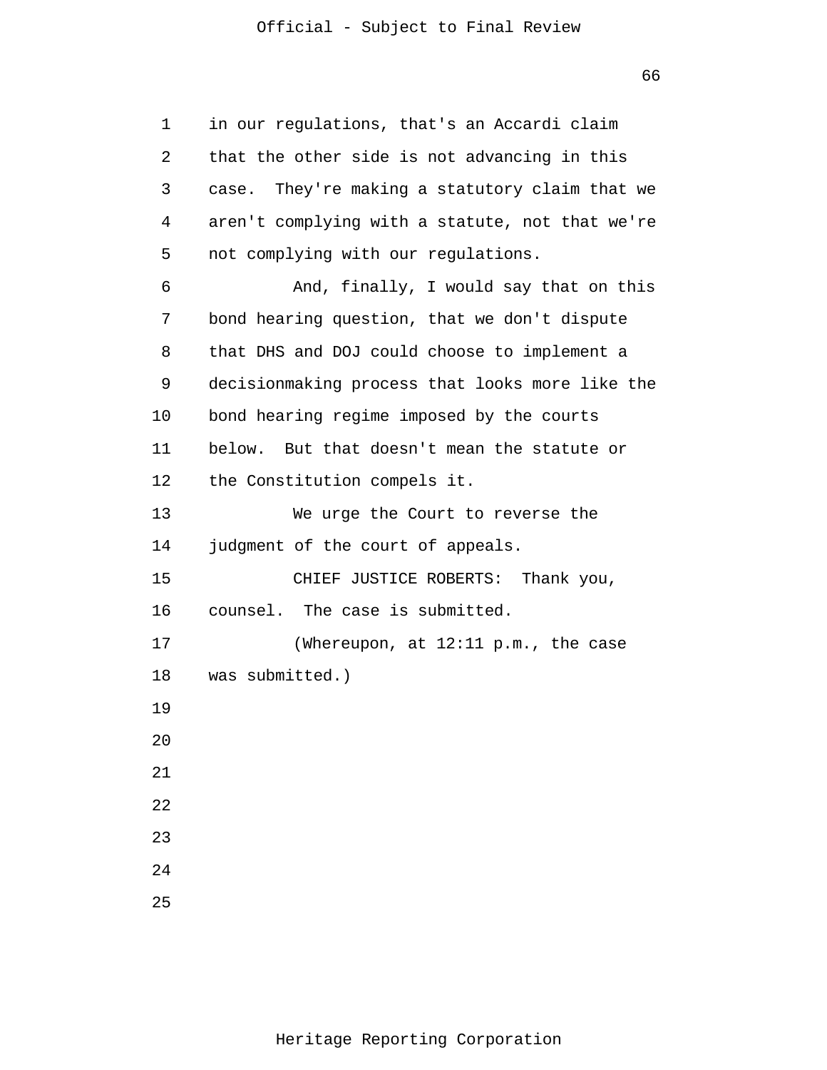in our regulations, that's an Accardi claim that the other side is not advancing in this case. They're making a statutory claim that we aren't complying with a statute, not that we're not complying with our regulations.

And, finally, I would say that on this bond hearing question, that we don't dispute that DHS and DOJ could choose to implement a decisionmaking process that looks more like the bond hearing regime imposed by the courts below. But that doesn't mean the statute or the Constitution compels it.

We urge the Court to reverse the judgment of the court of appeals.

CHIEF JUSTICE ROBERTS: Thank you, counsel. The case is submitted.

(Whereupon, at 12:11 p.m., the case was submitted.)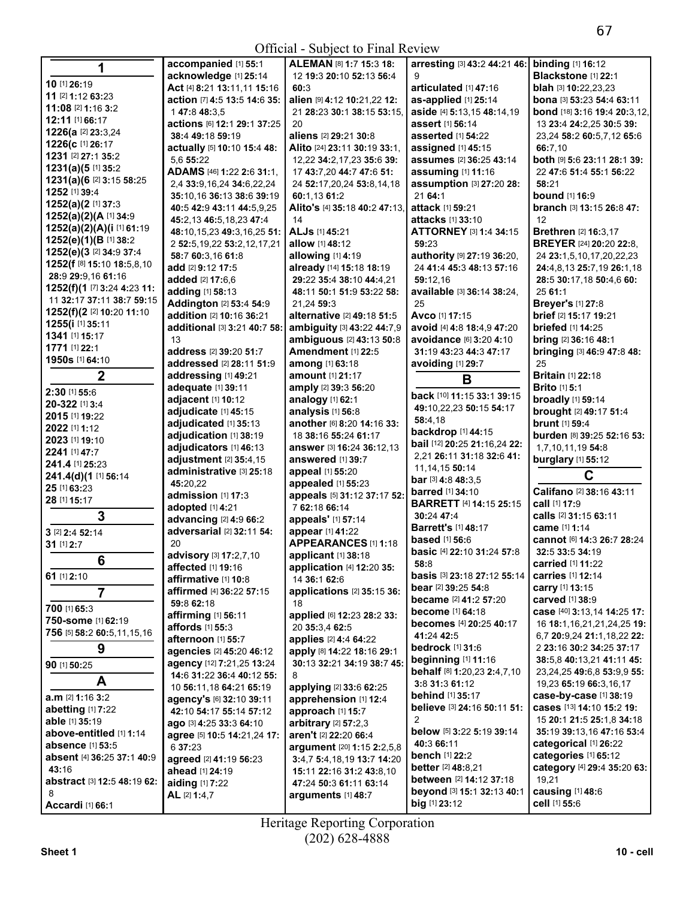Official - Subject to Final Review

**1**

**10** [1] **26:**19
**11** [2] **1:**12 **63:**23
**11:08** [2] **1:**16 **3:**2
**12:11** [1] **66:**17
**1226(a** [2] **23:**3,24
**1226(c** [1] **26:**17
**1231** [2] **27:**1 **35:**2
**1231(a)(5** [1] **35:**2
**1231(a)(6** [2] **3:**15 **58:**25
**1252** [1] **39:**4
**1252(a)(2** [1] **37:**3
**1252(a)(2)(A** [1] **34:**9
**1252(a)(2)(A)(i** [1] **61:**19
**1252(e)(1)(B** [1] **38:**2
**1252(e)(3** [2] **34:**9 **37:**4
**1252(f** [8] **15:**10 **18:**5,8,10 **28:**9 **29:**9,16 **61:**16
**1252(f)(1** [7] **3:**24 **4:**23 **11:**11 **32:**17 **37:**11 **38:**7 **59:**15
**1252(f)(2** [2] **10:**20 **11:**10
**1255(i** [1] **35:**11
**1341** [1] **15:**17
**1771** [1] **22:**1
**1950s** [1] **64:**10

**2**

**2:30** [1] **55:**6
**20-322** [1] **3:**4
**2015** [1] **19:**22
**2022** [1] **1:**12
**2023** [1] **19:**10
**2241** [1] **47:**7
**241.4** [1] **25:**23
**241.4(d)(1** [1] **56:**14
**25** [1] **63:**23
**28** [1] **15:**17

**3**

**3** [2] **2:**4 **52:**14
**31** [1] **2:**7

**6**

**61** [1] **2:**10

**7**

**700** [1] **65:**3
**750-some** [1] **62:**19
**756** [5] **58:**2 **60:**5,11,15,16

**9**

**90** [1] **50:**25

**A**

**a.m** [2] **1:**16 **3:**2
**abetting** [1] **7:**22
**able** [1] **35:**19
**above-entitled** [1] **1:**14
**absence** [1] **53:**5
**absent** [4] **36:**25 **37:**1 **40:**9 **43:**16
**abstract** [3] **12:**5 **48:**19 **62:**8
**Accardi** [1] **66:**1
**accompanied** [1] **55:**1
**acknowledge** [1] **25:**14
**Act** [4] **8:**21 **13:**11,11 **15:**16
**action** [7] **4:**5 **13:**5 **14:**6 **35:**1 **47:**8 **48:**3,5
**actions** [6] **12:**1 **29:**1 **37:**25 **38:**4 **49:**18 **59:**19
**actually** [5] **10:**10 **15:**4 **48:**5,6 **55:**22
**ADAMS** [46] **1:**22 **2:**6 **31:**1,2,4 **33:**9,16,24 **34:**6,22,24 **35:**10,16 **36:**13 **38:**6 **39:**19 **40:**5 **42:**9 **43:**11 **44:**5,9,25 **45:**2,13 **46:**5,18,23 **47:**4 **48:**10,15,23 **49:**3,16,25 **51:**2 **52:**5,19,22 **53:**2,12,17,21 **58:**7 **60:**3,16 **61:**8
**add** [2] **9:**12 **17:**5
**added** [2] **17:**6,6
**adding** [1] **58:**13
**Addington** [2] **53:**4 **54:**9
**addition** [2] **10:**16 **36:**21
**additional** [3] **3:**21 **40:**7 **58:**13
**address** [2] **39:**20 **51:**7
**addressed** [2] **28:**11 **51:**9
**addressing** [1] **49:**21
**adequate** [1] **39:**11
**adjacent** [1] **10:**12
**adjudicate** [1] **45:**15
**adjudicated** [1] **35:**13
**adjudication** [1] **38:**19
**adjudicators** [1] **46:**13
**adjustment** [2] **35:**4,15
**administrative** [3] **25:**18 **45:**20,22
**admission** [1] **17:**3
**adopted** [1] **4:**21
**advancing** [2] **4:**9 **66:**2
**adversarial** [2] **32:**11 **54:**20
**advisory** [3] **17:**2,7,10
**affected** [1] **19:**16
**affirmative** [1] **10:**8
**affirmed** [4] **36:**22 **57:**15 **59:**8 **62:**18
**affirming** [1] **56:**11
**affords** [1] **55:**3
**afternoon** [1] **55:**7
**agencies** [2] **45:**20 **46:**12
**agency** [12] **7:**21,25 **13:**24 **14:**6 **31:**22 **36:**4 **40:**12 **55:**10 **56:**11,18 **64:**21 **65:**19
**agency's** [6] **32:**10 **39:**11 **42:**10 **54:**17 **55:**14 **57:**12
**ago** [3] **4:**25 **33:**3 **64:**10
**agree** [5] **10:**5 **14:**21,24 **17:**6 **37:**23
**agreed** [2] **41:**19 **56:**23
**ahead** [1] **24:**19
**aiding** [1] **7:**22
**AL** [2] **1:**4,7
**ALEMAN** [8] **1:**7 **15:**3 **18:**12 **19:**3 **20:**10 **52:**13 **56:**4 **60:**3
**alien** [9] **4:**12 **10:**21,22 **12:**21 **28:**13 **30:**1 **38:**15 **53:**15,20
**aliens** [2] **29:**21 **30:**8
**Alito** [24] **23:**11 **30:**19 **33:**1,12,22 **34:**2,17,23 **35:**6 **39:**17 **43:**7,20 **44:**7 **47:**6 **51:**24 **52:**17,20,24 **53:**8,14,18 **60:**1,13 **61:**2
**Alito's** [4] **35:**18 **40:**2 **47:**13,14
**ALJs** [1] **45:**21
**allow** [1] **48:**12
**allowing** [1] **4:**19
**already** [14] **15:**18 **18:**19 **29:**22 **35:**4 **38:**10 **44:**4,21 **48:**11 **50:**1 **51:**9 **53:**22 **58:**21,24 **59:**3
**alternative** [2] **49:**18 **51:**5
**ambiguity** [3] **43:**22 **44:**7,9
**ambiguous** [2] **43:**13 **50:**8
**Amendment** [1] **22:**5
**among** [1] **63:**18
**amount** [1] **21:**17
**amply** [2] **39:**3 **56:**20
**analogy** [1] **62:**1
**analysis** [1] **56:**8
**another** [6] **8:**20 **14:**16 **33:**18 **38:**16 **55:**24 **61:**17
**answer** [3] **16:**24 **36:**12,13
**answered** [1] **39:**7
**appeal** [1] **55:**20
**appealed** [1] **55:**23
**appeals** [5] **31:**12 **37:**17 **52:**7 **62:**18 **66:**14
**appeals'** [1] **57:**14
**appear** [1] **41:**22
**APPEARANCES** [1] **1:**18
**applicant** [1] **38:**18
**application** [4] **12:**20 **35:**14 **36:**1 **62:**6
**applications** [2] **35:**15 **36:**18
**applied** [6] **12:**23 **28:**2 **33:**20 **35:**3,4 **62:**5
**applies** [2] **4:**4 **64:**22
**apply** [8] **14:**22 **18:**16 **29:**1 **30:**13 **32:**21 **34:**19 **38:**7 **45:**8
**applying** [2] **33:**6 **62:**25
**apprehension** [1] **12:**4
**approach** [1] **15:**7
**arbitrary** [2] **57:**2,3
**aren't** [2] **22:**20 **66:**4
**argument** [20] **1:**15 **2:**2,5,8 **3:**4,7 **5:**4,18,19 **13:**7 **14:**20 **15:**11 **22:**16 **31:**2 **43:**8,10 **47:**24 **50:**3 **61:**11 **63:**14
**arguments** [1] **48:**7
**arresting** [3] **43:**2 **44:**21 **46:**9
**articulated** [1] **47:**16
**as-applied** [1] **25:**14
**aside** [4] **5:**13,15 **48:**14,19
**assert** [1] **56:**14
**asserted** [1] **54:**22
**assigned** [1] **45:**15
**assumes** [2] **36:**25 **43:**14
**assuming** [1] **11:**16
**assumption** [3] **27:**20 **28:**21 **64:**1
**attack** [1] **59:**21
**attacks** [1] **33:**10
**ATTORNEY** [3] **1:**4 **34:**15 **59:**23
**authority** [9] **27:**19 **36:**20,24 **41:**4 **45:**3 **48:**13 **57:**16 **59:**12,16
**available** [3] **36:**14 **38:**24,25
**Avco** [1] **17:**15
**avoid** [4] **4:**8 **18:**4,9 **47:**20
**avoidance** [6] **3:**20 **4:**10 **31:**19 **43:**23 **44:**3 **47:**17
**avoiding** [1] **29:**7

**B**

**back** [10] **11:**15 **33:**1 **39:**15 **49:**10,22,23 **50:**15 **54:**17 **58:**4,18
**backdrop** [1] **44:**15
**bail** [12] **20:**25 **21:**16,24 **22:**2,21 **26:**11 **31:**18 **32:**6 **41:**11,14,15 **50:**14
**bar** [3] **4:**8 **48:**3,5
**barred** [1] **34:**10
**BARRETT** [4] **14:**15 **25:**15 **30:**24 **47:**4
**Barrett's** [1] **48:**17
**based** [1] **56:**6
**basic** [4] **22:**10 **31:**24 **57:**8 **58:**8
**basis** [3] **23:**18 **27:**12 **55:**14
**bear** [2] **39:**25 **54:**8
**became** [2] **41:**2 **57:**20
**become** [1] **64:**18
**becomes** [4] **20:**25 **40:**17 **41:**24 **42:**5
**bedrock** [1] **31:**6
**beginning** [1] **11:**16
**behalf** [8] **1:**20,23 **2:**4,7,10 **3:**8 **31:**3 **61:**12
**behind** [1] **35:**17
**believe** [3] **24:**16 **50:**11 **51:**2
**below** [5] **3:**22 **5:**19 **39:**14 **40:**3 **66:**11
**bench** [1] **22:**2
**better** [2] **48:**8,21
**between** [2] **14:**12 **37:**18
**beyond** [3] **15:**1 **32:**13 **40:**1
**big** [1] **23:**12
**binding** [1] **16:**12
**Blackstone** [1] **22:**1
**blah** [3] **10:**22,23,23
**bona** [3] **53:**23 **54:**4 **63:**11
**bond** [18] **3:**16 **19:**4 **20:**3,12,13 **23:**4 **24:**2,25 **30:**5 **39:**23,24 **58:**2 **60:**5,7,12 **65:**6 **66:**7,10
**both** [9] **5:**6 **23:**11 **28:**1 **39:**22 **47:**6 **51:**4 **55:**1 **56:**22 **58:**21
**bound** [1] **16:**9
**branch** [3] **13:**15 **26:**8 **47:**12
**Brethren** [2] **16:**3,17
**BREYER** [24] **20:**20 **22:**8,24 **23:**1,5,10,17,20,22,23 **24:**4,8,13 **25:**7,19 **26:**1,18 **28:**5 **30:**17,18 **50:**4,6 **60:**25 **61:**1
**Breyer's** [1] **27:**8
**brief** [2] **15:**17 **19:**21
**briefed** [1] **14:**25
**bring** [2] **36:**18 **48:**1
**bringing** [3] **46:**9 **47:**8 **48:**25
**Britain** [1] **22:**18
**Brito** [1] **5:**1
**broadly** [1] **59:**14
**brought** [2] **49:**17 **51:**4
**brunt** [1] **59:**4
**burden** [8] **39:**25 **52:**16 **53:**1,7,10,11,19 **54:**8
**burglary** [1] **55:**12

**C**

**Califano** [2] **38:**16 **43:**11
**call** [1] **17:**9
**calls** [2] **31:**15 **63:**11
**came** [1] **1:**14
**cannot** [6] **14:**3 **26:**7 **28:**24 **32:**5 **33:**5 **34:**19
**carried** [1] **11:**22
**carries** [1] **12:**14
**carry** [1] **13:**15
**carved** [1] **38:**9
**case** [40] **3:**13,14 **14:**25 **17:**16 **18:**1,16,21,21,24,25 **19:**6,7 **20:**9,24 **21:**1,18,22 **22:**2 **23:**16 **30:**2 **34:**25 **37:**17 **38:**5,8 **40:**13,21 **41:**11 **45:**23,24,25 **49:**6,8 **53:**9,9 **55:**19,23 **65:**19 **66:**3,16,17
**case-by-case** [1] **38:**19
**cases** [13] **14:**10 **15:**2 **19:**15 **20:**1 **21:**5 **25:**1,8 **34:**18 **35:**19 **39:**13,16 **47:**16 **53:**4
**categorical** [1] **26:**22
**categories** [1] **65:**12
**category** [4] **29:**4 **35:**20 **63:**19,21
**causing** [1] **48:**6
**cell** [1] **55:**6

Heritage Reporting Corporation
(202) 628-4888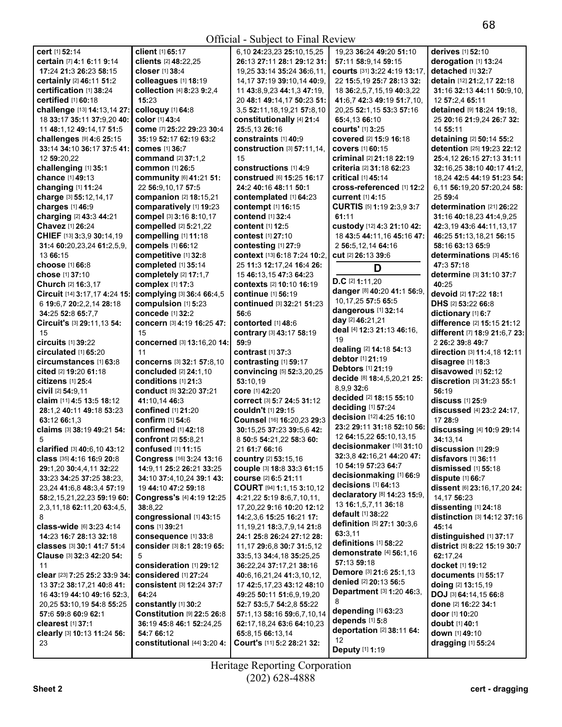**cert** [1] **52**:14
**certain** [7] **4**:1 **6**:11 **9**:14 **17**:24 **21**:3 **26**:23 **58**:15
**certainly** [2] **46**:11 **51**:2
**certification** [1] **38**:24
**certified** [1] **60**:18
**challenge** [13] **14**:13,14 **27**:18 **33**:17 **35**:11 **37**:9,20 **40**:11 **48**:1,12 **49**:14,17 **51**:5
**challenges** [9] **4**:6 **25**:15 **33**:14 **34**:10 **36**:17 **37**:5 **41**:12 **59**:20,22
**challenging** [1] **35**:1
**chance** [1] **49**:13
**changing** [1] **11**:24
**charge** [3] **55**:12,14,17
**charges** [1] **46**:9
**charging** [2] **43**:3 **44**:21
**Chavez** [1] **26**:24
**CHIEF** [13] **3**:3,9 **30**:14,19 **31**:4 **60**:20,23,24 **61**:2,5,9,13 **66**:15
**choose** [1] **66**:8
**chose** [1] **37**:10
**Church** [2] **16**:3,17
**Circuit** [14] **3**:17,17 **4**:24 **15**:6 **19**:6,7 **20**:2,2,14 **28**:18 **34**:25 **52**:8 **65**:7,7
**Circuit's** [3] **29**:11,13 **54**:15
**circuits** [1] **39**:22
**circulated** [1] **65**:20
**circumstances** [1] **63**:8
**cited** [2] **19**:20 **61**:18
**citizens** [1] **25**:4
**civil** [2] **54**:9,11
**claim** [11] **4**:5 **13**:5 **18**:12 **28**:1,2 **40**:11 **49**:18 **53**:23 **63**:12 **66**:1,3
**claims** [3] **38**:19 **49**:21 **54**:5
**clarified** [3] **40**:6,10 **43**:12
**class** [35] **4**:16 **16**:9 **20**:8 **29**:1,20 **30**:4,4,11 **32**:22 **33**:23 **34**:25 **37**:25 **38**:23,23,24 **41**:6,8 **48**:3,4 **57**:19 **58**:2,15,21,22,23 **59**:19 **60**:2,3,11,18 **62**:11,20 **63**:4,5,8
**class-wide** [6] **3**:23 **4**:14 **14**:23 **16**:7 **28**:13 **32**:18
**classes** [3] **30**:1 **41**:7 **51**:4
**Clause** [3] **32**:3 **42**:20 **54**:11
**clear** [23] **7**:25 **25**:2 **33**:9 **34**:13 **37**:2 **38**:17,21 **40**:8 **41**:16 **43**:19 **44**:10 **49**:16 **52**:3,20,25 **53**:10,19 **54**:8 **55**:25 **57**:6 **59**:8 **60**:9 **62**:1
**clearest** [1] **37**:1
**clearly** [3] **10**:13 **11**:24 **56**:23
**client** [1] **65**:17
**clients** [2] **48**:22,25
**closer** [1] **38**:4
**colleagues** [1] **18**:19
**collection** [4] **8**:23 **9**:2,4 **15**:23
**colloquy** [1] **64**:8
**color** [1] **43**:4
**come** [7] **25**:22 **29**:23 **30**:4 **35**:19 **52**:17 **62**:19 **63**:2
**comes** [1] **36**:7
**command** [2] **37**:1,2
**common** [1] **26**:5
**community** [6] **41**:21 **51**:22 **56**:9,10,17 **57**:5
**companion** [2] **18**:15,21
**comparatively** [1] **19**:23
**compel** [3] **3**:16 **8**:10,17
**compelled** [2] **5**:21,22
**compelling** [1] **11**:18
**compels** [1] **66**:12
**competitive** [1] **32**:8
**completed** [1] **35**:14
**completely** [2] **17**:1,7
**complex** [1] **17**:3
**complying** [3] **36**:4 **66**:4,5
**compulsion** [1] **5**:23
**concede** [1] **32**:2
**concern** [3] **4**:19 **16**:25 **47**:15
**concerned** [3] **13**:16,20 **14**:11
**concerns** [3] **32**:1 **57**:8,10
**concluded** [2] **24**:1,10
**conditions** [1] **21**:3
**conduct** [5] **32**:20 **37**:21 **41**:10,14 **46**:3
**confined** [1] **21**:20
**confirm** [1] **54**:6
**confirmed** [1] **42**:18
**confront** [2] **55**:8,21
**confused** [1] **11**:15
**Congress** [16] **3**:24 **13**:16 **14**:9,11 **25**:2 **26**:21 **33**:25 **34**:10 **37**:4,10,24 **39**:1 **43**:19 **44**:10 **47**:2 **59**:18
**Congress's** [4] **4**:19 **12**:25 **38**:8,22
**congressional** [1] **43**:15
**cons** [1] **39**:21
**consequence** [1] **33**:8
**consider** [3] **8**:1 **28**:19 **65**:5
**consideration** [1] **29**:12
**considered** [1] **27**:24
**consistent** [3] **12**:24 **37**:7 **64**:24
**constantly** [1] **30**:2
**Constitution** [9] **22**:5 **26**:8 **36**:19 **45**:8 **46**:1 **52**:24,25 **54**:7 **66**:12
**constitutional** [44] **3**:20 **4**:6,10 **24**:23,23 **25**:10,15,25 **26**:13 **27**:11 **28**:1 **29**:12 **31**:19,25 **33**:14 **35**:24 **36**:6,11,14,17 **37**:19 **39**:10,14 **40**:9,11 **43**:8,9,23 **44**:1,3 **47**:19,20 **48**:1 **49**:14,17 **50**:23 **51**:3,5 **52**:11,18,19,21 **57**:8,10
**constitutionally** [4] **21**:4 **25**:5,13 **26**:16
**constraints** [1] **40**:9
**construction** [3] **57**:11,14,15
**constructions** [1] **4**:9
**construed** [6] **15**:25 **16**:17 **24**:2 **40**:16 **48**:11 **50**:1
**contemplated** [1] **64**:23
**contempt** [1] **16**:15
**contend** [1] **32**:4
**content** [1] **12**:5
**contest** [1] **27**:10
**contesting** [1] **27**:9
**context** [13] **6**:18 **7**:24 **10**:2,25 **11**:3 **12**:17,24 **16**:4 **26**:15 **46**:13,15 **47**:3 **64**:23
**contexts** [2] **10**:10 **16**:19
**continue** [1] **56**:19
**continued** [3] **32**:21 **51**:23 **56**:6
**contorted** [1] **48**:6
**contrary** [3] **43**:17 **58**:19 **59**:9
**contrast** [1] **37**:3
**contrasting** [1] **59**:17
**convincing** [5] **52**:3,20,25 **53**:10,19
**core** [1] **42**:20
**correct** [3] **5**:7 **24**:5 **31**:12
**couldn't** [1] **29**:15
**Counsel** [16] **16**:20,23 **29**:3 **30**:15,25 **37**:23 **39**:5,6 **42**:8 **50**:5 **54**:21,22 **58**:3 **60**:21 **61**:7 **66**:16
**country** [2] **53**:15,16
**couple** [3] **18**:8 **33**:3 **61**:15
**course** [2] **6**:5 **21**:11
**COURT** [94] **1**:1,15 **3**:10,12 **4**:21,22 **5**:19 **8**:6,7,10,11,17,20,22 **9**:16 **10**:20 **12**:12 **14**:2,3,6 **15**:25 **16**:21 **17**:11,19,21 **18**:3,7,9,14 **21**:8 **24**:1 **25**:8 **26**:24 **27**:12 **28**:11,17 **29**:6,8 **30**:7 **31**:5,12 **33**:5,13 **34**:4,18 **35**:25,25 **36**:22,24 **37**:17,21 **38**:16 **40**:6,16,21,24 **41**:3,10,12,17 **42**:5,17,23 **43**:12 **48**:10 **49**:25 **50**:11 **51**:6,9,19,20 **52**:7 **53**:5,7 **54**:2,8 **55**:22 **57**:1,13 **58**:16 **59**:6,7,10,14 **62**:17,18,24 **63**:6 **64**:10,23 **65**:8,15 **66**:13,14
**Court's** [11] **5**:2 **28**:21 **32**:19,23 **36**:24 **49**:20 **51**:10 **57**:11 **58**:9,14 **59**:15
**courts** [31] **3**:22 **4**:19 **13**:17,22 **15**:5,19 **25**:7 **28**:13 **32**:18 **36**:2,5,7,15,19 **40**:3,22 **41**:6,7 **42**:3 **49**:19 **51**:7,10,20,25 **52**:1,15 **53**:3 **57**:16 **65**:4,13 **66**:10
**courts'** [1] **3**:25
**covered** [2] **15**:9 **16**:18
**covers** [1] **60**:15
**criminal** [2] **21**:18 **22**:19
**criteria** [2] **31**:18 **62**:23
**critical** [1] **45**:14
**cross-referenced** [1] **12**:2
**current** [1] **4**:15
**CURTIS** [5] **1**:19 **2**:3,9 **3**:7 **61**:11
**custody** [12] **4**:3 **21**:10 **42**:18 **43**:5 **44**:11,16 **45**:16 **47**:2 **56**:5,12,14 **64**:16
**cut** [2] **26**:13 **39**:6

## D

**D.C** [2] **1**:11,20
**danger** [8] **40**:20 **41**:1 **56**:9,10,17,25 **57**:5 **65**:5
**dangerous** [1] **32**:14
**day** [2] **46**:21,21
**deal** [4] **12**:3 **21**:13 **46**:16,19
**dealing** [2] **14**:18 **54**:13
**debtor** [1] **21**:19
**Debtors** [1] **21**:19
**decide** [8] **18**:4,5,20,21 **25**:8,9,9 **32**:6
**decided** [2] **18**:15 **55**:10
**deciding** [1] **57**:24
**decision** [12] **4**:25 **16**:10 **23**:2 **29**:11 **31**:18 **52**:10 **56**:12 **64**:15,22 **65**:10,13,15
**decisionmaker** [10] **31**:10 **32**:3,8 **42**:16,21 **44**:20 **47**:10 **54**:19 **57**:23 **64**:7
**decisionmaking** [1] **66**:9
**decisions** [1] **64**:13
**declaratory** [8] **14**:23 **15**:9,13 **16**:1,5,7,11 **36**:18
**default** [1] **38**:22
**definition** [5] **27**:1 **30**:3,6 **63**:3,11
**definitions** [1] **58**:22
**demonstrate** [4] **56**:1,16 **57**:13 **59**:18
**Demore** [3] **21**:6 **25**:1,13
**denied** [2] **20**:13 **56**:5
**Department** [3] **1**:20 **46**:3,8
**depending** [1] **63**:23
**depends** [1] **5**:8
**deportation** [2] **38**:11 **64**:12
**Deputy** [1] **1**:19
**derives** [1] **52**:10
**derogation** [1] **13**:24
**detached** [1] **32**:7
**detain** [12] **21**:2,17 **22**:18 **31**:16 **32**:13 **44**:11 **50**:9,10,12 **57**:2,4 **65**:11
**detained** [9] **18**:24 **19**:18,25 **20**:16 **21**:9,24 **26**:7 **32**:14 **55**:11
**detaining** [2] **50**:14 **55**:2
**detention** [25] **19**:23 **22**:12 **25**:4,12 **26**:15 **27**:13 **31**:11 **32**:16,25 **38**:10 **40**:17 **41**:2,18,24 **42**:5 **44**:19 **51**:23 **54**:6,11 **56**:19,20 **57**:20,24 **58**:25 **59**:4
**determination** [21] **26**:22 **31**:16 **40**:18,23 **41**:4,9,25 **42**:3,19 **43**:6 **44**:11,13,17 **46**:25 **51**:13,18,21 **56**:15 **58**:16 **63**:15 **65**:9
**determinations** [3] **45**:16 **47**:3 **57**:18
**determine** [3] **31**:10 **37**:7 **40**:25
**devoid** [2] **17**:22 **18**:1
**DHS** [2] **53**:22 **66**:8
**dictionary** [1] **6**:7
**difference** [2] **15**:15 **21**:12
**different** [7] **18**:9 **21**:6,7 **23**:2 **26**:2 **39**:8 **49**:7
**direction** [3] **11**:4,18 **12**:11
**disagree** [1] **18**:3
**disavowed** [1] **52**:12
**discretion** [3] **31**:23 **55**:1 **56**:19
**discuss** [1] **25**:9
**discussed** [4] **23**:2 **24**:17,17 **28**:9
**discussing** [4] **10**:9 **29**:14 **34**:13,14
**discussion** [1] **29**:9
**disfavors** [1] **36**:11
**dismissed** [1] **55**:18
**dispute** [1] **66**:7
**dissent** [6] **23**:16,17,20 **24**:14,17 **56**:23
**dissenting** [1] **24**:18
**distinction** [3] **14**:12 **37**:16 **45**:14
**distinguished** [1] **37**:17
**district** [5] **8**:22 **15**:19 **30**:7 **62**:17,24
**docket** [1] **19**:12
**documents** [1] **55**:17
**doing** [2] **13**:15,19
**DOJ** [3] **64**:14,15 **66**:8
**done** [2] **16**:22 **34**:1
**door** [1] **10**:20
**doubt** [1] **40**:1
**down** [1] **49**:10
**dragging** [1] **55**:24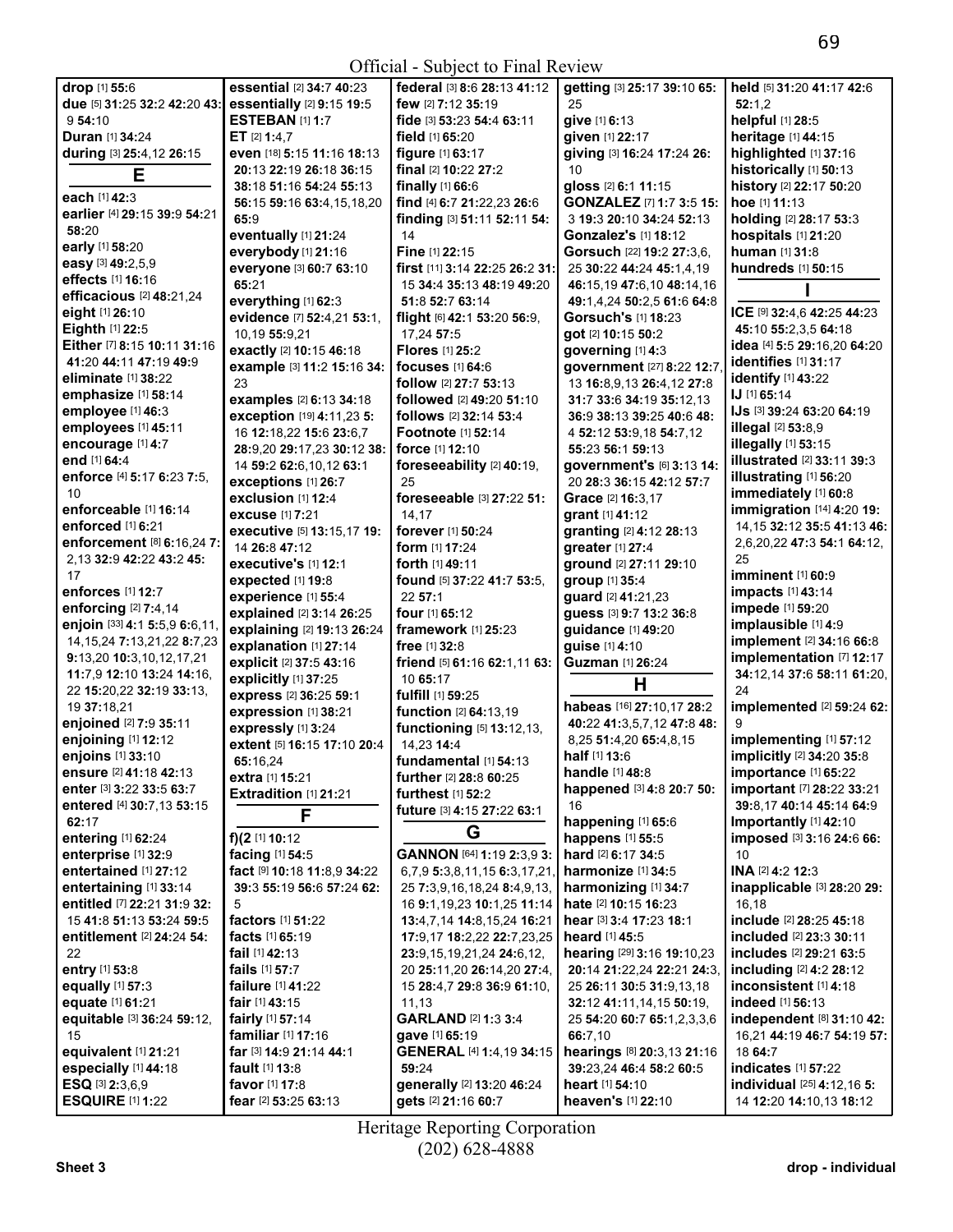**drop** [1] **55:**6
**due** [5] **31:**25 **32:**2 **42:**20 **43:**9 **54:**10
**Duran** [1] **34:**24
**during** [3] **25:**4,12 **26:**15

## E

**each** [1] **42:**3
**earlier** [4] **29:**15 **39:**9 **54:**21 **58:**20
**early** [1] **58:**20
**easy** [3] **49:**2,5,9
**effects** [1] **16:**16
**efficacious** [2] **48:**21,24
**eight** [1] **26:**10
**Eighth** [1] **22:**5
**Either** [7] **8:**15 **10:**11 **31:**16 **41:**20 **44:**11 **47:**19 **49:**9
**eliminate** [1] **38:**22
**emphasize** [1] **58:**14
**employee** [1] **46:**3
**employees** [1] **45:**11
**encourage** [1] **4:**7
**end** [1] **64:**4
**enforce** [4] **5:**17 **6:**23 **7:**5, 10
**enforceable** [1] **16:**14
**enforced** [1] **6:**21
**enforcement** [8] **6:**16,24 **7:**2,13 **32:**9 **42:**22 **43:**2 **45:**17
**enforces** [1] **12:**7
**enforcing** [2] **7:**4,14
**enjoin** [33] **4:**1 **5:**5,9 **6:**6,11, 14,15,24 **7:**13,21,22 **8:**7,23 **9:**13,20 **10:**3,10,12,17,21 **11:**7,9 **12:**10 **13:**24 **14:**16, 22 **15:**20,22 **32:**19 **33:**13, 19 **37:**18,21
**enjoined** [2] **7:**9 **35:**11
**enjoining** [1] **12:**12
**enjoins** [1] **33:**10
**ensure** [2] **41:**18 **42:**13
**enter** [3] **3:**22 **33:**5 **63:**7
**entered** [4] **30:**7,13 **53:**15 **62:**17
**entering** [1] **62:**24
**enterprise** [1] **32:**9
**entertained** [1] **27:**12
**entertaining** [1] **33:**14
**entitled** [7] **22:**21 **31:**9 **32:**15 **41:**8 **51:**13 **53:**24 **59:**5
**entitlement** [2] **24:**24 **54:**22
**entry** [1] **53:**8
**equally** [1] **57:**3
**equate** [1] **61:**21
**equitable** [3] **36:**24 **59:**12, 15
**equivalent** [1] **21:**21
**especially** [1] **44:**18
**ESQ** [3] **2:**3,6,9
**ESQUIRE** [1] **1:**22
**essential** [2] **34:**7 **40:**23
**essentially** [2] **9:**15 **19:**5
**ESTEBAN** [1] **1:**7
**ET** [2] **1:**4,7
**even** [18] **5:**15 **11:**16 **18:**13 **20:**13 **22:**19 **26:**18 **36:**15 **38:**18 **51:**16 **54:**24 **55:**13 **56:**15 **59:**16 **63:**4,15,18,20 **65:**9
**eventually** [1] **21:**24
**everybody** [1] **21:**16
**everyone** [3] **60:**7 **63:**10 **65:**21
**everything** [1] **62:**3
**evidence** [7] **52:**4,21 **53:**1, 10,19 **55:**9,21
**exactly** [2] **10:**15 **46:**18
**example** [3] **11:**2 **15:**16 **34:**23
**examples** [2] **6:**13 **34:**18
**exception** [19] **4:**11,23 **5:**16 **12:**18,22 **15:**6 **23:**6,7 **28:**9,20 **29:**17,23 **30:**12 **38:**14 **59:**2 **62:**6,10,12 **63:**1
**exceptions** [1] **26:**7
**exclusion** [1] **12:**4
**excuse** [1] **7:**21
**executive** [5] **13:**15,17 **19:**14 **26:**8 **47:**12
**executive's** [1] **12:**1
**expected** [1] **19:**8
**experience** [1] **55:**4
**explained** [2] **3:**14 **26:**25
**explaining** [2] **19:**13 **26:**24
**explanation** [1] **27:**14
**explicit** [2] **37:**5 **43:**16
**explicitly** [1] **37:**25
**express** [2] **36:**25 **59:**1
**expression** [1] **38:**21
**expressly** [1] **3:**24
**extent** [5] **16:**15 **17:**10 **20:**4 **65:**16,24
**extra** [1] **15:**21
**Extradition** [1] **21:**21

## F

**f)(2** [1] **10:**12
**facing** [1] **54:**5
**fact** [9] **10:**18 **11:**8,9 **34:**22 **39:**3 **55:**19 **56:**9 **57:**24 **62:**5
**factors** [1] **51:**22
**facts** [1] **65:**19
**fail** [1] **42:**13
**fails** [1] **57:**7
**failure** [1] **41:**22
**fair** [1] **43:**15
**fairly** [1] **57:**14
**familiar** [1] **17:**16
**far** [3] **14:**9 **21:**14 **44:**1
**fault** [1] **13:**8
**favor** [1] **17:**8
**fear** [2] **53:**25 **63:**13
**federal** [3] **8:**6 **28:**13 **41:**12
**few** [2] **7:**12 **35:**19
**fide** [3] **53:**23 **54:**4 **63:**11
**field** [1] **65:**20
**figure** [1] **63:**17
**final** [2] **10:**22 **27:**2
**finally** [1] **66:**6
**find** [4] **6:**7 **21:**22,23 **26:**6
**finding** [3] **51:**11 **52:**11 **54:**14
**Fine** [1] **22:**15
**first** [11] **3:**14 **22:**25 **26:**2 **31:**15 **34:**4 **35:**13 **48:**19 **49:**20 **51:**8 **52:**7 **63:**14
**flight** [6] **42:**1 **53:**20 **56:**9, 17,24 **57:**5
**Flores** [1] **25:**2
**focuses** [1] **64:**6
**follow** [2] **27:**7 **53:**13
**followed** [2] **49:**20 **51:**10
**follows** [2] **32:**14 **53:**4
**Footnote** [1] **52:**14
**force** [1] **12:**10
**foreseeability** [2] **40:**19, 25
**foreseeable** [3] **27:**22 **51:**14,17
**forever** [1] **50:**24
**form** [1] **17:**24
**forth** [1] **49:**11
**found** [5] **37:**22 **41:**7 **53:**5, 22 **57:**1
**four** [1] **65:**12
**framework** [1] **25:**23
**free** [1] **32:**8
**friend** [5] **61:**16 **62:**1,11 **63:**10 **65:**17
**fulfill** [1] **59:**25
**function** [2] **64:**13,19
**functioning** [5] **13:**12,13, 14,23 **14:**4
**fundamental** [1] **54:**13
**further** [2] **28:**8 **60:**25
**furthest** [1] **52:**2
**future** [3] **4:**15 **27:**22 **63:**1

## G

**GANNON** [64] **1:**19 **2:**3,9 **3:**6,7,9 **5:**3,8,11,15 **6:**3,17,21, 25 **7:**3,9,16,18,24 **8:**4,9,13, 16 **9:**1,19,23 **10:**1,25 **11:**14 **13:**4,7,14 **14:**8,15,24 **16:**21 **17:**9,17 **18:**2,22 **22:**7,23,25 **23:**9,15,19,21,24 **24:**6,12, 20 **25:**11,20 **26:**14,20 **27:**4, 15 **28:**4,7 **29:**8 **36:**9 **61:**10, 11,13
**GARLAND** [2] **1:**3 **3:**4
**gave** [1] **65:**19
**GENERAL** [4] **1:**4,19 **34:**15 **59:**24
**generally** [2] **13:**20 **46:**24
**gets** [2] **21:**16 **60:**7
**getting** [3] **25:**17 **39:**10 **65:**25
**give** [1] **6:**13
**given** [1] **22:**17
**giving** [3] **16:**24 **17:**24 **26:**10
**gloss** [2] **6:**1 **11:**15
**GONZALEZ** [7] **1:**7 **3:**5 **15:**3 **19:**3 **20:**10 **34:**24 **52:**13
**Gonzalez's** [1] **18:**12
**Gorsuch** [22] **19:**2 **27:**3,6, 25 **30:**22 **44:**24 **45:**1,4,19 **46:**15,19 **47:**6,10 **48:**14,16 **49:**1,4,24 **50:**2,5 **61:**6 **64:**8
**Gorsuch's** [1] **18:**23
**got** [2] **10:**15 **50:**2
**governing** [1] **4:**3
**government** [27] **8:**22 **12:**7, 13 **16:**8,9,13 **26:**4,12 **27:**8 **31:**7 **33:**6 **34:**19 **35:**12,13 **36:**9 **38:**13 **39:**25 **40:**6 **48:**4 **52:**12 **53:**9,18 **54:**7,12 **55:**23 **56:**1 **59:**13
**government's** [6] **3:**13 **14:**20 **28:**3 **36:**15 **42:**12 **57:**7
**Grace** [2] **16:**3,17
**grant** [1] **41:**12
**granting** [2] **4:**12 **28:**13
**greater** [1] **27:**4
**ground** [2] **27:**11 **29:**10
**group** [1] **35:**4
**guard** [2] **41:**21,23
**guess** [3] **9:**7 **13:**2 **36:**8
**guidance** [1] **49:**20
**guise** [1] **4:**10
**Guzman** [1] **26:**24

## H

**habeas** [16] **27:**10,17 **28:**2 **40:**22 **41:**3,5,7,12 **47:**8 **48:**8,25 **51:**4,20 **65:**4,8,15
**half** [1] **13:**6
**handle** [1] **48:**8
**happened** [3] **4:**8 **20:**7 **50:**16
**happening** [1] **65:**6
**happens** [1] **55:**5
**hard** [2] **6:**17 **34:**5
**harmonize** [1] **34:**5
**harmonizing** [1] **34:**7
**hate** [2] **10:**15 **16:**23
**hear** [3] **3:**4 **17:**23 **18:**1
**heard** [1] **45:**5
**hearing** [29] **3:**16 **19:**10,23 **20:**14 **21:**22,24 **22:**21 **24:**3, 25 **26:**11 **30:**5 **31:**9,13,18 **32:**12 **41:**11,14,15 **50:**19, 25 **54:**20 **60:**7 **65:**1,2,3,3,6 **66:**7,10
**hearings** [8] **20:**3,13 **21:**16 **39:**23,24 **46:**4 **58:**2 **60:**5
**heart** [1] **54:**10
**heaven's** [1] **22:**10
**held** [5] **31:**20 **41:**17 **42:**6 **52:**1,2
**helpful** [1] **28:**5
**heritage** [1] **44:**15
**highlighted** [1] **37:**16
**historically** [1] **50:**13
**history** [2] **22:**17 **50:**20
**hoe** [1] **11:**13
**holding** [2] **28:**17 **53:**3
**hospitals** [1] **21:**20
**human** [1] **31:**8
**hundreds** [1] **50:**15

## I

**ICE** [9] **32:**4,6 **42:**25 **44:**23 **45:**10 **55:**2,3,5 **64:**18
**idea** [4] **5:**5 **29:**16,20 **64:**20
**identifies** [1] **31:**17
**identify** [1] **43:**22
**IJ** [1] **65:**14
**IJs** [3] **39:**24 **63:**20 **64:**19
**illegal** [2] **53:**8,9
**illegally** [1] **53:**15
**illustrated** [2] **33:**11 **39:**3
**illustrating** [1] **56:**20
**immediately** [1] **60:**8
**immigration** [14] **4:**20 **19:**14,15 **32:**12 **35:**5 **41:**13 **46:**2,6,20,22 **47:**3 **54:**1 **64:**12, 25
**imminent** [1] **60:**9
**impacts** [1] **43:**14
**impede** [1] **59:**20
**implausible** [1] **4:**9
**implement** [2] **34:**16 **66:**8
**implementation** [7] **12:**17 **34:**12,14 **37:**6 **58:**11 **61:**20, 24
**implemented** [2] **59:**24 **62:**9
**implementing** [1] **57:**12
**implicitly** [2] **34:**20 **35:**8
**importance** [1] **65:**22
**important** [7] **28:**22 **33:**21 **39:**8,17 **40:**14 **45:**14 **64:**9
**Importantly** [1] **42:**10
**imposed** [3] **3:**16 **24:**6 **66:**10
**INA** [2] **4:**2 **12:**3
**inapplicable** [3] **28:**20 **29:**16,18
**include** [2] **28:**25 **45:**18
**included** [2] **23:**3 **30:**11
**includes** [2] **29:**21 **63:**5
**including** [2] **4:**2 **28:**12
**inconsistent** [1] **4:**18
**indeed** [1] **56:**13
**independent** [8] **31:**10 **42:**16,21 **44:**19 **46:**7 **54:**19 **57:**18 **64:**7
**indicates** [1] **57:**22
**individual** [25] **4:**12,16 **5:**14 **12:**20 **14:**10,13 **18:**12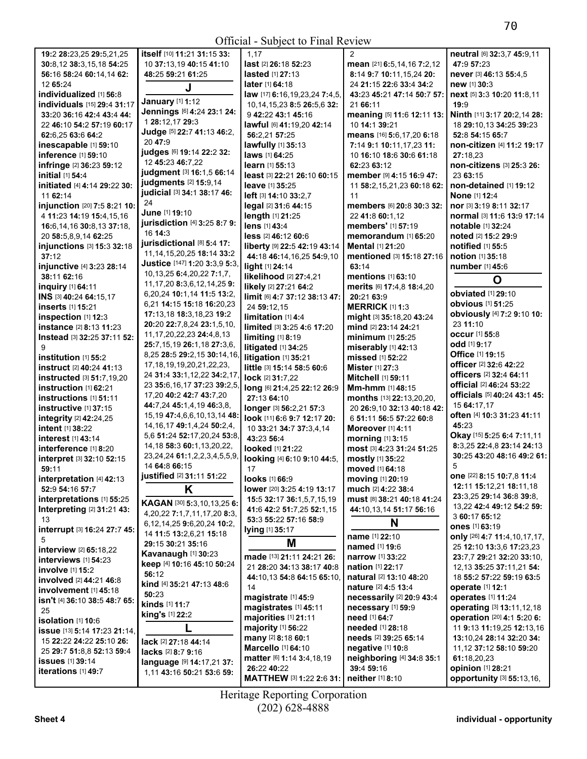**19:**2 **28:**23,25 **29:**5,21,25 **30:**8,12 **38:**3,15,18 **54:**25 **56:**16 **58:**24 **60:**14,14 **62:**12 **65:**24

**individualized** [1] **56:**8

**individuals** [15] **29:**4 **31:**17 **33:**20 **36:**16 **42:**4 **43:**4 **44:**22 **46:**10 **54:**2 **57:**19 **60:**17 **62:**6,25 **63:**6 **64:**2

**inescapable** [1] **59:**10

**inference** [1] **59:**10

**infringe** [2] **36:**23 **59:**12

**initial** [1] **54:**4

**initiated** [4] **4:**14 **29:**22 **30:**11 **62:**14

**injunction** [20] **7:**5 **8:**21 **10:**4 **11:**23 **14:**19 **15:**4,15,16 **16:**6,14,16 **30:**8,13 **37:**18,20 **58:**5,8,9,14 **62:**25

**injunctions** [3] **15:**3 **32:**18 **37:**12

**injunctive** [4] **3:**23 **28:**14 **38:**11 **62:**16

**inquiry** [1] **64:**11

**INS** [3] **40:**24 **64:**15,17

**inserts** [1] **15:**21

**inspection** [1] **12:**3

**instance** [2] **8:**13 **11:**23

**Instead** [3] **32:**25 **37:**11 **52:**9

**institution** [1] **55:**2

**instruct** [2] **40:**24 **41:**13

**instructed** [3] **51:**7,19,20

**instruction** [1] **62:**21

**instructions** [1] **51:**11

**instructive** [1] **37:**15

**integrity** [2] **42:**24,25

**intent** [1] **38:**22

**interest** [1] **43:**14

**interference** [1] **8:**20

**interpret** [3] **32:**10 **52:**15 **59:**11

**interpretation** [4] **42:**13 **52:**9 **54:**16 **57:**7

**interpretations** [1] **55:**25

**Interpreting** [2] **31:**21 **43:**13

**interrupt** [3] **16:**24 **27:**7 **45:**5

**interview** [2] **65:**18,22

**interviews** [1] **54:**23

**involve** [1] **15:**2

**involved** [2] **44:**21 **46:**8

**involvement** [1] **45:**18

**isn't** [4] **36:**10 **38:**5 **48:**7 **65:**25

**isolation** [1] **10:**6

**issue** [13] **5:**14 **17:**23 **21:**14, 15 **22:**22 **24:**22 **25:**10 **26:**25 **29:**7 **51:**8,8 **52:**13 **59:**4

**issues** [1] **39:**14

**iterations** [1] **49:**7

**itself** [10] **11:**21 **31:**15 **33:**10 **37:**13,19 **40:**15 **41:**10 **48:**25 **59:**21 **61:**25

## J

**January** [1] **1:**12

**Jennings** [6] **4:**24 **23:**1 **24:**1 **28:**12,17 **29:**3

**Judge** [5] **22:**7 **41:**13 **46:**2, 20 **47:**9

**judges** [6] **19:**14 **22:**2 **32:**12 **45:**23 **46:**7,22

**judgment** [3] **16:**1,5 **66:**14

**judgments** [2] **15:**9,14

**judicial** [3] **34:**1 **38:**17 **46:**24

**June** [1] **19:**10

**jurisdiction** [4] **3:**25 **8:**7 **9:**16 **14:**3

**jurisdictional** [8] **5:**4 **17:**11,14,15,20,25 **18:**14 **33:**2

**Justice** [147] **1:**20 **3:**3,9 **5:**3, 10,13,25 **6:**4,20,22 **7:**1,7, 11,17,20 **8:**3,6,12,14,25 **9:**6,20,24 **10:**1,14 **11:**5 **13:**2, 6,21 **14:**15 **15:**18 **16:**20,23 **17:**13,18 **18:**3,18,23 **19:**2 **20:**20 **22:**7,8,24 **23:**1,5,10, 11,17,20,22,23 **24:**4,8,13 **25:**7,15,19 **26:**1,18 **27:**3,6, 8,25 **28:**5 **29:**2,15 **30:**14,16, 17,18,19,19,20,21,22,23, 24 **31:**4 **33:**1,12,22 **34:**2,17, 23 **35:**6,16,17 **37:**23 **39:**2,5, 17,20 **40:**2 **42:**7 **43:**7,20 **44:**7,24 **45:**1,4,19 **46:**3,8, 15,19 **47:**4,6,6,10,13,14 **48:**14,16,17 **49:**1,4,24 **50:**2,4, 5,6 **51:**24 **52:**17,20,24 **53:**8, 14,18 **58:**3 **60:**1,13,20,22, 23,24,24 **61:**1,2,2,3,4,5,5,9, 14 **64:**8 **66:**15

**justified** [2] **31:**11 **51:**22

## K

**KAGAN** [30] **5:**3,10,13,25 **6:**4,20,22 **7:**1,7,11,17,20 **8:**3, 6,12,14,25 **9:**6,20,24 **10:**2, 14 **11:**5 **13:**2,6,21 **15:**18 **29:**15 **30:**21 **35:**16

**Kavanaugh** [1] **30:**23

**keep** [4] **10:**16 **45:**10 **50:**24 **56:**12

**kind** [4] **35:**21 **47:**13 **48:**6 **50:**23

**kinds** [1] **11:**7

**king's** [1] **22:**2

## L

**lack** [2] **27:**18 **44:**14

**lacks** [2] **8:**7 **9:**16

**language** [9] **14:**17,21 **37:**1,11 **43:**16 **50:**21 **53:**6 **59:**1,17

**last** [2] **26:**18 **52:**23

**lasted** [1] **27:**13

**later** [1] **64:**18

**law** [17] **6:**16,19,23,24 **7:**4,5, 10,14,15,23 **8:**5 **26:**5,6 **32:**9 **42:**22 **43:**1 **45:**16

**lawful** [6] **41:**19,20 **42:**14 **56:**2,21 **57:**25

**lawfully** [1] **35:**13

**laws** [1] **64:**25

**learn** [1] **55:**13

**least** [3] **22:**21 **26:**10 **60:**15

**leave** [1] **35:**25

**left** [3] **14:**10 **33:**2,7

**legal** [2] **31:**6 **44:**15

**length** [1] **21:**25

**lens** [1] **43:**4

**less** [2] **46:**12 **60:**6

**liberty** [9] **22:**5 **42:**19 **43:**14 **44:**18 **46:**14,16,25 **54:**9,10

**light** [1] **24:**14

**likelihood** [2] **27:**4,21

**likely** [2] **27:**21 **64:**2

**limit** [6] **4:**7 **37:**12 **38:**13 **47:**24 **59:**12,15

**limitation** [1] **4:**4

**limited** [3] **3:**25 **4:**6 **17:**20

**limiting** [1] **8:**19

**litigated** [1] **34:**25

**litigation** [1] **35:**21

**little** [3] **15:**14 **58:**5 **60:**6

**lock** [2] **31:**7,22

**long** [6] **21:**4,25 **22:**12 **26:**9 **27:**13 **64:**10

**longer** [3] **56:**2,21 **57:**3

**look** [11] **6:**6 **9:**7 **12:**17 **20:**10 **33:**21 **34:**7 **37:**3,4,14 **43:**23 **56:**4

**looked** [1] **21:**22

**looking** [4] **6:**10 **9:**10 **44:**5, 17

**looks** [1] **66:**9

**lower** [20] **3:**25 **4:**19 **13:**17 **15:**5 **32:**17 **36:**1,5,7,15,19 **41:**6 **42:**2 **51:**7,25 **52:**1,15 **53:**3 **55:**22 **57:**16 **58:**9

**lying** [1] **35:**17

## M

**made** [13] **21:**11 **24:**21 **26:**21 **28:**20 **34:**13 **38:**17 **40:**8 **44:**10,13 **54:**8 **64:**15 **65:**10, 14

**magistrate** [1] **45:**9

**magistrates** [1] **45:**11

**majorities** [1] **21:**11

**majority** [1] **56:**22

**many** [2] **8:**18 **60:**1

**Marcello** [1] **64:**10

**matter** [6] **1:**14 **3:**4,18,19 **26:**22 **40:**22

**MATTHEW** [3] **1:**22 **2:**6 **31:**2

**mean** [21] **6:**5,14,16 **7:**2,12 **8:**14 **9:**7 **10:**11,15,24 **20:**24 **21:**15 **22:**6 **33:**4 **34:**2 **43:**23 **45:**21 **47:**14 **50:**7 **57:**21 **66:**11

**meaning** [5] **11:**6 **12:**11 **13:**10 **14:**1 **39:**21

**means** [16] **5:**6,17,20 **6:**18 **7:**14 **9:**1 **10:**11,17,23 **11:**10 **16:**10 **18:**6 **30:**6 **61:**18 **62:**23 **63:**12

**member** [9] **4:**15 **16:**9 **47:**11 **58:**2,15,21,23 **60:**18 **62:**11

**members** [6] **20:**8 **30:**3 **32:**22 **41:**8 **60:**1,12

**members'** [1] **57:**19

**memorandum** [1] **65:**20

**Mental** [1] **21:**20

**mentioned** [3] **15:**18 **27:**16 **63:**14

**mentions** [1] **63:**10

**merits** [6] **17:**4,8 **18:**4,20 **20:**21 **63:**9

**MERRICK** [1] **1:**3

**might** [3] **35:**18,20 **43:**24

**mind** [2] **23:**14 **24:**21

**minimum** [1] **25:**25

**miserably** [1] **42:**13

**missed** [1] **52:**22

**Mister** [1] **27:**3

**Mitchell** [1] **59:**11

**Mm-hmm** [1] **48:**15

**months** [13] **22:**13,20,20, 20 **26:**9,10 **32:**13 **40:**18 **42:**6 **51:**11 **56:**5 **57:**22 **60:**8

**Moreover** [1] **4:**11

**morning** [1] **3:**15

**most** [3] **4:**23 **31:**24 **51:**25

**mostly** [1] **35:**22

**moved** [1] **64:**18

**moving** [1] **20:**19

**much** [2] **4:**22 **38:**4

**must** [8] **38:**21 **40:**18 **41:**24 **44:**10,13,14 **51:**17 **56:**16

## N

**name** [1] **22:**10

**named** [1] **19:**6

**narrow** [1] **33:**22

**nation** [1] **22:**17

**natural** [2] **13:**10 **48:**20

**nature** [2] **4:**5 **13:**4

**necessarily** [2] **20:**9 **43:**4

**necessary** [1] **59:**9

**need** [1] **64:**7

**needed** [1] **28:**18

**needs** [2] **39:**25 **65:**14

**negative** [1] **10:**8

**neighboring** [4] **34:**8 **35:**1 **39:**4 **59:**16

**neither** [1] **8:**10

**neutral** [6] **32:**3,7 **45:**9,11 **47:**9 **57:**23

**never** [3] **46:**13 **55:**4,5

**new** [1] **30:**3

**next** [5] **3:**3 **10:**20 **11:**8,11 **19:**9

**Ninth** [11] **3:**17 **20:**2,14 **28:**18 **29:**10,13 **34:**25 **39:**23 **52:**8 **54:**15 **65:**7

**non-citizen** [4] **11:**2 **19:**17 **27:**18,23

**non-citizens** [3] **25:**3 **26:**23 **63:**15

**non-detained** [1] **19:**12

**None** [1] **12:**4

**nor** [3] **3:**19 **8:**11 **32:**17

**normal** [3] **11:**6 **13:**9 **17:**14

**notable** [1] **32:**24

**noted** [2] **15:**2 **29:**9

**notified** [1] **55:**5

**notion** [1] **35:**18

**number** [1] **45:**6

## O

**obviated** [1] **29:**10

**obvious** [1] **51:**25

**obviously** [4] **7:**2 **9:**10 **10:**23 **11:**10

**occur** [1] **55:**8

**odd** [1] **9:**17

**Office** [1] **19:**15

**officer** [2] **32:**6 **42:**22

**officers** [2] **32:**4 **64:**11

**official** [2] **46:**24 **53:**22

**officials** [5] **40:**24 **43:**1 **45:**15 **64:**17,17

**often** [4] **10:**3 **31:**23 **41:**11 **45:**23

**Okay** [15] **5:**25 **6:**4 **7:**11,11 **8:**3,25 **22:**4,8 **23:**14 **24:**13 **30:**25 **43:**20 **48:**16 **49:**2 **61:**5

**one** [22] **8:**15 **10:**7,8 **11:**4 **12:**11 **15:**12,21 **18:**11,18 **23:**3,25 **29:**14 **36:**8 **39:**8, 13,22 **42:**4 **49:**12 **54:**2 **59:**3 **60:**17 **65:**12

**ones** [1] **63:**19

**only** [26] **4:**7 **11:**4,10,17,17, 25 **12:**10 **13:**3,6 **17:**23,23 **23:**7,7 **29:**21 **32:**20 **33:**10, 12,13 **35:**25 **37:**11,21 **54:**18 **55:**2 **57:**22 **59:**19 **63:**5

**operate** [1] **12:**1

**operates** [1] **11:**24

**operating** [3] **13:**11,12,18

**operation** [20] **4:**1 **5:**20 **6:**11 **9:**13 **11:**19,25 **12:**13,16 **13:**10,24 **28:**14 **32:**20 **34:**11,12 **37:**12 **58:**10 **59:**20 **61:**18,20,23

**opinion** [1] **28:**21

**opportunity** [3] **55:**13,16,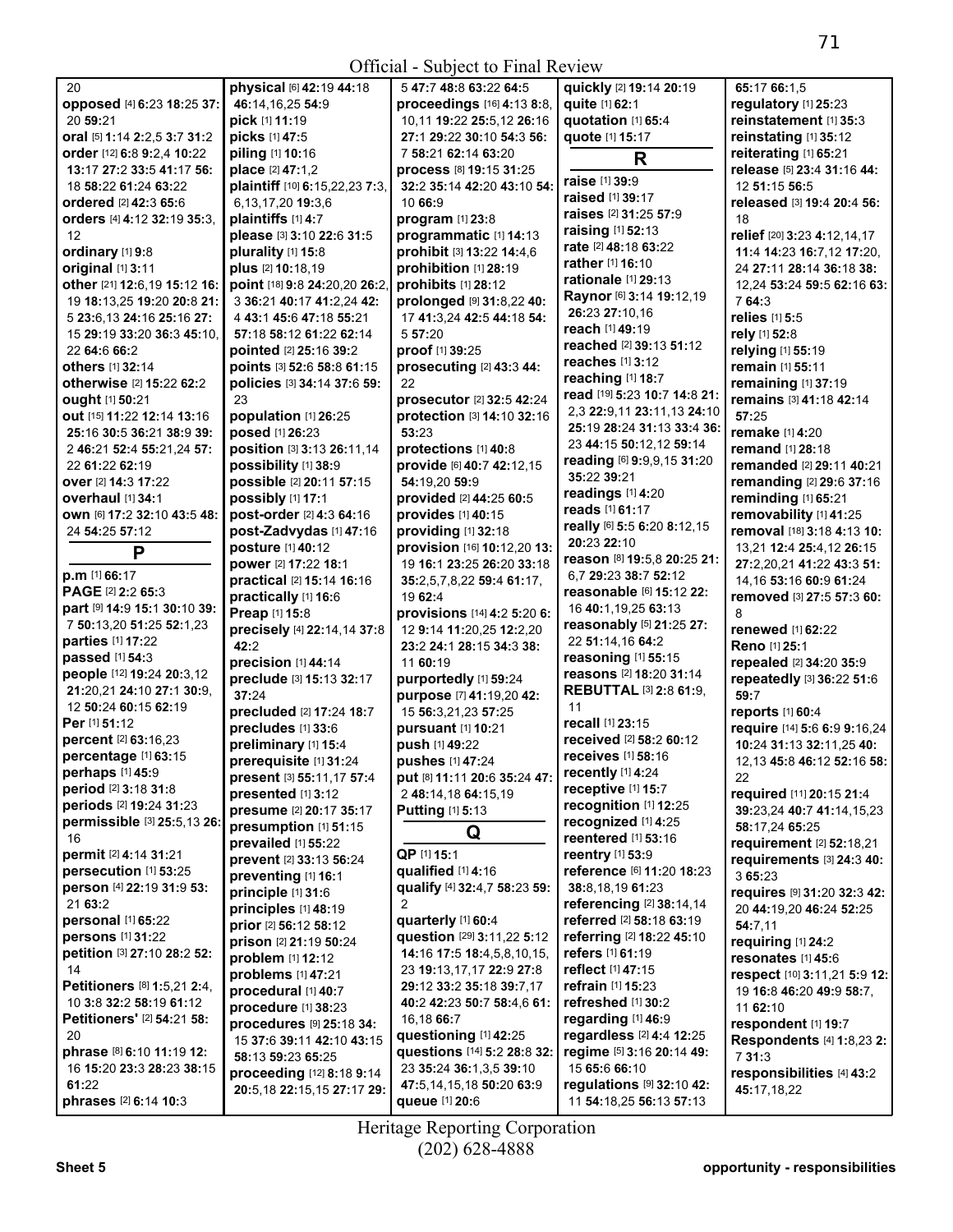20
**opposed** [4] **6:**23 **18:**25 **37:**20 **59:**21
**oral** [5] **1:**14 **2:**2,5 **3:**7 **31:**2
**order** [12] **6:**8 **9:**2,4 **10:**22 **13:**17 **27:**2 **33:**5 **41:**17 **56:**18 **58:**22 **61:**24 **63:**22
**ordered** [2] **42:**3 **65:**6
**orders** [4] **4:**12 **32:**19 **35:**3,12
**ordinary** [1] **9:**8
**original** [1] **3:**11
**other** [21] **12:**6,19 **15:**12 **16:**19 **18:**13,25 **19:**20 **20:**8 **21:**5 **23:**6,13 **24:**16 **25:**16 **27:**15 **29:**19 **33:**20 **36:**3 **45:**10,22 **64:**6 **66:**2
**others** [1] **32:**14
**otherwise** [2] **15:**22 **62:**2
**ought** [1] **50:**21
**out** [15] **11:**22 **12:**14 **13:**16 **25:**16 **30:**5 **36:**21 **38:**9 **39:**2 **46:**21 **52:**4 **55:**21,24 **57:**22 **61:**22 **62:**19
**over** [2] **14:**3 **17:**22
**overhaul** [1] **34:**1
**own** [6] **17:**2 **32:**10 **43:**5 **48:**24 **54:**25 **57:**12

## P

**p.m** [1] **66:**17
**PAGE** [2] **2:**2 **65:**3
**part** [9] **14:**9 **15:**1 **30:**10 **39:**7 **50:**13,20 **51:**25 **52:**1,23
**parties** [1] **17:**22
**passed** [1] **54:**3
**people** [12] **19:**24 **20:**3,12 **21:**20,21 **24:**10 **27:**1 **30:**9,12 **50:**24 **60:**15 **62:**19
**Per** [1] **51:**12
**percent** [2] **63:**16,23
**percentage** [1] **63:**15
**perhaps** [1] **45:**9
**period** [2] **3:**18 **31:**8
**periods** [2] **19:**24 **31:**23
**permissible** [3] **25:**5,13 **26:**16
**permit** [2] **4:**14 **31:**21
**persecution** [1] **53:**25
**person** [4] **22:**19 **31:**9 **53:**21 **63:**2
**personal** [1] **65:**22
**persons** [1] **31:**22
**petition** [3] **27:**10 **28:**2 **52:**14
**Petitioners** [8] **1:**5,21 **2:**4,10 **3:**8 **32:**2 **58:**19 **61:**12
**Petitioners'** [2] **54:**21 **58:**20
**phrase** [8] **6:**10 **11:**19 **12:**16 **15:**20 **23:**3 **28:**23 **38:**15 **61:**22
**phrases** [2] **6:**14 **10:**3
**physical** [6] **42:**19 **44:**18 **46:**14,16,25 **54:**9
**pick** [1] **11:**19
**picks** [1] **47:**5
**piling** [1] **10:**16
**place** [2] **47:**1,2
**plaintiff** [10] **6:**15,22,23 **7:**3,6,13,17,20 **19:**3,6
**plaintiffs** [1] **4:**7
**please** [3] **3:**10 **22:**6 **31:**5
**plurality** [1] **15:**8
**plus** [2] **10:**18,19
**point** [18] **9:**8 **24:**20,20 **26:**2,3 **36:**21 **40:**17 **41:**2,24 **42:**4 **43:**1 **45:**6 **47:**18 **55:**21 **57:**18 **58:**12 **61:**22 **62:**14
**pointed** [2] **25:**16 **39:**2
**points** [3] **52:**6 **58:**8 **61:**15
**policies** [3] **34:**14 **37:**6 **59:**23
**population** [1] **26:**25
**posed** [1] **26:**23
**position** [3] **3:**13 **26:**11,14
**possibility** [1] **38:**9
**possible** [2] **20:**11 **57:**15
**possibly** [1] **17:**1
**post-order** [2] **4:**3 **64:**16
**post-Zadvydas** [1] **47:**16
**posture** [1] **40:**12
**power** [2] **17:**22 **18:**1
**practical** [2] **15:**14 **16:**16
**practically** [1] **16:**6
**Preap** [1] **15:**8
**precisely** [4] **22:**14,14 **37:**8 **42:**2
**precision** [1] **44:**14
**preclude** [3] **15:**13 **32:**17 **37:**24
**precluded** [2] **17:**24 **18:**7
**precludes** [1] **33:**6
**preliminary** [1] **15:**4
**prerequisite** [1] **31:**24
**present** [3] **55:**11,17 **57:**4
**presented** [1] **3:**12
**presume** [2] **20:**17 **35:**17
**presumption** [1] **51:**15
**prevailed** [1] **55:**22
**prevent** [2] **33:**13 **56:**24
**preventing** [1] **16:**1
**principle** [1] **31:**6
**principles** [1] **48:**19
**prior** [2] **56:**12 **58:**12
**prison** [2] **21:**19 **50:**24
**problem** [1] **12:**12
**problems** [1] **47:**21
**procedural** [1] **40:**7
**procedure** [1] **38:**23
**procedures** [9] **25:**18 **34:**15 **37:**6 **39:**11 **42:**10 **43:**15 **58:**13 **59:**23 **65:**25
**proceeding** [12] **8:**18 **9:**14 **20:**5,18 **22:**15,15 **27:**17 **29:**5 **47:**7 **48:**8 **63:**22 **64:**5
**proceedings** [16] **4:**13 **8:**8,10,11 **19:**22 **25:**5,12 **26:**16 **27:**1 **29:**22 **30:**10 **54:**3 **56:**7 **58:**21 **62:**14 **63:**20
**process** [8] **19:**15 **31:**25 **32:**2 **35:**14 **42:**20 **43:**10 **54:**10 **66:**9
**program** [1] **23:**8
**programmatic** [1] **14:**13
**prohibit** [3] **13:**22 **14:**4,6
**prohibition** [1] **28:**19
**prohibits** [1] **28:**12
**prolonged** [9] **31:**8,22 **40:**17 **41:**3,24 **42:**5 **44:**18 **54:**5 **57:**20
**proof** [1] **39:**25
**prosecuting** [2] **43:**3 **44:**22
**prosecutor** [2] **32:**5 **42:**24
**protection** [3] **14:**10 **32:**16 **53:**23
**protections** [1] **40:**8
**provide** [6] **40:**7 **42:**12,15 **54:**19,20 **59:**9
**provided** [2] **44:**25 **60:**5
**provides** [1] **40:**15
**providing** [1] **32:**18
**provision** [16] **10:**12,20 **13:**19 **16:**1 **23:**25 **26:**20 **33:**18 **35:**2,5,7,8,22 **59:**4 **61:**17,19 **62:**4
**provisions** [14] **4:**2 **5:**20 **6:**12 **9:**14 **11:**20,25 **12:**2,20 **23:**2 **24:**1 **28:**15 **34:**3 **38:**11 **60:**19
**purportedly** [1] **59:**24
**purpose** [7] **41:**19,20 **42:**15 **56:**3,21,23 **57:**25
**pursuant** [1] **10:**21
**push** [1] **49:**22
**pushes** [1] **47:**24
**put** [8] **11:**11 **20:**6 **35:**24 **47:**2 **48:**14,18 **64:**15,19
**Putting** [1] **5:**13

## Q

**QP** [1] **15:**1
**qualified** [1] **4:**16
**qualify** [4] **32:**4,7 **58:**23 **59:**2
**quarterly** [1] **60:**4
**question** [29] **3:**11,22 **5:**12 **14:**16 **17:**5 **18:**4,5,8,10,15,23 **19:**13,17,17 **22:**9 **27:**8 **29:**12 **33:**2 **35:**18 **39:**7,17 **40:**2 **42:**23 **50:**7 **58:**4,6 **61:**16,18 **66:**7
**questioning** [1] **42:**25
**questions** [14] **5:**2 **28:**8 **32:**23 **35:**24 **36:**1,3,5 **39:**10 **47:**5,14,15,18 **50:**20 **63:**9
**queue** [1] **20:**6
**quickly** [2] **19:**14 **20:**19
**quite** [1] **62:**1
**quotation** [1] **65:**4
**quote** [1] **15:**17

## R

**raise** [1] **39:**9
**raised** [1] **39:**17
**raises** [2] **31:**25 **57:**9
**raising** [1] **52:**13
**rate** [2] **48:**18 **63:**22
**rather** [1] **16:**10
**rationale** [1] **29:**13
**Raynor** [6] **3:**14 **19:**12,19 **26:**23 **27:**10,16
**reach** [1] **49:**19
**reached** [2] **39:**13 **51:**12
**reaches** [1] **3:**12
**reaching** [1] **18:**7
**read** [19] **5:**23 **10:**7 **14:**8 **21:**2,3 **22:**9,11 **23:**11,13 **24:**10 **25:**19 **28:**24 **31:**13 **33:**4 **36:**23 **44:**15 **50:**12,12 **59:**14
**reading** [6] **9:**9,9,15 **31:**20 **35:**22 **39:**21
**readings** [1] **4:**20
**reads** [1] **61:**17
**really** [6] **5:**5 **6:**20 **8:**12,15 **20:**23 **22:**10
**reason** [8] **19:**5,8 **20:**25 **21:**6,7 **29:**23 **38:**7 **52:**12
**reasonable** [6] **15:**12 **22:**16 **40:**1,19,25 **63:**13
**reasonably** [5] **21:**25 **27:**22 **51:**14,16 **64:**2
**reasoning** [1] **55:**15
**reasons** [2] **18:**20 **31:**14
**REBUTTAL** [3] **2:**8 **61:**9,11
**recall** [1] **23:**15
**received** [2] **58:**2 **60:**12
**receives** [1] **58:**16
**recently** [1] **4:**24
**receptive** [1] **15:**7
**recognition** [1] **12:**25
**recognized** [1] **4:**25
**reentered** [1] **53:**16
**reentry** [1] **53:**9
**reference** [6] **11:**20 **18:**23 **38:**8,18,19 **61:**23
**referencing** [2] **38:**14,14
**referred** [2] **58:**18 **63:**19
**referring** [2] **18:**22 **45:**10
**refers** [1] **61:**19
**reflect** [1] **47:**15
**refrain** [1] **15:**23
**refreshed** [1] **30:**2
**regarding** [1] **46:**9
**regardless** [2] **4:**4 **12:**25
**regime** [5] **3:**16 **20:**14 **49:**15 **65:**6 **66:**10
**regulations** [9] **32:**10 **42:**11 **54:**18,25 **56:**13 **57:**13 **65:**17 **66:**1,5
**regulatory** [1] **25:**23
**reinstatement** [1] **35:**3
**reinstating** [1] **35:**12
**reiterating** [1] **65:**21
**release** [5] **23:**4 **31:**16 **44:**12 **51:**15 **56:**5
**released** [3] **19:**4 **20:**4 **56:**18
**relief** [20] **3:**23 **4:**12,14,17 **11:**4 **14:**23 **16:**7,12 **17:**20,24 **27:**11 **28:**14 **36:**18 **38:**12,24 **53:**24 **59:**5 **62:**16 **63:**7 **64:**3
**relies** [1] **5:**5
**rely** [1] **52:**8
**relying** [1] **55:**19
**remain** [1] **55:**11
**remaining** [1] **37:**19
**remains** [3] **41:**18 **42:**14 **57:**25
**remake** [1] **4:**20
**remand** [1] **28:**18
**remanded** [2] **29:**11 **40:**21
**remanding** [2] **29:**6 **37:**16
**reminding** [1] **65:**21
**removability** [1] **41:**25
**removal** [18] **3:**18 **4:**13 **10:**13,21 **12:**4 **25:**4,12 **26:**15 **27:**2,20,21 **41:**22 **43:**3 **51:**14,16 **53:**16 **60:**3 **61:**24
**removed** [3] **27:**5 **57:**3 **60:**8
**renewed** [1] **62:**22
**Reno** [1] **25:**1
**repealed** [2] **34:**20 **35:**9
**repeatedly** [3] **36:**22 **51:**6 **59:**7
**reports** [1] **60:**4
**require** [14] **5:**6 **6:**9 **9:**16,24 **10:**24 **31:**13 **32:**11,25 **40:**12,13 **45:**8 **46:**12 **52:**16 **58:**22
**required** [11] **20:**15 **21:**4 **39:**23,24 **40:**7 **41:**14,15,23 **58:**17,24 **65:**25
**requirement** [2] **52:**18,21
**requirements** [3] **24:**3 **40:**3 **65:**23
**requires** [9] **31:**20 **32:**3 **42:**20 **44:**19,20 **46:**24 **52:**25 **54:**7,11
**requiring** [1] **24:**2
**resonates** [1] **45:**6
**respect** [10] **3:**11,21 **5:**9 **12:**19 **16:**8 **46:**20 **49:**5 **58:**7,11 **62:**10
**respondent** [1] **19:**7
**Respondents** [4] **1:**8,23 **2:**7 **31:**3
**responsibilities** [4] **43:**2 **45:**17,18,22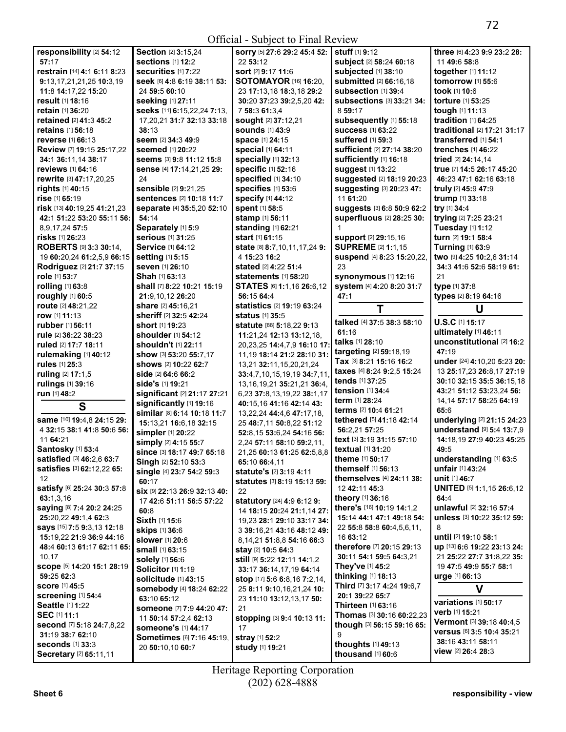Official - Subject to Final Review

**responsibility** [2] **54**:12 **57**:17
**restrain** [14] **4**:1 **6**:11 **8**:23 **9**:13,17,21,21,25 **10**:3,19 **11**:8 **14**:17,22 **15**:20
**result** [1] **18**:16
**retain** [1] **36**:20
**retained** [2] **41**:3 **45**:2
**retains** [1] **56**:18
**reverse** [1] **66**:13
**Review** [7] **19**:15 **25**:17,22 **34**:1 **36**:11,14 **38**:17
**reviews** [1] **64**:16
**rewrite** [3] **47**:17,20,25
**rights** [1] **40**:15
**rise** [1] **65**:19
**risk** [13] **40**:19,25 **41**:21,23 **42**:1 **51**:22 **53**:20 **55**:11 **56**:8,9,17,24 **57**:5
**risks** [1] **26**:23
**ROBERTS** [9] **3**:3 **30**:14,19 **60**:20,24 **61**:2,5,9 **66**:15
**Rodriguez** [2] **21**:7 **37**:15
**role** [1] **53**:7
**rolling** [1] **63**:8
**roughly** [1] **60**:5
**route** [2] **48**:21,22
**row** [1] **11**:13
**rubber** [1] **56**:11
**rule** [2] **36**:22 **38**:23
**ruled** [2] **17**:7 **18**:11
**rulemaking** [1] **40**:12
**rules** [1] **25**:3
**ruling** [2] **17**:1,5
**rulings** [1] **39**:16
**run** [1] **48**:2

## S

**same** [10] **19**:4,8 **24**:15 **29**:4 **32**:15 **38**:1 **41**:8 **50**:6 **56**:11 **64**:21
**Santosky** [1] **53**:4
**satisfied** [3] **46**:2,6 **63**:7
**satisfies** [3] **62**:12,22 **65**:12
**satisfy** [6] **25**:24 **30**:3 **57**:8 **63**:1,3,16
**saying** [8] **7**:4 **20**:2 **24**:25 **25**:20,22 **49**:1,4 **62**:3
**says** [15] **7**:5 **9**:3,13 **12**:18 **15**:19,22 **21**:9 **36**:9 **44**:16 **48**:4 **60**:13 **61**:17 **62**:11 **65**:10,17
**scope** [5] **14**:20 **15**:1 **28**:19 **59**:25 **62**:3
**score** [1] **45**:5
**screening** [1] **54**:4
**Seattle** [1] **1**:22
**SEC** [1] **11**:1
**second** [7] **5**:18 **24**:7,8,22 **31**:19 **38**:7 **62**:10
**seconds** [1] **33**:3
**Secretary** [2] **65**:11,11
**Section** [2] **3**:15,24
**sections** [1] **12**:2
**securities** [1] **7**:22
**seek** [6] **4**:8 **6**:19 **38**:11 **53**:24 **59**:5 **60**:10
**seeking** [1] **27**:11
**seeks** [11] **6**:15,22,24 **7**:13,17,20,21 **31**:7 **32**:13 **33**:18 **38**:13
**seem** [2] **34**:3 **49**:9
**seemed** [1] **20**:22
**seems** [3] **9**:8 **11**:12 **15**:8
**sense** [4] **17**:14,21,25 **29**:24
**sensible** [2] **9**:21,25
**sentences** [2] **10**:18 **11**:7
**separate** [4] **35**:5,20 **52**:10 **54**:14
**Separately** [1] **5**:9
**serious** [1] **31**:25
**Service** [1] **64**:12
**setting** [1] **5**:15
**seven** [1] **26**:10
**Shah** [1] **63**:13
**shall** [7] **8**:22 **10**:21 **15**:19 **21**:9,10,12 **26**:20
**share** [2] **45**:16,21
**sheriff** [2] **32**:5 **42**:24
**short** [1] **19**:23
**shoulder** [1] **54**:12
**shouldn't** [1] **22**:11
**show** [3] **53**:20 **55**:7,17
**shows** [2] **10**:22 **62**:7
**side** [2] **64**:6 **66**:2
**side's** [1] **19**:21
**significant** [2] **21**:17 **27**:21
**significantly** [1] **19**:16
**similar** [8] **6**:14 **10**:18 **11**:7 **15**:13,21 **16**:6,18 **32**:15
**simpler** [1] **20**:22
**simply** [2] **4**:15 **55**:7
**since** [3] **18**:17 **49**:7 **65**:18
**Singh** [2] **52**:10 **53**:3
**single** [4] **23**:7 **54**:2 **59**:3 **60**:17
**six** [9] **22**:13 **26**:9 **32**:13 **40**:17 **42**:6 **51**:11 **56**:5 **57**:22 **60**:8
**Sixth** [1] **15**:6
**skips** [1] **36**:6
**slower** [1] **20**:6
**small** [1] **63**:15
**solely** [1] **56**:6
**Solicitor** [1] **1**:19
**solicitude** [1] **43**:15
**somebody** [4] **18**:24 **62**:22 **63**:10 **65**:12
**someone** [7] **7**:9 **44**:20 **47**:11 **50**:14 **57**:2,4 **62**:13
**someone's** [1] **44**:17
**Sometimes** [6] **7**:16 **45**:19,20 **50**:10,10 **60**:7
**sorry** [5] **27**:6 **29**:2 **45**:4 **52**:22 **53**:12
**sort** [2] **9**:17 **11**:6
**SOTOMAYOR** [16] **16**:20,23 **17**:13,18 **18**:3,18 **29**:2 **30**:20 **37**:23 **39**:2,5,20 **42**:7 **58**:3 **61**:3,4
**sought** [2] **37**:12,21
**sounds** [1] **43**:9
**space** [1] **24**:15
**special** [1] **64**:11
**specially** [1] **32**:13
**specific** [1] **52**:16
**specified** [1] **34**:10
**specifies** [1] **53**:6
**specify** [1] **44**:12
**spent** [1] **58**:5
**stamp** [1] **56**:11
**standing** [1] **62**:21
**start** [1] **61**:15
**state** [8] **8**:7,10,11,17,24 **9**:4 **15**:23 **16**:2
**stated** [2] **4**:22 **51**:4
**statements** [1] **58**:20
**STATES** [6] **1**:1,16 **26**:6,12 **56**:15 **64**:4
**statistics** [2] **19**:19 **63**:24
**status** [1] **35**:5
**statute** [88] **5**:18,22 **9**:13 **11**:21,24 **12**:13 **13**:12,18,20,23,25 **14**:4,7,9 **16**:10 **17**:11,19 **18**:14 **21**:2 **28**:10 **31**:13,21 **32**:11,15,20,21,24 **33**:4,7,10,15,19,19 **34**:7,11,13,16,19,21 **35**:21,21 **36**:4,6,23 **37**:8,13,19,22 **38**:1,17 **40**:15,16 **41**:16 **42**:14 **43**:13,22,24 **44**:4,6 **47**:17,18,25 **48**:7,11 **50**:8,22 **51**:12 **52**:8,15 **53**:6,24 **54**:16 **56**:2,24 **57**:11 **58**:10 **59**:2,11,21,25 **60**:13 **61**:25 **62**:5,8,8 **65**:10 **66**:4,11
**statute's** [2] **3**:19 **4**:11
**statutes** [3] **8**:19 **15**:13 **59**:22
**statutory** [24] **4**:9 **6**:12 **9**:14 **18**:15 **20**:24 **21**:1,14 **27**:19,23 **28**:1 **29**:10 **33**:17 **34**:3 **39**:16,21 **43**:16 **48**:12 **49**:8,14,21 **51**:8,8 **54**:16 **66**:3
**stay** [2] **10**:5 **64**:3
**still** [9] **5**:22 **12**:11 **14**:1,2 **33**:17 **36**:14,17,19 **64**:14
**stop** [17] **5**:6 **6**:8,16 **7**:2,14,25 **8**:11 **9**:10,16,21,24 **10**:23 **11**:10 **13**:12,13,17 **50**:21
**stopping** [3] **9**:4 **10**:13 **11**:17
**stray** [1] **52**:2
**study** [1] **19**:21
**stuff** [1] **9**:12
**subject** [2] **58**:24 **60**:18
**subjected** [1] **38**:10
**submitted** [2] **66**:16,18
**subsection** [1] **39**:4
**subsections** [3] **33**:21 **34**:8 **59**:17
**subsequently** [1] **55**:18
**success** [1] **63**:22
**suffered** [1] **59**:3
**sufficient** [2] **27**:14 **38**:20
**sufficiently** [1] **16**:18
**suggest** [1] **13**:22
**suggested** [2] **18**:19 **20**:23
**suggesting** [3] **20**:23 **47**:11 **61**:20
**suggests** [3] **6**:8 **50**:9 **62**:2
**superfluous** [2] **28**:25 **30**:1
**support** [2] **29**:15,16
**SUPREME** [2] **1**:1,15
**suspend** [4] **8**:23 **15**:20,22,23
**synonymous** [1] **12**:16
**system** [4] **4**:20 **8**:20 **31**:7 **47**:1

## T

**talked** [4] **37**:5 **38**:3 **58**:10 **61**:16
**talks** [1] **28**:10
**targeting** [2] **59**:18,19
**Tax** [3] **8**:21 **15**:16 **16**:2
**taxes** [4] **8**:24 **9**:2,5 **15**:24
**tends** [1] **37**:25
**tension** [1] **34**:4
**term** [1] **28**:24
**terms** [2] **10**:4 **61**:21
**tethered** [5] **41**:18 **42**:14 **56**:2,21 **57**:25
**text** [3] **3**:19 **31**:15 **57**:10
**textual** [1] **31**:20
**theme** [1] **50**:17
**themself** [1] **56**:13
**themselves** [4] **24**:11 **38**:12 **42**:11 **45**:3
**theory** [1] **36**:16
**there's** [16] **10**:19 **14**:1,2 **15**:14 **44**:1 **47**:1 **49**:18 **54**:22 **55**:8 **58**:8 **60**:4,5,6,11,16 **63**:12
**therefore** [7] **20**:15 **29**:13 **30**:11 **54**:1 **59**:5 **64**:3,21
**They've** [1] **45**:2
**thinking** [1] **18**:13
**Third** [7] **3**:17 **4**:24 **19**:6,7 **20**:1 **39**:22 **65**:7
**Thirteen** [1] **63**:16
**Thomas** [3] **30**:16 **60**:22,23
**though** [3] **56**:15 **59**:16 **65**:9
**thoughts** [1] **49**:13
**thousand** [1] **60**:6
**three** [6] **4**:23 **9**:9 **23**:2 **28**:11 **49**:6 **58**:8
**together** [1] **11**:12
**tomorrow** [1] **55**:6
**took** [1] **10**:6
**torture** [1] **53**:25
**tough** [1] **11**:13
**tradition** [1] **64**:25
**traditional** [2] **17**:21 **31**:17
**transferred** [1] **54**:1
**trenches** [1] **46**:22
**tried** [2] **24**:14,14
**true** [7] **14**:5 **26**:17 **45**:20 **46**:23 **47**:1 **62**:16 **63**:18
**truly** [2] **45**:9 **47**:9
**trump** [1] **33**:18
**try** [1] **34**:4
**trying** [2] **7**:25 **23**:21
**Tuesday** [1] **1**:12
**turn** [2] **19**:1 **58**:4
**Turning** [1] **63**:9
**two** [9] **4**:25 **10**:2,6 **31**:14 **34**:3 **41**:6 **52**:6 **58**:19 **61**:21
**type** [1] **37**:8
**types** [2] **8**:19 **64**:16

## U

**U.S.C** [1] **15**:17
**ultimately** [1] **46**:11
**unconstitutional** [2] **16**:2 **47**:19
**under** [24] **4**:10,20 **5**:23 **20**:13 **25**:17,23 **26**:8,17 **27**:19 **30**:10 **32**:15 **35**:5 **36**:15,18 **43**:21 **51**:12 **53**:23,24 **56**:14,14 **57**:17 **58**:25 **64**:19 **65**:6
**underlying** [2] **21**:15 **24**:23
**understand** [9] **5**:4 **13**:7,9 **14**:18,19 **27**:9 **40**:23 **45**:25 **49**:5
**understanding** [1] **63**:5
**unfair** [1] **43**:24
**unit** [1] **46**:7
**UNITED** [5] **1**:1,15 **26**:6,12 **64**:4
**unlawful** [2] **32**:16 **57**:4
**unless** [3] **10**:22 **35**:12 **59**:8
**until** [2] **19**:10 **58**:1
**up** [13] **6**:6 **19**:22 **23**:13 **24**:21 **25**:22 **27**:7 **31**:8,22 **35**:19 **47**:5 **49**:9 **55**:7 **58**:1
**urge** [1] **66**:13

## V

**variations** [1] **50**:17
**verb** [1] **15**:21
**Vermont** [3] **39**:18 **40**:4,5
**versus** [6] **3**:5 **10**:4 **35**:21 **38**:16 **43**:11 **58**:11
**view** [2] **26**:4 **28**:3

Heritage Reporting Corporation
(202) 628-4888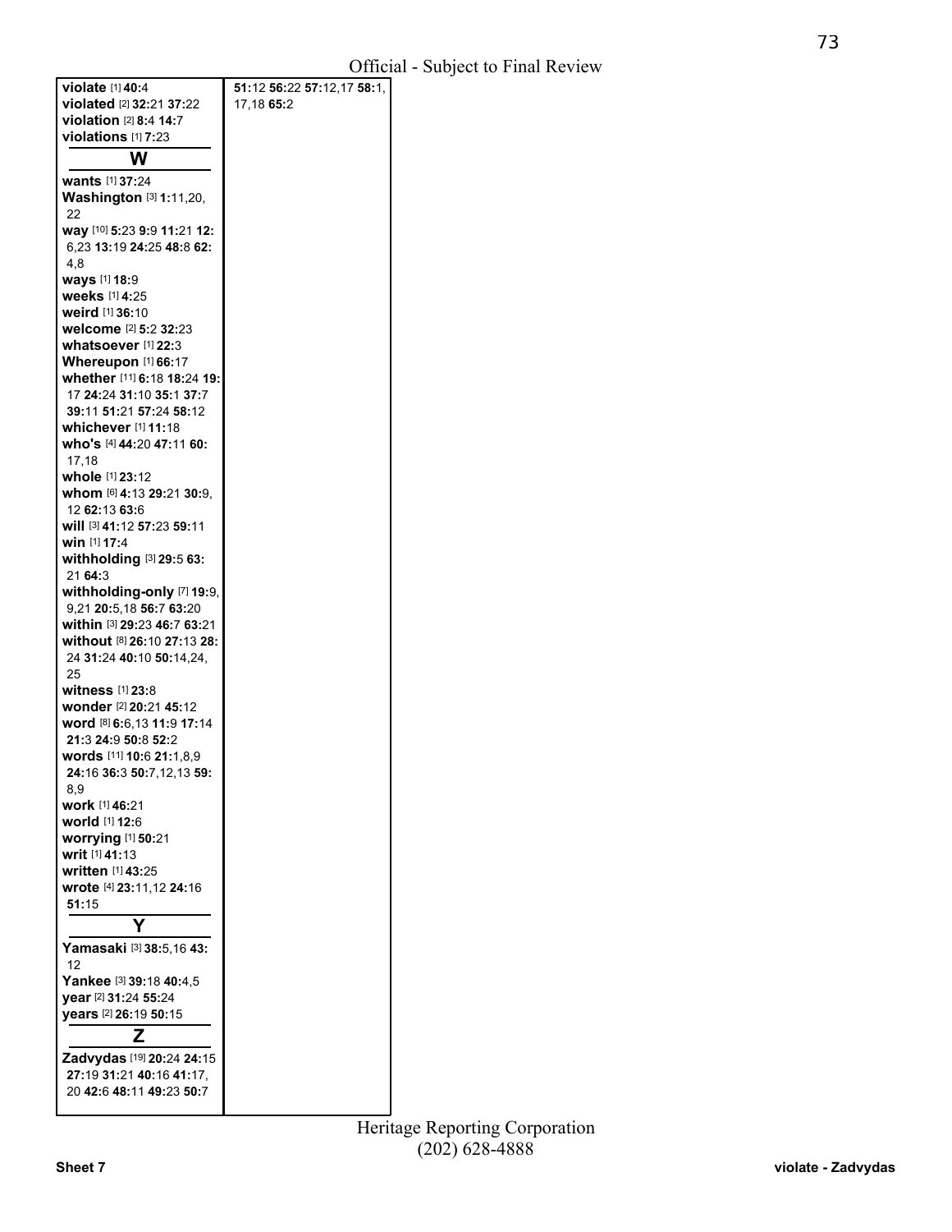**violate** [1] **40:**4
**violated** [2] **32:**21 **37:**22
**violation** [2] **8:**4 **14:**7
**violations** [1] **7:**23

## W

**wants** [1] **37:**24
**Washington** [3] **1:**11,20, 22
**way** [10] **5:**23 **9:**9 **11:**21 **12:** 6,23 **13:**19 **24:**25 **48:**8 **62:** 4,8
**ways** [1] **18:**9
**weeks** [1] **4:**25
**weird** [1] **36:**10
**welcome** [2] **5:**2 **32:**23
**whatsoever** [1] **22:**3
**Whereupon** [1] **66:**17
**whether** [11] **6:**18 **18:**24 **19:** 17 **24:**24 **31:**10 **35:**1 **37:**7 **39:**11 **51:**21 **57:**24 **58:**12
**whichever** [1] **11:**18
**who's** [4] **44:**20 **47:**11 **60:** 17,18
**whole** [1] **23:**12
**whom** [6] **4:**13 **29:**21 **30:**9, 12 **62:**13 **63:**6
**will** [3] **41:**12 **57:**23 **59:**11
**win** [1] **17:**4
**withholding** [3] **29:**5 **63:** 21 **64:**3
**withholding-only** [7] **19:**9, 9,21 **20:**5,18 **56:**7 **63:**20
**within** [3] **29:**23 **46:**7 **63:**21
**without** [8] **26:**10 **27:**13 **28:** 24 **31:**24 **40:**10 **50:**14,24, 25
**witness** [1] **23:**8
**wonder** [2] **20:**21 **45:**12
**word** [8] **6:**6,13 **11:**9 **17:**14 **21:**3 **24:**9 **50:**8 **52:**2
**words** [11] **10:**6 **21:**1,8,9 **24:**16 **36:**3 **50:**7,12,13 **59:** 8,9
**work** [1] **46:**21
**world** [1] **12:**6
**worrying** [1] **50:**21
**writ** [1] **41:**13
**written** [1] **43:**25
**wrote** [4] **23:**11,12 **24:**16 **51:**15

## Y

**Yamasaki** [3] **38:**5,16 **43:** 12
**Yankee** [3] **39:**18 **40:**4,5
**year** [2] **31:**24 **55:**24
**years** [2] **26:**19 **50:**15

## Z

**Zadvydas** [19] **20:**24 **24:**15 **27:**19 **31:**21 **40:**16 **41:**17, 20 **42:**6 **48:**11 **49:**23 **50:**7 **51:**12 **56:**22 **57:**12,17 **58:**1, 17,18 **65:**2